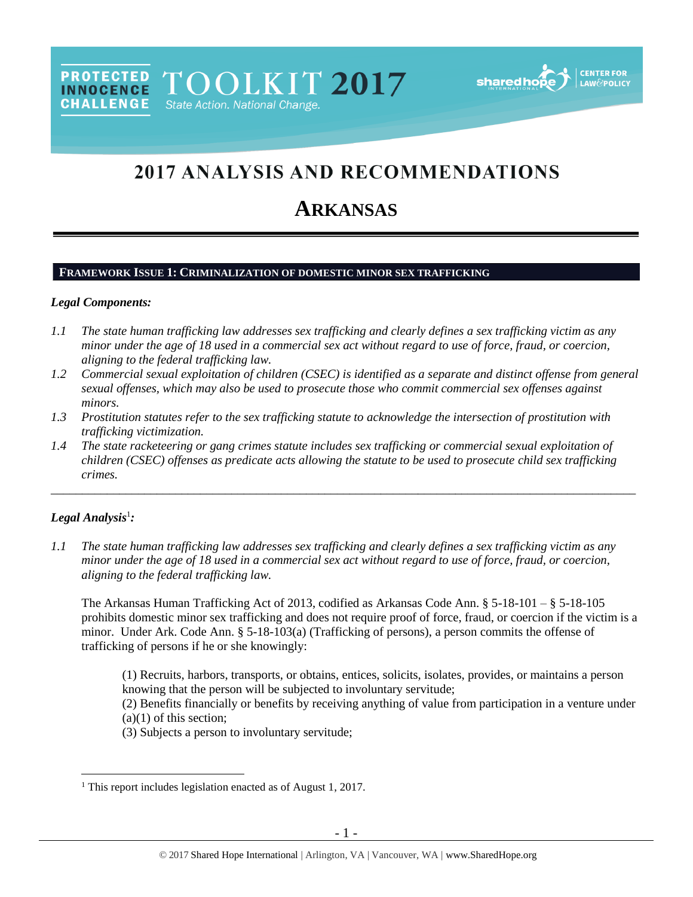PROTECTED INNOCENCE CHALLENGE

TOOLKIT 2017

State Action. National Change.

# 2017 ANALYSIS AND RECOMMENDATIONS

# ARKANSAS

## FRAMEWORK ISSUE 1: CRIMINALIZATION OF DOMESTIC MINOR SEX TRAFFICKING

### *Legal Components:*

*1.1 The state human trafficking law addresses sex trafficking and clearly defines a sex trafficking victim as any minor under the age of 18 used in a commercial sex act without regard to use of force, fraud, or coercion, aligning to the federal trafficking law.*

*1.2 Commercial sexual exploitation of children (CSEC) is identified as a separate and distinct offense from general sexual offenses, which may also be used to prosecute those who commit commercial sex offenses against minors.*

*1.3 Prostitution statutes refer to the sex trafficking statute to acknowledge the intersection of prostitution with trafficking victimization.*

*1.4 The state racketeering or gang crimes statute includes sex trafficking or commercial sexual exploitation of children (CSEC) offenses as predicate acts allowing the statute to be used to prosecute child sex trafficking crimes.*

---

### *Legal Analysis*[1]*:*

*1.1 The state human trafficking law addresses sex trafficking and clearly defines a sex trafficking victim as any minor under the age of 18 used in a commercial sex act without regard to use of force, fraud, or coercion, aligning to the federal trafficking law.*

The Arkansas Human Trafficking Act of 2013, codified as Arkansas Code Ann. § 5-18-101 – § 5-18-105 prohibits domestic minor sex trafficking and does not require proof of force, fraud, or coercion if the victim is a minor. Under Ark. Code Ann. § 5-18-103(a) (Trafficking of persons), a person commits the offense of trafficking of persons if he or she knowingly:

> (1) Recruits, harbors, transports, or obtains, entices, solicits, isolates, provides, or maintains a person knowing that the person will be subjected to involuntary servitude;
> (2) Benefits financially or benefits by receiving anything of value from participation in a venture under (a)(1) of this section;
> (3) Subjects a person to involuntary servitude;

[1] This report includes legislation enacted as of August 1, 2017.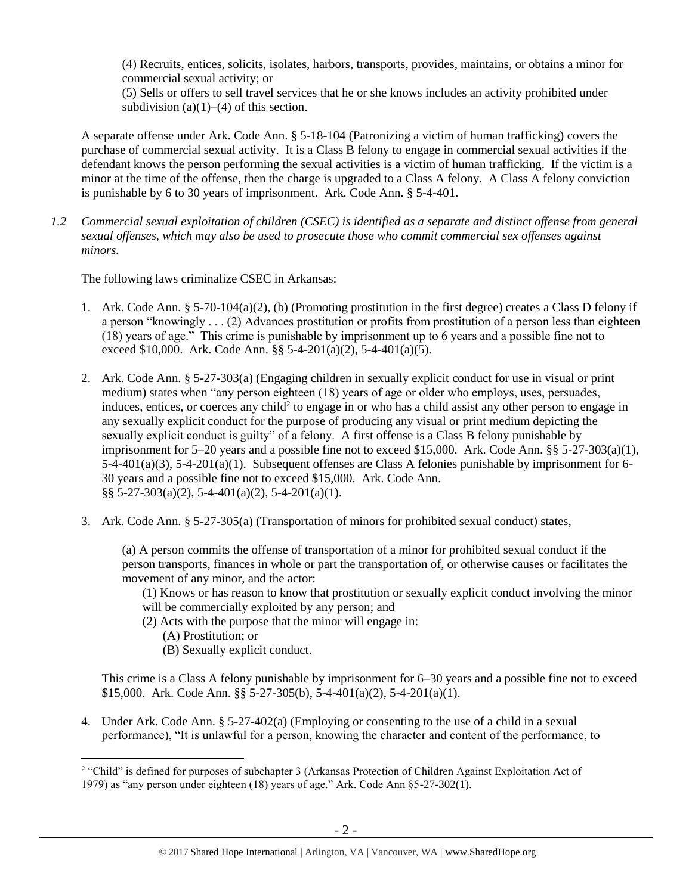(4) Recruits, entices, solicits, isolates, harbors, transports, provides, maintains, or obtains a minor for commercial sexual activity; or

(5) Sells or offers to sell travel services that he or she knows includes an activity prohibited under subdivision (a)(1)–(4) of this section.

A separate offense under Ark. Code Ann. § 5-18-104 (Patronizing a victim of human trafficking) covers the purchase of commercial sexual activity. It is a Class B felony to engage in commercial sexual activities if the defendant knows the person performing the sexual activities is a victim of human trafficking. If the victim is a minor at the time of the offense, then the charge is upgraded to a Class A felony. A Class A felony conviction is punishable by 6 to 30 years of imprisonment. Ark. Code Ann. § 5-4-401.

*1.2 Commercial sexual exploitation of children (CSEC) is identified as a separate and distinct offense from general sexual offenses, which may also be used to prosecute those who commit commercial sex offenses against minors.*

The following laws criminalize CSEC in Arkansas:

1. Ark. Code Ann. § 5-70-104(a)(2), (b) (Promoting prostitution in the first degree) creates a Class D felony if a person "knowingly . . . (2) Advances prostitution or profits from prostitution of a person less than eighteen (18) years of age." This crime is punishable by imprisonment up to 6 years and a possible fine not to exceed $10,000. Ark. Code Ann. §§ 5-4-201(a)(2), 5-4-401(a)(5).

2. Ark. Code Ann. § 5-27-303(a) (Engaging children in sexually explicit conduct for use in visual or print medium) states when "any person eighteen (18) years of age or older who employs, uses, persuades, induces, entices, or coerces any child[2] to engage in or who has a child assist any other person to engage in any sexually explicit conduct for the purpose of producing any visual or print medium depicting the sexually explicit conduct is guilty" of a felony. A first offense is a Class B felony punishable by imprisonment for 5–20 years and a possible fine not to exceed $15,000. Ark. Code Ann. §§ 5-27-303(a)(1), 5-4-401(a)(3), 5-4-201(a)(1). Subsequent offenses are Class A felonies punishable by imprisonment for 6-30 years and a possible fine not to exceed $15,000. Ark. Code Ann. §§ 5-27-303(a)(2), 5-4-401(a)(2), 5-4-201(a)(1).

3. Ark. Code Ann. § 5-27-305(a) (Transportation of minors for prohibited sexual conduct) states,

   (a) A person commits the offense of transportation of a minor for prohibited sexual conduct if the person transports, finances in whole or part the transportation of, or otherwise causes or facilitates the movement of any minor, and the actor:

      (1) Knows or has reason to know that prostitution or sexually explicit conduct involving the minor will be commercially exploited by any person; and

      (2) Acts with the purpose that the minor will engage in:

         (A) Prostitution; or

         (B) Sexually explicit conduct.

   This crime is a Class A felony punishable by imprisonment for 6–30 years and a possible fine not to exceed $15,000. Ark. Code Ann. §§ 5-27-305(b), 5-4-401(a)(2), 5-4-201(a)(1).

4. Under Ark. Code Ann. § 5-27-402(a) (Employing or consenting to the use of a child in a sexual performance), "It is unlawful for a person, knowing the character and content of the performance, to

---

[2] "Child" is defined for purposes of subchapter 3 (Arkansas Protection of Children Against Exploitation Act of 1979) as "any person under eighteen (18) years of age." Ark. Code Ann §5-27-302(1).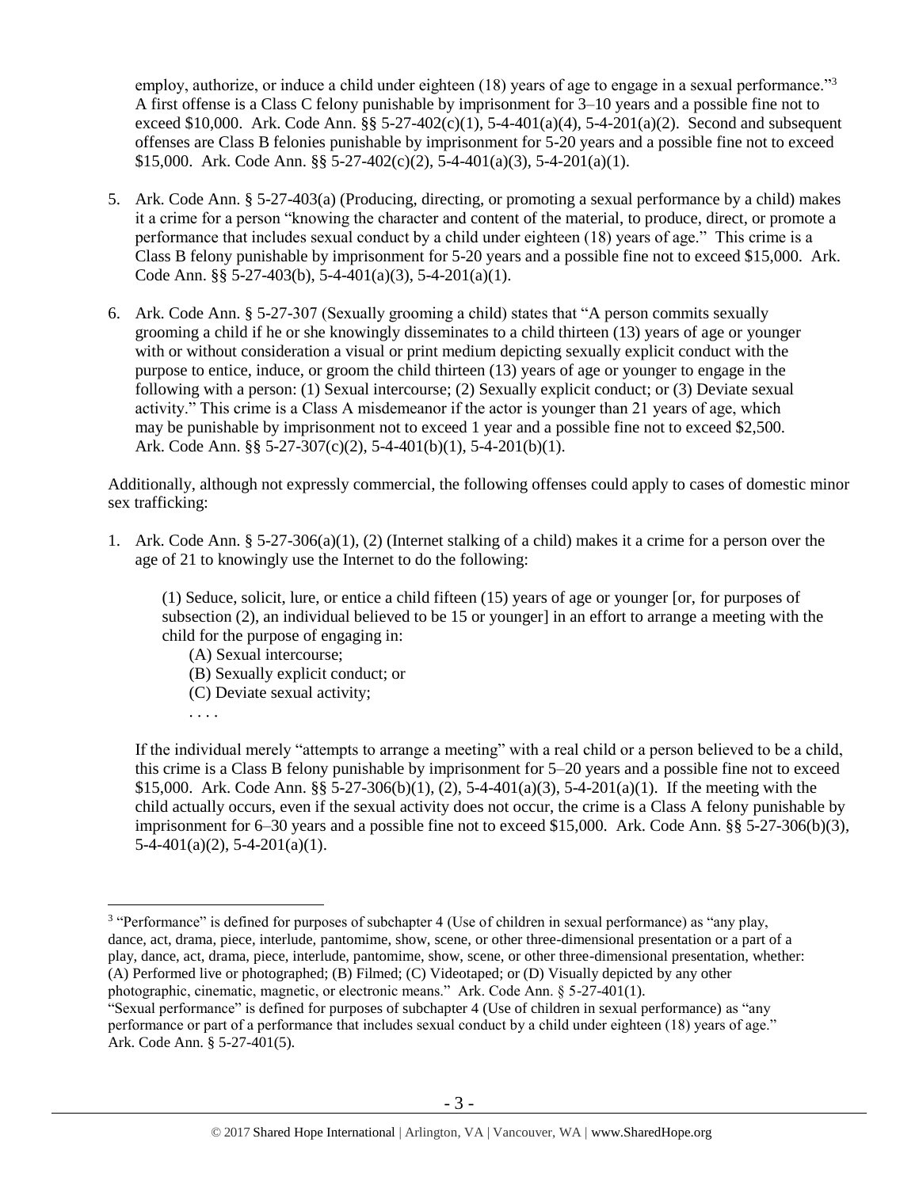employ, authorize, or induce a child under eighteen (18) years of age to engage in a sexual performance."[3] A first offense is a Class C felony punishable by imprisonment for 3–10 years and a possible fine not to exceed $10,000. Ark. Code Ann. §§ 5-27-402(c)(1), 5-4-401(a)(4), 5-4-201(a)(2). Second and subsequent offenses are Class B felonies punishable by imprisonment for 5-20 years and a possible fine not to exceed $15,000. Ark. Code Ann. §§ 5-27-402(c)(2), 5-4-401(a)(3), 5-4-201(a)(1).

5. Ark. Code Ann. § 5-27-403(a) (Producing, directing, or promoting a sexual performance by a child) makes it a crime for a person "knowing the character and content of the material, to produce, direct, or promote a performance that includes sexual conduct by a child under eighteen (18) years of age." This crime is a Class B felony punishable by imprisonment for 5-20 years and a possible fine not to exceed $15,000. Ark. Code Ann. §§ 5-27-403(b), 5-4-401(a)(3), 5-4-201(a)(1).

6. Ark. Code Ann. § 5-27-307 (Sexually grooming a child) states that "A person commits sexually grooming a child if he or she knowingly disseminates to a child thirteen (13) years of age or younger with or without consideration a visual or print medium depicting sexually explicit conduct with the purpose to entice, induce, or groom the child thirteen (13) years of age or younger to engage in the following with a person: (1) Sexual intercourse; (2) Sexually explicit conduct; or (3) Deviate sexual activity." This crime is a Class A misdemeanor if the actor is younger than 21 years of age, which may be punishable by imprisonment not to exceed 1 year and a possible fine not to exceed $2,500. Ark. Code Ann. §§ 5-27-307(c)(2), 5-4-401(b)(1), 5-4-201(b)(1).

Additionally, although not expressly commercial, the following offenses could apply to cases of domestic minor sex trafficking:

1. Ark. Code Ann. § 5-27-306(a)(1), (2) (Internet stalking of a child) makes it a crime for a person over the age of 21 to knowingly use the Internet to do the following:

   (1) Seduce, solicit, lure, or entice a child fifteen (15) years of age or younger [or, for purposes of subsection (2), an individual believed to be 15 or younger] in an effort to arrange a meeting with the child for the purpose of engaging in:

   (A) Sexual intercourse;
   (B) Sexually explicit conduct; or
   (C) Deviate sexual activity;
   . . . .

   If the individual merely "attempts to arrange a meeting" with a real child or a person believed to be a child, this crime is a Class B felony punishable by imprisonment for 5–20 years and a possible fine not to exceed $15,000. Ark. Code Ann. §§ 5-27-306(b)(1), (2), 5-4-401(a)(3), 5-4-201(a)(1). If the meeting with the child actually occurs, even if the sexual activity does not occur, the crime is a Class A felony punishable by imprisonment for 6–30 years and a possible fine not to exceed $15,000. Ark. Code Ann. §§ 5-27-306(b)(3), 5-4-401(a)(2), 5-4-201(a)(1).

---

[3] "Performance" is defined for purposes of subchapter 4 (Use of children in sexual performance) as "any play, dance, act, drama, piece, interlude, pantomime, show, scene, or other three-dimensional presentation or a part of a play, dance, act, drama, piece, interlude, pantomime, show, scene, or other three-dimensional presentation, whether: (A) Performed live or photographed; (B) Filmed; (C) Videotaped; or (D) Visually depicted by any other photographic, cinematic, magnetic, or electronic means." Ark. Code Ann. § 5-27-401(1).
"Sexual performance" is defined for purposes of subchapter 4 (Use of children in sexual performance) as "any performance or part of a performance that includes sexual conduct by a child under eighteen (18) years of age." Ark. Code Ann. § 5-27-401(5).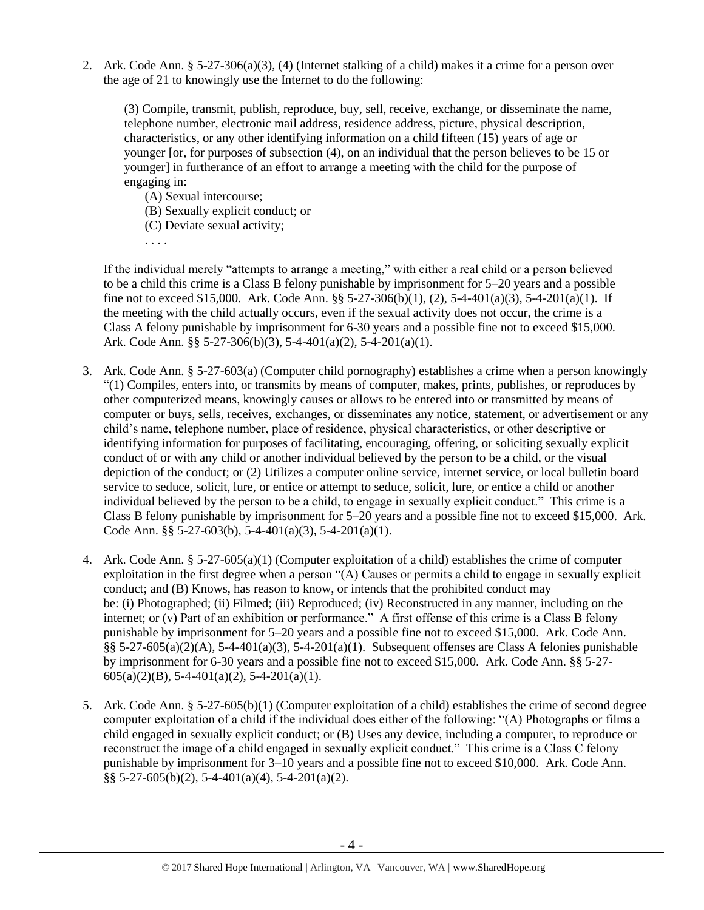2. Ark. Code Ann. § 5-27-306(a)(3), (4) (Internet stalking of a child) makes it a crime for a person over the age of 21 to knowingly use the Internet to do the following:

   (3) Compile, transmit, publish, reproduce, buy, sell, receive, exchange, or disseminate the name, telephone number, electronic mail address, residence address, picture, physical description, characteristics, or any other identifying information on a child fifteen (15) years of age or younger [or, for purposes of subsection (4), on an individual that the person believes to be 15 or younger] in furtherance of an effort to arrange a meeting with the child for the purpose of engaging in:

   (A) Sexual intercourse;
   (B) Sexually explicit conduct; or
   (C) Deviate sexual activity;
   . . . .

   If the individual merely "attempts to arrange a meeting," with either a real child or a person believed to be a child this crime is a Class B felony punishable by imprisonment for 5–20 years and a possible fine not to exceed $15,000. Ark. Code Ann. §§ 5-27-306(b)(1), (2), 5-4-401(a)(3), 5-4-201(a)(1). If the meeting with the child actually occurs, even if the sexual activity does not occur, the crime is a Class A felony punishable by imprisonment for 6-30 years and a possible fine not to exceed $15,000. Ark. Code Ann. §§ 5-27-306(b)(3), 5-4-401(a)(2), 5-4-201(a)(1).

3. Ark. Code Ann. § 5-27-603(a) (Computer child pornography) establishes a crime when a person knowingly "(1) Compiles, enters into, or transmits by means of computer, makes, prints, publishes, or reproduces by other computerized means, knowingly causes or allows to be entered into or transmitted by means of computer or buys, sells, receives, exchanges, or disseminates any notice, statement, or advertisement or any child's name, telephone number, place of residence, physical characteristics, or other descriptive or identifying information for purposes of facilitating, encouraging, offering, or soliciting sexually explicit conduct of or with any child or another individual believed by the person to be a child, or the visual depiction of the conduct; or (2) Utilizes a computer online service, internet service, or local bulletin board service to seduce, solicit, lure, or entice or attempt to seduce, solicit, lure, or entice a child or another individual believed by the person to be a child, to engage in sexually explicit conduct." This crime is a Class B felony punishable by imprisonment for 5–20 years and a possible fine not to exceed $15,000. Ark. Code Ann. §§ 5-27-603(b), 5-4-401(a)(3), 5-4-201(a)(1).

4. Ark. Code Ann. § 5-27-605(a)(1) (Computer exploitation of a child) establishes the crime of computer exploitation in the first degree when a person "(A) Causes or permits a child to engage in sexually explicit conduct; and (B) Knows, has reason to know, or intends that the prohibited conduct may be: (i) Photographed; (ii) Filmed; (iii) Reproduced; (iv) Reconstructed in any manner, including on the internet; or (v) Part of an exhibition or performance." A first offense of this crime is a Class B felony punishable by imprisonment for 5–20 years and a possible fine not to exceed $15,000. Ark. Code Ann. §§ 5-27-605(a)(2)(A), 5-4-401(a)(3), 5-4-201(a)(1). Subsequent offenses are Class A felonies punishable by imprisonment for 6-30 years and a possible fine not to exceed $15,000. Ark. Code Ann. §§ 5-27-605(a)(2)(B), 5-4-401(a)(2), 5-4-201(a)(1).

5. Ark. Code Ann. § 5-27-605(b)(1) (Computer exploitation of a child) establishes the crime of second degree computer exploitation of a child if the individual does either of the following: "(A) Photographs or films a child engaged in sexually explicit conduct; or (B) Uses any device, including a computer, to reproduce or reconstruct the image of a child engaged in sexually explicit conduct." This crime is a Class C felony punishable by imprisonment for 3–10 years and a possible fine not to exceed $10,000. Ark. Code Ann. §§ 5-27-605(b)(2), 5-4-401(a)(4), 5-4-201(a)(2).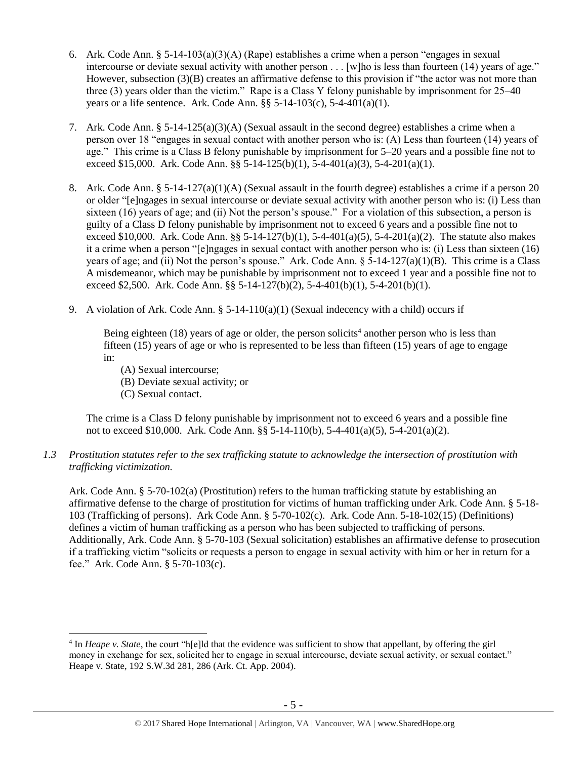6. Ark. Code Ann. § 5-14-103(a)(3)(A) (Rape) establishes a crime when a person "engages in sexual intercourse or deviate sexual activity with another person . . . [w]ho is less than fourteen (14) years of age." However, subsection (3)(B) creates an affirmative defense to this provision if "the actor was not more than three (3) years older than the victim." Rape is a Class Y felony punishable by imprisonment for 25–40 years or a life sentence. Ark. Code Ann. §§ 5-14-103(c), 5-4-401(a)(1).

7. Ark. Code Ann. § 5-14-125(a)(3)(A) (Sexual assault in the second degree) establishes a crime when a person over 18 "engages in sexual contact with another person who is: (A) Less than fourteen (14) years of age." This crime is a Class B felony punishable by imprisonment for 5–20 years and a possible fine not to exceed $15,000. Ark. Code Ann. §§ 5-14-125(b)(1), 5-4-401(a)(3), 5-4-201(a)(1).

8. Ark. Code Ann. § 5-14-127(a)(1)(A) (Sexual assault in the fourth degree) establishes a crime if a person 20 or older "[e]ngages in sexual intercourse or deviate sexual activity with another person who is: (i) Less than sixteen (16) years of age; and (ii) Not the person's spouse." For a violation of this subsection, a person is guilty of a Class D felony punishable by imprisonment not to exceed 6 years and a possible fine not to exceed $10,000. Ark. Code Ann. §§ 5-14-127(b)(1), 5-4-401(a)(5), 5-4-201(a)(2). The statute also makes it a crime when a person "[e]ngages in sexual contact with another person who is: (i) Less than sixteen (16) years of age; and (ii) Not the person's spouse." Ark. Code Ann. § 5-14-127(a)(1)(B). This crime is a Class A misdemeanor, which may be punishable by imprisonment not to exceed 1 year and a possible fine not to exceed $2,500. Ark. Code Ann. §§ 5-14-127(b)(2), 5-4-401(b)(1), 5-4-201(b)(1).

9. A violation of Ark. Code Ann. § 5-14-110(a)(1) (Sexual indecency with a child) occurs if

   > Being eighteen (18) years of age or older, the person solicits[4] another person who is less than fifteen (15) years of age or who is represented to be less than fifteen (15) years of age to engage in:
   >
   > (A) Sexual intercourse;
   > (B) Deviate sexual activity; or
   > (C) Sexual contact.

   The crime is a Class D felony punishable by imprisonment not to exceed 6 years and a possible fine not to exceed $10,000. Ark. Code Ann. §§ 5-14-110(b), 5-4-401(a)(5), 5-4-201(a)(2).

*1.3 Prostitution statutes refer to the sex trafficking statute to acknowledge the intersection of prostitution with trafficking victimization.*

Ark. Code Ann. § 5-70-102(a) (Prostitution) refers to the human trafficking statute by establishing an affirmative defense to the charge of prostitution for victims of human trafficking under Ark. Code Ann. § 5-18-103 (Trafficking of persons). Ark Code Ann. § 5-70-102(c). Ark. Code Ann. 5-18-102(15) (Definitions) defines a victim of human trafficking as a person who has been subjected to trafficking of persons. Additionally, Ark. Code Ann. § 5-70-103 (Sexual solicitation) establishes an affirmative defense to prosecution if a trafficking victim "solicits or requests a person to engage in sexual activity with him or her in return for a fee." Ark. Code Ann. § 5-70-103(c).

---

[4] In *Heape v. State*, the court "h[e]ld that the evidence was sufficient to show that appellant, by offering the girl money in exchange for sex, solicited her to engage in sexual intercourse, deviate sexual activity, or sexual contact." Heape v. State, 192 S.W.3d 281, 286 (Ark. Ct. App. 2004).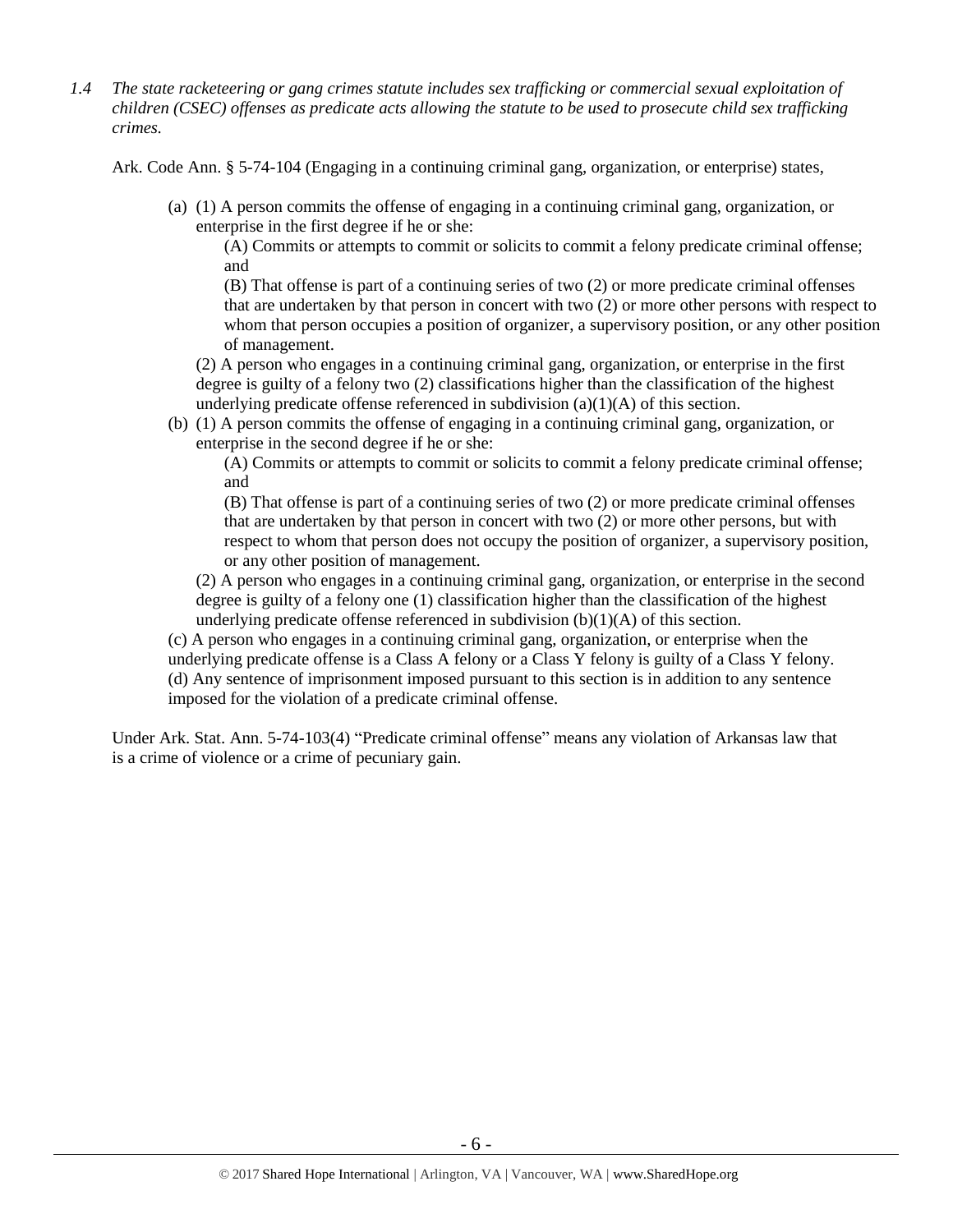*1.4 The state racketeering or gang crimes statute includes sex trafficking or commercial sexual exploitation of children (CSEC) offenses as predicate acts allowing the statute to be used to prosecute child sex trafficking crimes.*

Ark. Code Ann. § 5-74-104 (Engaging in a continuing criminal gang, organization, or enterprise) states,

> (a) (1) A person commits the offense of engaging in a continuing criminal gang, organization, or enterprise in the first degree if he or she:
>
> > (A) Commits or attempts to commit or solicits to commit a felony predicate criminal offense; and
> >
> > (B) That offense is part of a continuing series of two (2) or more predicate criminal offenses that are undertaken by that person in concert with two (2) or more other persons with respect to whom that person occupies a position of organizer, a supervisory position, or any other position of management.
>
> (2) A person who engages in a continuing criminal gang, organization, or enterprise in the first degree is guilty of a felony two (2) classifications higher than the classification of the highest underlying predicate offense referenced in subdivision (a)(1)(A) of this section.
>
> (b) (1) A person commits the offense of engaging in a continuing criminal gang, organization, or enterprise in the second degree if he or she:
>
> > (A) Commits or attempts to commit or solicits to commit a felony predicate criminal offense; and
> >
> > (B) That offense is part of a continuing series of two (2) or more predicate criminal offenses that are undertaken by that person in concert with two (2) or more other persons, but with respect to whom that person does not occupy the position of organizer, a supervisory position, or any other position of management.
>
> (2) A person who engages in a continuing criminal gang, organization, or enterprise in the second degree is guilty of a felony one (1) classification higher than the classification of the highest underlying predicate offense referenced in subdivision (b)(1)(A) of this section.
>
> (c) A person who engages in a continuing criminal gang, organization, or enterprise when the underlying predicate offense is a Class A felony or a Class Y felony is guilty of a Class Y felony.
>
> (d) Any sentence of imprisonment imposed pursuant to this section is in addition to any sentence imposed for the violation of a predicate criminal offense.

Under Ark. Stat. Ann. 5-74-103(4) "Predicate criminal offense" means any violation of Arkansas law that is a crime of violence or a crime of pecuniary gain.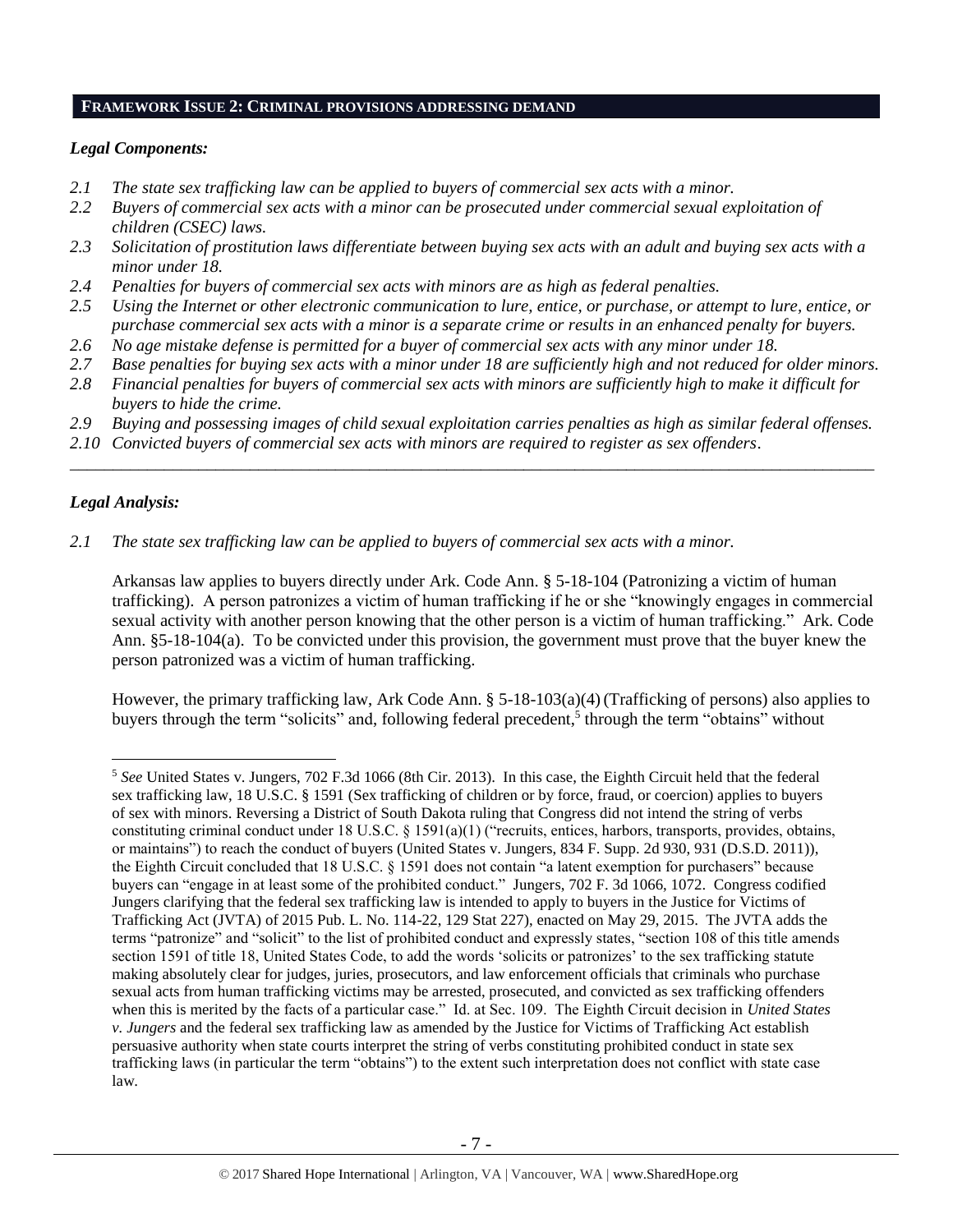## FRAMEWORK ISSUE 2: CRIMINAL PROVISIONS ADDRESSING DEMAND

### *Legal Components:*

*2.1 The state sex trafficking law can be applied to buyers of commercial sex acts with a minor.*
*2.2 Buyers of commercial sex acts with a minor can be prosecuted under commercial sexual exploitation of children (CSEC) laws.*
*2.3 Solicitation of prostitution laws differentiate between buying sex acts with an adult and buying sex acts with a minor under 18.*
*2.4 Penalties for buyers of commercial sex acts with minors are as high as federal penalties.*
*2.5 Using the Internet or other electronic communication to lure, entice, or purchase, or attempt to lure, entice, or purchase commercial sex acts with a minor is a separate crime or results in an enhanced penalty for buyers.*
*2.6 No age mistake defense is permitted for a buyer of commercial sex acts with any minor under 18.*
*2.7 Base penalties for buying sex acts with a minor under 18 are sufficiently high and not reduced for older minors.*
*2.8 Financial penalties for buyers of commercial sex acts with minors are sufficiently high to make it difficult for buyers to hide the crime.*
*2.9 Buying and possessing images of child sexual exploitation carries penalties as high as similar federal offenses.*
*2.10 Convicted buyers of commercial sex acts with minors are required to register as sex offenders.*

---

### *Legal Analysis:*

*2.1 The state sex trafficking law can be applied to buyers of commercial sex acts with a minor.*

Arkansas law applies to buyers directly under Ark. Code Ann. § 5-18-104 (Patronizing a victim of human trafficking). A person patronizes a victim of human trafficking if he or she "knowingly engages in commercial sexual activity with another person knowing that the other person is a victim of human trafficking." Ark. Code Ann. §5-18-104(a). To be convicted under this provision, the government must prove that the buyer knew the person patronized was a victim of human trafficking.

However, the primary trafficking law, Ark Code Ann. § 5-18-103(a)(4) (Trafficking of persons) also applies to buyers through the term "solicits" and, following federal precedent,[5] through the term "obtains" without

---

[5] *See* United States v. Jungers, 702 F.3d 1066 (8th Cir. 2013). In this case, the Eighth Circuit held that the federal sex trafficking law, 18 U.S.C. § 1591 (Sex trafficking of children or by force, fraud, or coercion) applies to buyers of sex with minors. Reversing a District of South Dakota ruling that Congress did not intend the string of verbs constituting criminal conduct under 18 U.S.C. § 1591(a)(1) ("recruits, entices, harbors, transports, provides, obtains, or maintains") to reach the conduct of buyers (United States v. Jungers, 834 F. Supp. 2d 930, 931 (D.S.D. 2011)), the Eighth Circuit concluded that 18 U.S.C. § 1591 does not contain "a latent exemption for purchasers" because buyers can "engage in at least some of the prohibited conduct." Jungers, 702 F. 3d 1066, 1072. Congress codified Jungers clarifying that the federal sex trafficking law is intended to apply to buyers in the Justice for Victims of Trafficking Act (JVTA) of 2015 Pub. L. No. 114-22, 129 Stat 227), enacted on May 29, 2015. The JVTA adds the terms "patronize" and "solicit" to the list of prohibited conduct and expressly states, "section 108 of this title amends section 1591 of title 18, United States Code, to add the words 'solicits or patronizes' to the sex trafficking statute making absolutely clear for judges, juries, prosecutors, and law enforcement officials that criminals who purchase sexual acts from human trafficking victims may be arrested, prosecuted, and convicted as sex trafficking offenders when this is merited by the facts of a particular case." Id. at Sec. 109. The Eighth Circuit decision in *United States v. Jungers* and the federal sex trafficking law as amended by the Justice for Victims of Trafficking Act establish persuasive authority when state courts interpret the string of verbs constituting prohibited conduct in state sex trafficking laws (in particular the term "obtains") to the extent such interpretation does not conflict with state case law.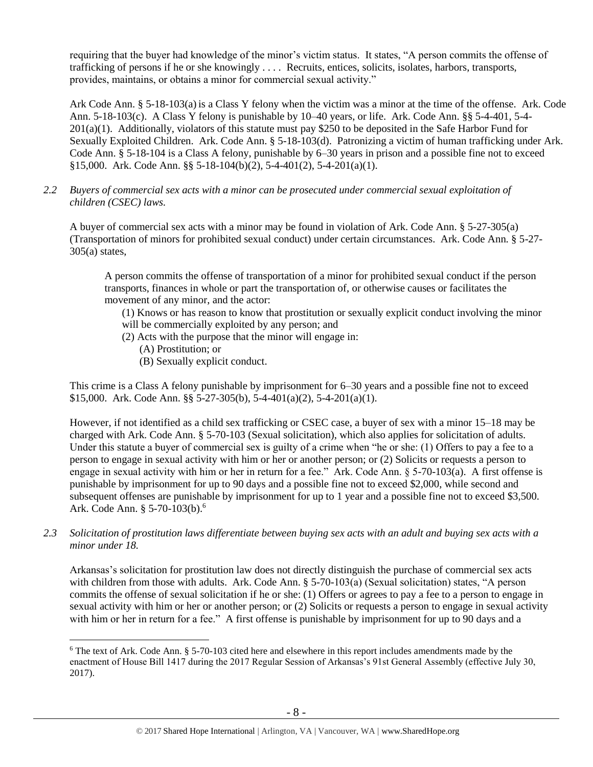requiring that the buyer had knowledge of the minor's victim status. It states, "A person commits the offense of trafficking of persons if he or she knowingly . . . . Recruits, entices, solicits, isolates, harbors, transports, provides, maintains, or obtains a minor for commercial sexual activity."

Ark Code Ann. § 5-18-103(a) is a Class Y felony when the victim was a minor at the time of the offense. Ark. Code Ann. 5-18-103(c). A Class Y felony is punishable by 10–40 years, or life. Ark. Code Ann. §§ 5-4-401, 5-4-201(a)(1). Additionally, violators of this statute must pay $250 to be deposited in the Safe Harbor Fund for Sexually Exploited Children. Ark. Code Ann. § 5-18-103(d). Patronizing a victim of human trafficking under Ark. Code Ann. § 5-18-104 is a Class A felony, punishable by 6–30 years in prison and a possible fine not to exceed §15,000. Ark. Code Ann. §§ 5-18-104(b)(2), 5-4-401(2), 5-4-201(a)(1).

*2.2 Buyers of commercial sex acts with a minor can be prosecuted under commercial sexual exploitation of children (CSEC) laws.*

A buyer of commercial sex acts with a minor may be found in violation of Ark. Code Ann. § 5-27-305(a) (Transportation of minors for prohibited sexual conduct) under certain circumstances. Ark. Code Ann. § 5-27-305(a) states,

> A person commits the offense of transportation of a minor for prohibited sexual conduct if the person transports, finances in whole or part the transportation of, or otherwise causes or facilitates the movement of any minor, and the actor:
>
> (1) Knows or has reason to know that prostitution or sexually explicit conduct involving the minor will be commercially exploited by any person; and
>
> (2) Acts with the purpose that the minor will engage in:
>
> (A) Prostitution; or
>
> (B) Sexually explicit conduct.

This crime is a Class A felony punishable by imprisonment for 6–30 years and a possible fine not to exceed $15,000. Ark. Code Ann. §§ 5-27-305(b), 5-4-401(a)(2), 5-4-201(a)(1).

However, if not identified as a child sex trafficking or CSEC case, a buyer of sex with a minor 15–18 may be charged with Ark. Code Ann. § 5-70-103 (Sexual solicitation), which also applies for solicitation of adults. Under this statute a buyer of commercial sex is guilty of a crime when "he or she: (1) Offers to pay a fee to a person to engage in sexual activity with him or her or another person; or (2) Solicits or requests a person to engage in sexual activity with him or her in return for a fee." Ark. Code Ann. § 5-70-103(a). A first offense is punishable by imprisonment for up to 90 days and a possible fine not to exceed $2,000, while second and subsequent offenses are punishable by imprisonment for up to 1 year and a possible fine not to exceed $3,500. Ark. Code Ann. § 5-70-103(b).[6]

*2.3 Solicitation of prostitution laws differentiate between buying sex acts with an adult and buying sex acts with a minor under 18.*

Arkansas's solicitation for prostitution law does not directly distinguish the purchase of commercial sex acts with children from those with adults. Ark. Code Ann. § 5-70-103(a) (Sexual solicitation) states, "A person commits the offense of sexual solicitation if he or she: (1) Offers or agrees to pay a fee to a person to engage in sexual activity with him or her or another person; or (2) Solicits or requests a person to engage in sexual activity with him or her in return for a fee." A first offense is punishable by imprisonment for up to 90 days and a

---

[6] The text of Ark. Code Ann. § 5-70-103 cited here and elsewhere in this report includes amendments made by the enactment of House Bill 1417 during the 2017 Regular Session of Arkansas's 91st General Assembly (effective July 30, 2017).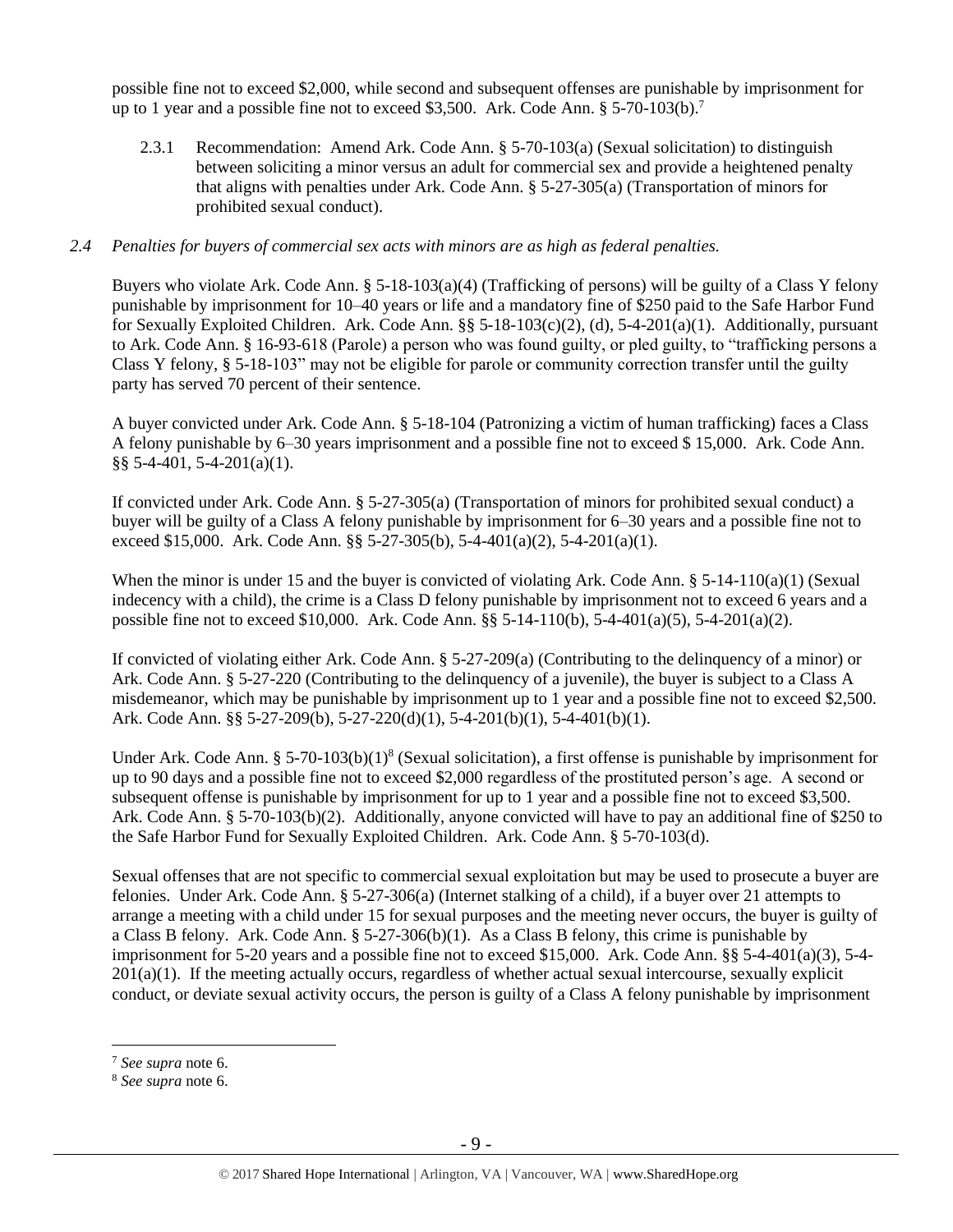possible fine not to exceed $2,000, while second and subsequent offenses are punishable by imprisonment for up to 1 year and a possible fine not to exceed $3,500. Ark. Code Ann. § 5-70-103(b).[7]

2.3.1 Recommendation: Amend Ark. Code Ann. § 5-70-103(a) (Sexual solicitation) to distinguish between soliciting a minor versus an adult for commercial sex and provide a heightened penalty that aligns with penalties under Ark. Code Ann. § 5-27-305(a) (Transportation of minors for prohibited sexual conduct).

*2.4 Penalties for buyers of commercial sex acts with minors are as high as federal penalties.*

Buyers who violate Ark. Code Ann. § 5-18-103(a)(4) (Trafficking of persons) will be guilty of a Class Y felony punishable by imprisonment for 10–40 years or life and a mandatory fine of $250 paid to the Safe Harbor Fund for Sexually Exploited Children. Ark. Code Ann. §§ 5-18-103(c)(2), (d), 5-4-201(a)(1). Additionally, pursuant to Ark. Code Ann. § 16-93-618 (Parole) a person who was found guilty, or pled guilty, to "trafficking persons a Class Y felony, § 5-18-103" may not be eligible for parole or community correction transfer until the guilty party has served 70 percent of their sentence.

A buyer convicted under Ark. Code Ann. § 5-18-104 (Patronizing a victim of human trafficking) faces a Class A felony punishable by 6–30 years imprisonment and a possible fine not to exceed $ 15,000. Ark. Code Ann. §§ 5-4-401, 5-4-201(a)(1).

If convicted under Ark. Code Ann. § 5-27-305(a) (Transportation of minors for prohibited sexual conduct) a buyer will be guilty of a Class A felony punishable by imprisonment for 6–30 years and a possible fine not to exceed $15,000. Ark. Code Ann. §§ 5-27-305(b), 5-4-401(a)(2), 5-4-201(a)(1).

When the minor is under 15 and the buyer is convicted of violating Ark. Code Ann. § 5-14-110(a)(1) (Sexual indecency with a child), the crime is a Class D felony punishable by imprisonment not to exceed 6 years and a possible fine not to exceed $10,000. Ark. Code Ann. §§ 5-14-110(b), 5-4-401(a)(5), 5-4-201(a)(2).

If convicted of violating either Ark. Code Ann. § 5-27-209(a) (Contributing to the delinquency of a minor) or Ark. Code Ann. § 5-27-220 (Contributing to the delinquency of a juvenile), the buyer is subject to a Class A misdemeanor, which may be punishable by imprisonment up to 1 year and a possible fine not to exceed $2,500. Ark. Code Ann. §§ 5-27-209(b), 5-27-220(d)(1), 5-4-201(b)(1), 5-4-401(b)(1).

Under Ark. Code Ann. § 5-70-103(b)(1)[8] (Sexual solicitation), a first offense is punishable by imprisonment for up to 90 days and a possible fine not to exceed $2,000 regardless of the prostituted person's age. A second or subsequent offense is punishable by imprisonment for up to 1 year and a possible fine not to exceed $3,500. Ark. Code Ann. § 5-70-103(b)(2). Additionally, anyone convicted will have to pay an additional fine of $250 to the Safe Harbor Fund for Sexually Exploited Children. Ark. Code Ann. § 5-70-103(d).

Sexual offenses that are not specific to commercial sexual exploitation but may be used to prosecute a buyer are felonies. Under Ark. Code Ann. § 5-27-306(a) (Internet stalking of a child), if a buyer over 21 attempts to arrange a meeting with a child under 15 for sexual purposes and the meeting never occurs, the buyer is guilty of a Class B felony. Ark. Code Ann. § 5-27-306(b)(1). As a Class B felony, this crime is punishable by imprisonment for 5-20 years and a possible fine not to exceed $15,000. Ark. Code Ann. §§ 5-4-401(a)(3), 5-4-201(a)(1). If the meeting actually occurs, regardless of whether actual sexual intercourse, sexually explicit conduct, or deviate sexual activity occurs, the person is guilty of a Class A felony punishable by imprisonment

[7] *See supra* note 6.

[8] *See supra* note 6.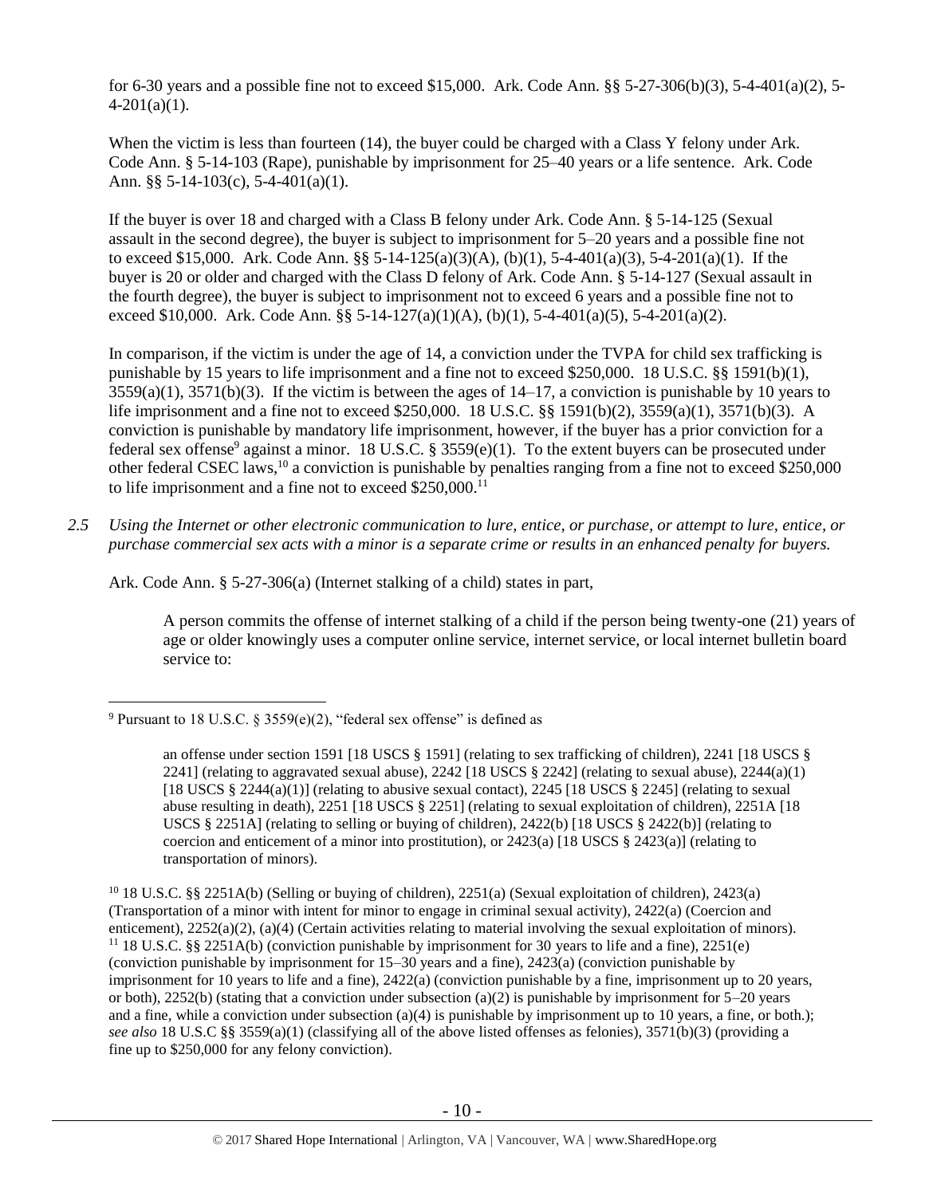for 6-30 years and a possible fine not to exceed $15,000. Ark. Code Ann. §§ 5-27-306(b)(3), 5-4-401(a)(2), 5-4-201(a)(1).

When the victim is less than fourteen (14), the buyer could be charged with a Class Y felony under Ark. Code Ann. § 5-14-103 (Rape), punishable by imprisonment for 25–40 years or a life sentence. Ark. Code Ann. §§ 5-14-103(c), 5-4-401(a)(1).

If the buyer is over 18 and charged with a Class B felony under Ark. Code Ann. § 5-14-125 (Sexual assault in the second degree), the buyer is subject to imprisonment for 5–20 years and a possible fine not to exceed $15,000. Ark. Code Ann. §§ 5-14-125(a)(3)(A), (b)(1), 5-4-401(a)(3), 5-4-201(a)(1). If the buyer is 20 or older and charged with the Class D felony of Ark. Code Ann. § 5-14-127 (Sexual assault in the fourth degree), the buyer is subject to imprisonment not to exceed 6 years and a possible fine not to exceed $10,000. Ark. Code Ann. §§ 5-14-127(a)(1)(A), (b)(1), 5-4-401(a)(5), 5-4-201(a)(2).

In comparison, if the victim is under the age of 14, a conviction under the TVPA for child sex trafficking is punishable by 15 years to life imprisonment and a fine not to exceed $250,000. 18 U.S.C. §§ 1591(b)(1), 3559(a)(1), 3571(b)(3). If the victim is between the ages of 14–17, a conviction is punishable by 10 years to life imprisonment and a fine not to exceed $250,000. 18 U.S.C. §§ 1591(b)(2), 3559(a)(1), 3571(b)(3). A conviction is punishable by mandatory life imprisonment, however, if the buyer has a prior conviction for a federal sex offense[9] against a minor. 18 U.S.C. § 3559(e)(1). To the extent buyers can be prosecuted under other federal CSEC laws,[10] a conviction is punishable by penalties ranging from a fine not to exceed $250,000 to life imprisonment and a fine not to exceed $250,000.[11]

*2.5 Using the Internet or other electronic communication to lure, entice, or purchase, or attempt to lure, entice, or purchase commercial sex acts with a minor is a separate crime or results in an enhanced penalty for buyers.*

Ark. Code Ann. § 5-27-306(a) (Internet stalking of a child) states in part,

> A person commits the offense of internet stalking of a child if the person being twenty-one (21) years of age or older knowingly uses a computer online service, internet service, or local internet bulletin board service to:

---

[9] Pursuant to 18 U.S.C. § 3559(e)(2), "federal sex offense" is defined as

> an offense under section 1591 [18 USCS § 1591] (relating to sex trafficking of children), 2241 [18 USCS § 2241] (relating to aggravated sexual abuse), 2242 [18 USCS § 2242] (relating to sexual abuse), 2244(a)(1) [18 USCS § 2244(a)(1)] (relating to abusive sexual contact), 2245 [18 USCS § 2245] (relating to sexual abuse resulting in death), 2251 [18 USCS § 2251] (relating to sexual exploitation of children), 2251A [18 USCS § 2251A] (relating to selling or buying of children), 2422(b) [18 USCS § 2422(b)] (relating to coercion and enticement of a minor into prostitution), or 2423(a) [18 USCS § 2423(a)] (relating to transportation of minors).

[10] 18 U.S.C. §§ 2251A(b) (Selling or buying of children), 2251(a) (Sexual exploitation of children), 2423(a) (Transportation of a minor with intent for minor to engage in criminal sexual activity), 2422(a) (Coercion and enticement), 2252(a)(2), (a)(4) (Certain activities relating to material involving the sexual exploitation of minors).

[11] 18 U.S.C. §§ 2251A(b) (conviction punishable by imprisonment for 30 years to life and a fine), 2251(e) (conviction punishable by imprisonment for 15–30 years and a fine), 2423(a) (conviction punishable by imprisonment for 10 years to life and a fine), 2422(a) (conviction punishable by a fine, imprisonment up to 20 years, or both), 2252(b) (stating that a conviction under subsection (a)(2) is punishable by imprisonment for 5–20 years and a fine, while a conviction under subsection (a)(4) is punishable by imprisonment up to 10 years, a fine, or both.); *see also* 18 U.S.C §§ 3559(a)(1) (classifying all of the above listed offenses as felonies), 3571(b)(3) (providing a fine up to $250,000 for any felony conviction).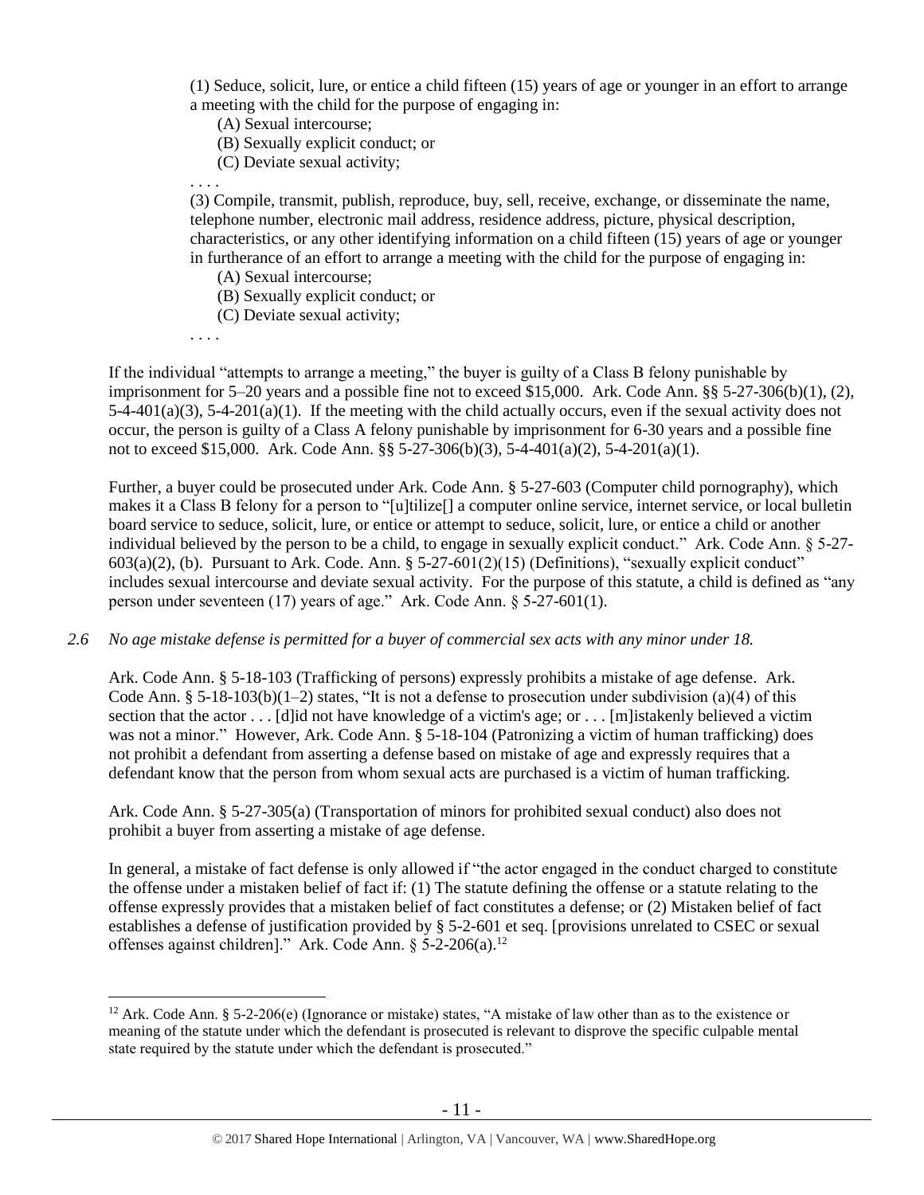(1) Seduce, solicit, lure, or entice a child fifteen (15) years of age or younger in an effort to arrange a meeting with the child for the purpose of engaging in:

(A) Sexual intercourse;

(B) Sexually explicit conduct; or

(C) Deviate sexual activity;

. . . .

(3) Compile, transmit, publish, reproduce, buy, sell, receive, exchange, or disseminate the name, telephone number, electronic mail address, residence address, picture, physical description, characteristics, or any other identifying information on a child fifteen (15) years of age or younger in furtherance of an effort to arrange a meeting with the child for the purpose of engaging in:

(A) Sexual intercourse;

(B) Sexually explicit conduct; or

(C) Deviate sexual activity;

. . . .

If the individual "attempts to arrange a meeting," the buyer is guilty of a Class B felony punishable by imprisonment for 5–20 years and a possible fine not to exceed $15,000. Ark. Code Ann. §§ 5-27-306(b)(1), (2), 5-4-401(a)(3), 5-4-201(a)(1). If the meeting with the child actually occurs, even if the sexual activity does not occur, the person is guilty of a Class A felony punishable by imprisonment for 6-30 years and a possible fine not to exceed $15,000. Ark. Code Ann. §§ 5-27-306(b)(3), 5-4-401(a)(2), 5-4-201(a)(1).

Further, a buyer could be prosecuted under Ark. Code Ann. § 5-27-603 (Computer child pornography), which makes it a Class B felony for a person to "[u]tilize[] a computer online service, internet service, or local bulletin board service to seduce, solicit, lure, or entice or attempt to seduce, solicit, lure, or entice a child or another individual believed by the person to be a child, to engage in sexually explicit conduct." Ark. Code Ann. § 5-27-603(a)(2), (b). Pursuant to Ark. Code. Ann. § 5-27-601(2)(15) (Definitions), "sexually explicit conduct" includes sexual intercourse and deviate sexual activity. For the purpose of this statute, a child is defined as "any person under seventeen (17) years of age." Ark. Code Ann. § 5-27-601(1).

*2.6 No age mistake defense is permitted for a buyer of commercial sex acts with any minor under 18.*

Ark. Code Ann. § 5-18-103 (Trafficking of persons) expressly prohibits a mistake of age defense. Ark. Code Ann. § 5-18-103(b)(1–2) states, "It is not a defense to prosecution under subdivision (a)(4) of this section that the actor . . . [d]id not have knowledge of a victim's age; or . . . [m]istakenly believed a victim was not a minor." However, Ark. Code Ann. § 5-18-104 (Patronizing a victim of human trafficking) does not prohibit a defendant from asserting a defense based on mistake of age and expressly requires that a defendant know that the person from whom sexual acts are purchased is a victim of human trafficking.

Ark. Code Ann. § 5-27-305(a) (Transportation of minors for prohibited sexual conduct) also does not prohibit a buyer from asserting a mistake of age defense.

In general, a mistake of fact defense is only allowed if "the actor engaged in the conduct charged to constitute the offense under a mistaken belief of fact if: (1) The statute defining the offense or a statute relating to the offense expressly provides that a mistaken belief of fact constitutes a defense; or (2) Mistaken belief of fact establishes a defense of justification provided by § 5-2-601 et seq. [provisions unrelated to CSEC or sexual offenses against children]." Ark. Code Ann. § 5-2-206(a).[12]

[12] Ark. Code Ann. § 5-2-206(e) (Ignorance or mistake) states, "A mistake of law other than as to the existence or meaning of the statute under which the defendant is prosecuted is relevant to disprove the specific culpable mental state required by the statute under which the defendant is prosecuted."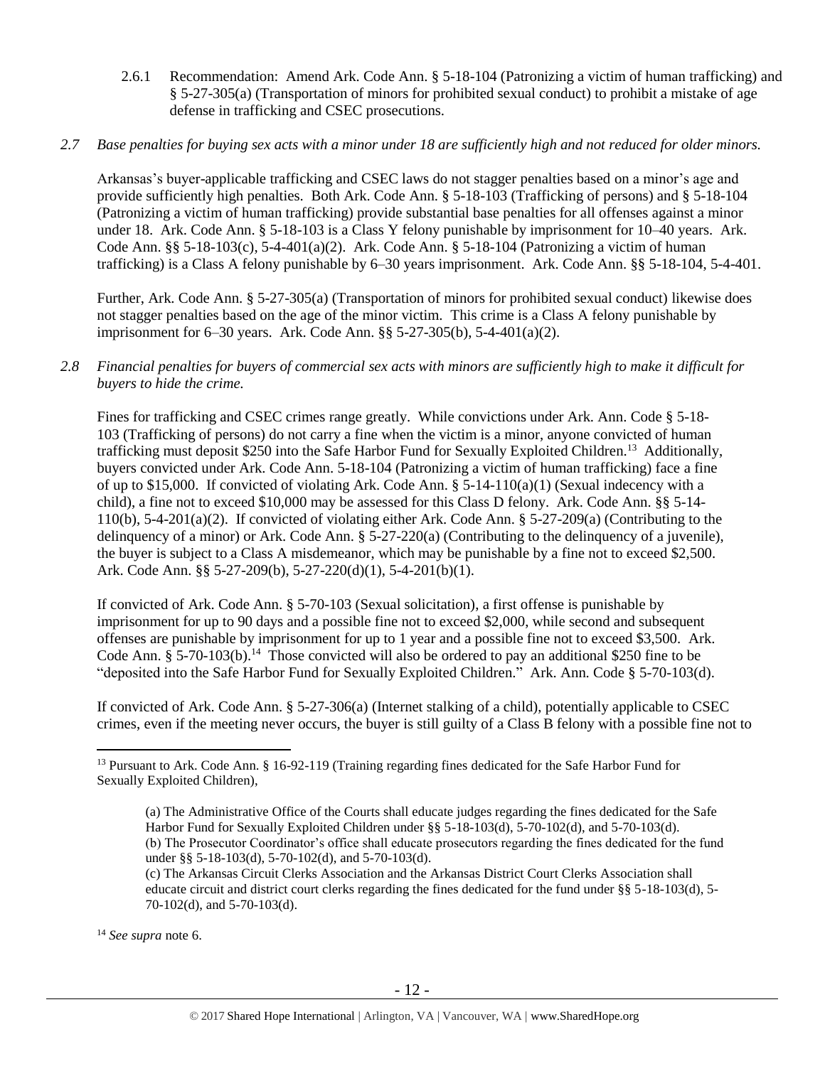2.6.1 Recommendation: Amend Ark. Code Ann. § 5-18-104 (Patronizing a victim of human trafficking) and § 5-27-305(a) (Transportation of minors for prohibited sexual conduct) to prohibit a mistake of age defense in trafficking and CSEC prosecutions.

*2.7 Base penalties for buying sex acts with a minor under 18 are sufficiently high and not reduced for older minors.*

Arkansas's buyer-applicable trafficking and CSEC laws do not stagger penalties based on a minor's age and provide sufficiently high penalties. Both Ark. Code Ann. § 5-18-103 (Trafficking of persons) and § 5-18-104 (Patronizing a victim of human trafficking) provide substantial base penalties for all offenses against a minor under 18. Ark. Code Ann. § 5-18-103 is a Class Y felony punishable by imprisonment for 10–40 years. Ark. Code Ann. §§ 5-18-103(c), 5-4-401(a)(2). Ark. Code Ann. § 5-18-104 (Patronizing a victim of human trafficking) is a Class A felony punishable by 6–30 years imprisonment. Ark. Code Ann. §§ 5-18-104, 5-4-401.

Further, Ark. Code Ann. § 5-27-305(a) (Transportation of minors for prohibited sexual conduct) likewise does not stagger penalties based on the age of the minor victim. This crime is a Class A felony punishable by imprisonment for 6–30 years. Ark. Code Ann. §§ 5-27-305(b), 5-4-401(a)(2).

*2.8 Financial penalties for buyers of commercial sex acts with minors are sufficiently high to make it difficult for buyers to hide the crime.*

Fines for trafficking and CSEC crimes range greatly. While convictions under Ark. Ann. Code § 5-18-103 (Trafficking of persons) do not carry a fine when the victim is a minor, anyone convicted of human trafficking must deposit $250 into the Safe Harbor Fund for Sexually Exploited Children.[13] Additionally, buyers convicted under Ark. Code Ann. 5-18-104 (Patronizing a victim of human trafficking) face a fine of up to $15,000. If convicted of violating Ark. Code Ann. § 5-14-110(a)(1) (Sexual indecency with a child), a fine not to exceed $10,000 may be assessed for this Class D felony. Ark. Code Ann. §§ 5-14-110(b), 5-4-201(a)(2). If convicted of violating either Ark. Code Ann. § 5-27-209(a) (Contributing to the delinquency of a minor) or Ark. Code Ann. § 5-27-220(a) (Contributing to the delinquency of a juvenile), the buyer is subject to a Class A misdemeanor, which may be punishable by a fine not to exceed $2,500. Ark. Code Ann. §§ 5-27-209(b), 5-27-220(d)(1), 5-4-201(b)(1).

If convicted of Ark. Code Ann. § 5-70-103 (Sexual solicitation), a first offense is punishable by imprisonment for up to 90 days and a possible fine not to exceed $2,000, while second and subsequent offenses are punishable by imprisonment for up to 1 year and a possible fine not to exceed $3,500. Ark. Code Ann. § 5-70-103(b).[14] Those convicted will also be ordered to pay an additional $250 fine to be "deposited into the Safe Harbor Fund for Sexually Exploited Children." Ark. Ann. Code § 5-70-103(d).

If convicted of Ark. Code Ann. § 5-27-306(a) (Internet stalking of a child), potentially applicable to CSEC crimes, even if the meeting never occurs, the buyer is still guilty of a Class B felony with a possible fine not to

---

[13] Pursuant to Ark. Code Ann. § 16-92-119 (Training regarding fines dedicated for the Safe Harbor Fund for Sexually Exploited Children),

> (a) The Administrative Office of the Courts shall educate judges regarding the fines dedicated for the Safe Harbor Fund for Sexually Exploited Children under §§ 5-18-103(d), 5-70-102(d), and 5-70-103(d).
> (b) The Prosecutor Coordinator's office shall educate prosecutors regarding the fines dedicated for the fund under §§ 5-18-103(d), 5-70-102(d), and 5-70-103(d).
> (c) The Arkansas Circuit Clerks Association and the Arkansas District Court Clerks Association shall educate circuit and district court clerks regarding the fines dedicated for the fund under §§ 5-18-103(d), 5-70-102(d), and 5-70-103(d).

[14] *See supra* note 6.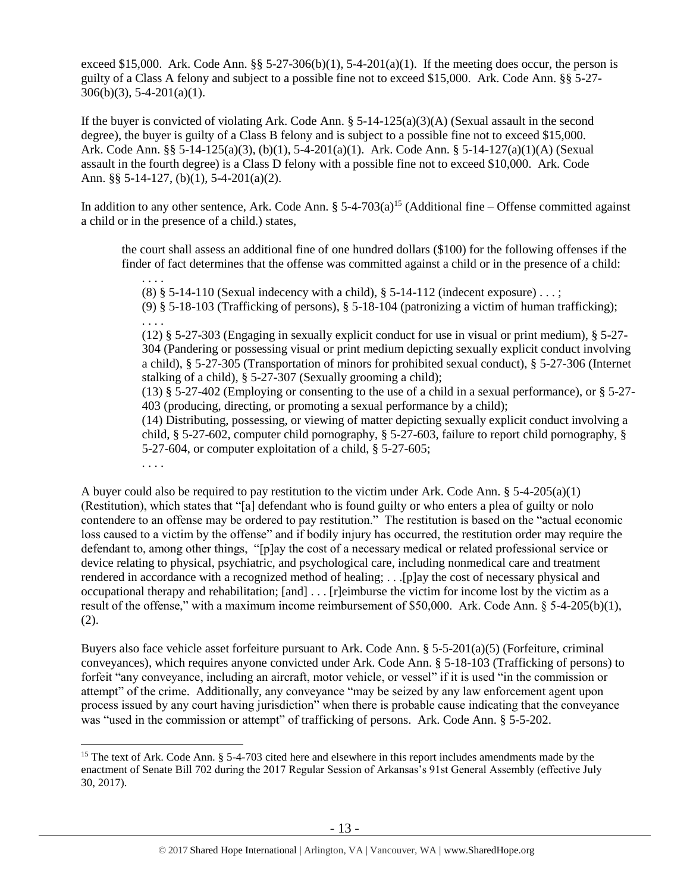exceed $15,000. Ark. Code Ann. §§ 5-27-306(b)(1), 5-4-201(a)(1). If the meeting does occur, the person is guilty of a Class A felony and subject to a possible fine not to exceed $15,000. Ark. Code Ann. §§ 5-27-306(b)(3), 5-4-201(a)(1).

If the buyer is convicted of violating Ark. Code Ann. § 5-14-125(a)(3)(A) (Sexual assault in the second degree), the buyer is guilty of a Class B felony and is subject to a possible fine not to exceed $15,000. Ark. Code Ann. §§ 5-14-125(a)(3), (b)(1), 5-4-201(a)(1). Ark. Code Ann. § 5-14-127(a)(1)(A) (Sexual assault in the fourth degree) is a Class D felony with a possible fine not to exceed $10,000. Ark. Code Ann. §§ 5-14-127, (b)(1), 5-4-201(a)(2).

In addition to any other sentence, Ark. Code Ann. § 5-4-703(a)[15] (Additional fine – Offense committed against a child or in the presence of a child.) states,

> the court shall assess an additional fine of one hundred dollars ($100) for the following offenses if the finder of fact determines that the offense was committed against a child or in the presence of a child:
>
> . . . .
>
> (8) § 5-14-110 (Sexual indecency with a child), § 5-14-112 (indecent exposure) . . . ;
>
> (9) § 5-18-103 (Trafficking of persons), § 5-18-104 (patronizing a victim of human trafficking);
>
> . . . .
>
> (12) § 5-27-303 (Engaging in sexually explicit conduct for use in visual or print medium), § 5-27-304 (Pandering or possessing visual or print medium depicting sexually explicit conduct involving a child), § 5-27-305 (Transportation of minors for prohibited sexual conduct), § 5-27-306 (Internet stalking of a child), § 5-27-307 (Sexually grooming a child);
>
> (13) § 5-27-402 (Employing or consenting to the use of a child in a sexual performance), or § 5-27-403 (producing, directing, or promoting a sexual performance by a child);
>
> (14) Distributing, possessing, or viewing of matter depicting sexually explicit conduct involving a child, § 5-27-602, computer child pornography, § 5-27-603, failure to report child pornography, § 5-27-604, or computer exploitation of a child, § 5-27-605;
>
> . . . .

A buyer could also be required to pay restitution to the victim under Ark. Code Ann. § 5-4-205(a)(1) (Restitution), which states that "[a] defendant who is found guilty or who enters a plea of guilty or nolo contendere to an offense may be ordered to pay restitution." The restitution is based on the "actual economic loss caused to a victim by the offense" and if bodily injury has occurred, the restitution order may require the defendant to, among other things, "[p]ay the cost of a necessary medical or related professional service or device relating to physical, psychiatric, and psychological care, including nonmedical care and treatment rendered in accordance with a recognized method of healing; . . .[p]ay the cost of necessary physical and occupational therapy and rehabilitation; [and] . . . [r]eimburse the victim for income lost by the victim as a result of the offense," with a maximum income reimbursement of $50,000. Ark. Code Ann. § 5-4-205(b)(1), (2).

Buyers also face vehicle asset forfeiture pursuant to Ark. Code Ann. § 5-5-201(a)(5) (Forfeiture, criminal conveyances), which requires anyone convicted under Ark. Code Ann. § 5-18-103 (Trafficking of persons) to forfeit "any conveyance, including an aircraft, motor vehicle, or vessel" if it is used "in the commission or attempt" of the crime. Additionally, any conveyance "may be seized by any law enforcement agent upon process issued by any court having jurisdiction" when there is probable cause indicating that the conveyance was "used in the commission or attempt" of trafficking of persons. Ark. Code Ann. § 5-5-202.

---

[15] The text of Ark. Code Ann. § 5-4-703 cited here and elsewhere in this report includes amendments made by the enactment of Senate Bill 702 during the 2017 Regular Session of Arkansas's 91st General Assembly (effective July 30, 2017).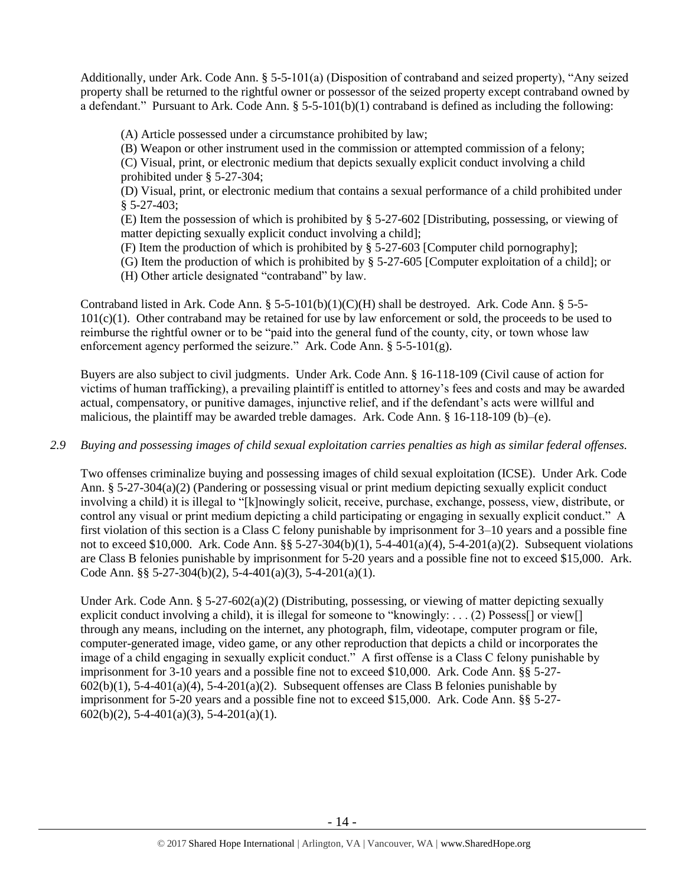Additionally, under Ark. Code Ann. § 5-5-101(a) (Disposition of contraband and seized property), "Any seized property shall be returned to the rightful owner or possessor of the seized property except contraband owned by a defendant." Pursuant to Ark. Code Ann. § 5-5-101(b)(1) contraband is defined as including the following:

(A) Article possessed under a circumstance prohibited by law;
(B) Weapon or other instrument used in the commission or attempted commission of a felony;
(C) Visual, print, or electronic medium that depicts sexually explicit conduct involving a child prohibited under § 5-27-304;
(D) Visual, print, or electronic medium that contains a sexual performance of a child prohibited under § 5-27-403;
(E) Item the possession of which is prohibited by § 5-27-602 [Distributing, possessing, or viewing of matter depicting sexually explicit conduct involving a child];
(F) Item the production of which is prohibited by § 5-27-603 [Computer child pornography];
(G) Item the production of which is prohibited by § 5-27-605 [Computer exploitation of a child]; or
(H) Other article designated "contraband" by law.

Contraband listed in Ark. Code Ann. § 5-5-101(b)(1)(C)(H) shall be destroyed. Ark. Code Ann. § 5-5-101(c)(1). Other contraband may be retained for use by law enforcement or sold, the proceeds to be used to reimburse the rightful owner or to be "paid into the general fund of the county, city, or town whose law enforcement agency performed the seizure." Ark. Code Ann. § 5-5-101(g).

Buyers are also subject to civil judgments. Under Ark. Code Ann. § 16-118-109 (Civil cause of action for victims of human trafficking), a prevailing plaintiff is entitled to attorney's fees and costs and may be awarded actual, compensatory, or punitive damages, injunctive relief, and if the defendant's acts were willful and malicious, the plaintiff may be awarded treble damages. Ark. Code Ann. § 16-118-109 (b)–(e).

*2.9 Buying and possessing images of child sexual exploitation carries penalties as high as similar federal offenses.*

Two offenses criminalize buying and possessing images of child sexual exploitation (ICSE). Under Ark. Code Ann. § 5-27-304(a)(2) (Pandering or possessing visual or print medium depicting sexually explicit conduct involving a child) it is illegal to "[k]nowingly solicit, receive, purchase, exchange, possess, view, distribute, or control any visual or print medium depicting a child participating or engaging in sexually explicit conduct." A first violation of this section is a Class C felony punishable by imprisonment for 3–10 years and a possible fine not to exceed $10,000. Ark. Code Ann. §§ 5-27-304(b)(1), 5-4-401(a)(4), 5-4-201(a)(2). Subsequent violations are Class B felonies punishable by imprisonment for 5-20 years and a possible fine not to exceed $15,000. Ark. Code Ann. §§ 5-27-304(b)(2), 5-4-401(a)(3), 5-4-201(a)(1).

Under Ark. Code Ann. § 5-27-602(a)(2) (Distributing, possessing, or viewing of matter depicting sexually explicit conduct involving a child), it is illegal for someone to "knowingly: . . . (2) Possess[] or view[] through any means, including on the internet, any photograph, film, videotape, computer program or file, computer-generated image, video game, or any other reproduction that depicts a child or incorporates the image of a child engaging in sexually explicit conduct." A first offense is a Class C felony punishable by imprisonment for 3-10 years and a possible fine not to exceed $10,000. Ark. Code Ann. §§ 5-27-602(b)(1), 5-4-401(a)(4), 5-4-201(a)(2). Subsequent offenses are Class B felonies punishable by imprisonment for 5-20 years and a possible fine not to exceed $15,000. Ark. Code Ann. §§ 5-27-602(b)(2), 5-4-401(a)(3), 5-4-201(a)(1).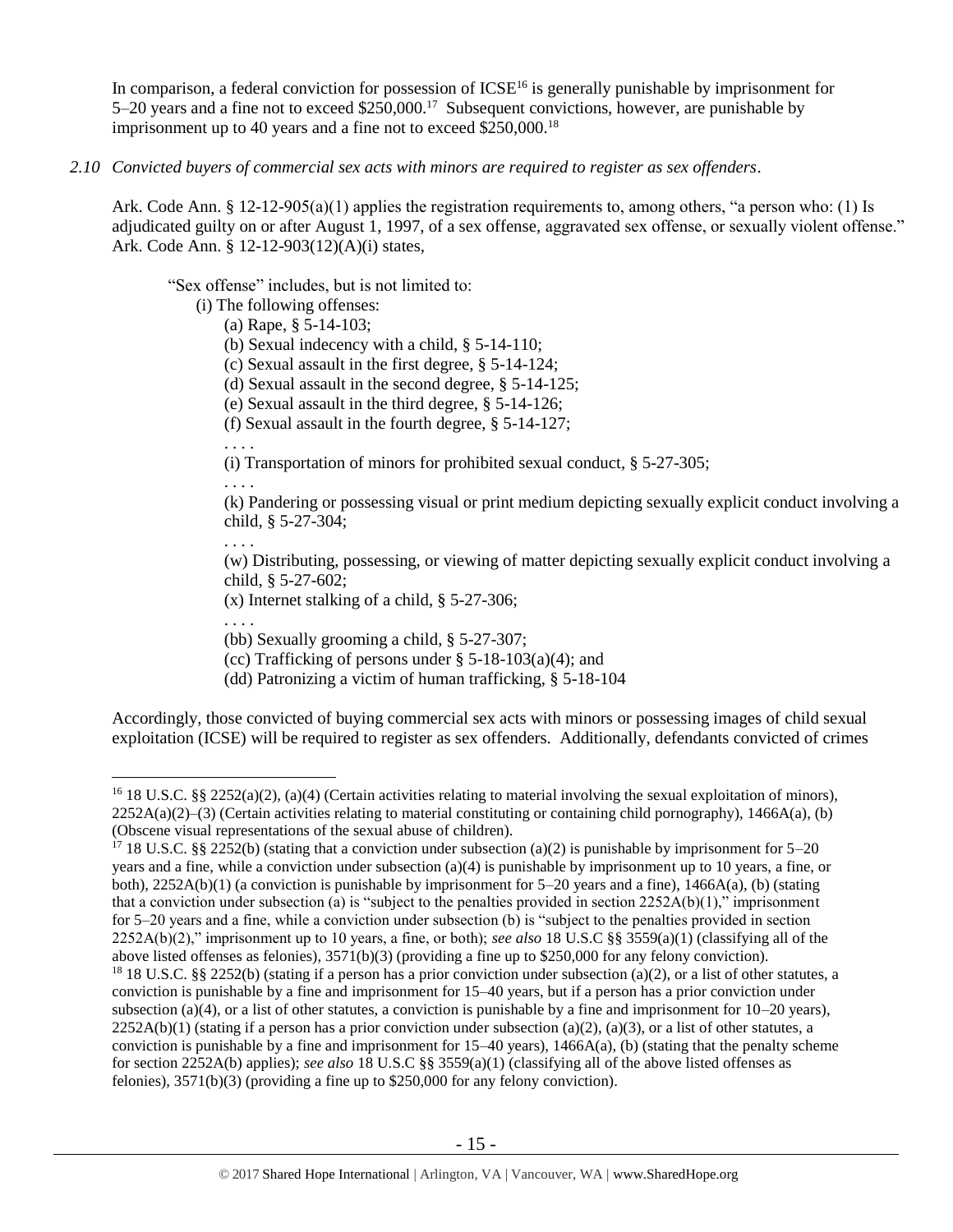In comparison, a federal conviction for possession of ICSE[16] is generally punishable by imprisonment for 5–20 years and a fine not to exceed $250,000.[17] Subsequent convictions, however, are punishable by imprisonment up to 40 years and a fine not to exceed $250,000.[18]

*2.10 Convicted buyers of commercial sex acts with minors are required to register as sex offenders.*

Ark. Code Ann. § 12-12-905(a)(1) applies the registration requirements to, among others, "a person who: (1) Is adjudicated guilty on or after August 1, 1997, of a sex offense, aggravated sex offense, or sexually violent offense." Ark. Code Ann. § 12-12-903(12)(A)(i) states,

> "Sex offense" includes, but is not limited to:
>
> (i) The following offenses:
>
> (a) Rape, § 5-14-103;
>
> (b) Sexual indecency with a child, § 5-14-110;
>
> (c) Sexual assault in the first degree, § 5-14-124;
>
> (d) Sexual assault in the second degree, § 5-14-125;
>
> (e) Sexual assault in the third degree, § 5-14-126;
>
> (f) Sexual assault in the fourth degree, § 5-14-127;
>
> . . . .
>
> (i) Transportation of minors for prohibited sexual conduct, § 5-27-305;
>
> . . . .
>
> (k) Pandering or possessing visual or print medium depicting sexually explicit conduct involving a child, § 5-27-304;
>
> . . . .
>
> (w) Distributing, possessing, or viewing of matter depicting sexually explicit conduct involving a child, § 5-27-602;
>
> (x) Internet stalking of a child, § 5-27-306;
>
> . . . .
>
> (bb) Sexually grooming a child, § 5-27-307;
>
> (cc) Trafficking of persons under § 5-18-103(a)(4); and
>
> (dd) Patronizing a victim of human trafficking, § 5-18-104

Accordingly, those convicted of buying commercial sex acts with minors or possessing images of child sexual exploitation (ICSE) will be required to register as sex offenders. Additionally, defendants convicted of crimes

---

[16] 18 U.S.C. §§ 2252(a)(2), (a)(4) (Certain activities relating to material involving the sexual exploitation of minors), 2252A(a)(2)–(3) (Certain activities relating to material constituting or containing child pornography), 1466A(a), (b) (Obscene visual representations of the sexual abuse of children).

[17] 18 U.S.C. §§ 2252(b) (stating that a conviction under subsection (a)(2) is punishable by imprisonment for 5–20 years and a fine, while a conviction under subsection (a)(4) is punishable by imprisonment up to 10 years, a fine, or both), 2252A(b)(1) (a conviction is punishable by imprisonment for 5–20 years and a fine), 1466A(a), (b) (stating that a conviction under subsection (a) is "subject to the penalties provided in section 2252A(b)(1)," imprisonment for 5–20 years and a fine, while a conviction under subsection (b) is "subject to the penalties provided in section 2252A(b)(2)," imprisonment up to 10 years, a fine, or both); *see also* 18 U.S.C §§ 3559(a)(1) (classifying all of the above listed offenses as felonies), 3571(b)(3) (providing a fine up to $250,000 for any felony conviction).

[18] 18 U.S.C. §§ 2252(b) (stating if a person has a prior conviction under subsection (a)(2), or a list of other statutes, a conviction is punishable by a fine and imprisonment for 15–40 years, but if a person has a prior conviction under subsection (a)(4), or a list of other statutes, a conviction is punishable by a fine and imprisonment for 10–20 years), 2252A(b)(1) (stating if a person has a prior conviction under subsection (a)(2), (a)(3), or a list of other statutes, a conviction is punishable by a fine and imprisonment for 15–40 years), 1466A(a), (b) (stating that the penalty scheme for section 2252A(b) applies); *see also* 18 U.S.C §§ 3559(a)(1) (classifying all of the above listed offenses as felonies), 3571(b)(3) (providing a fine up to $250,000 for any felony conviction).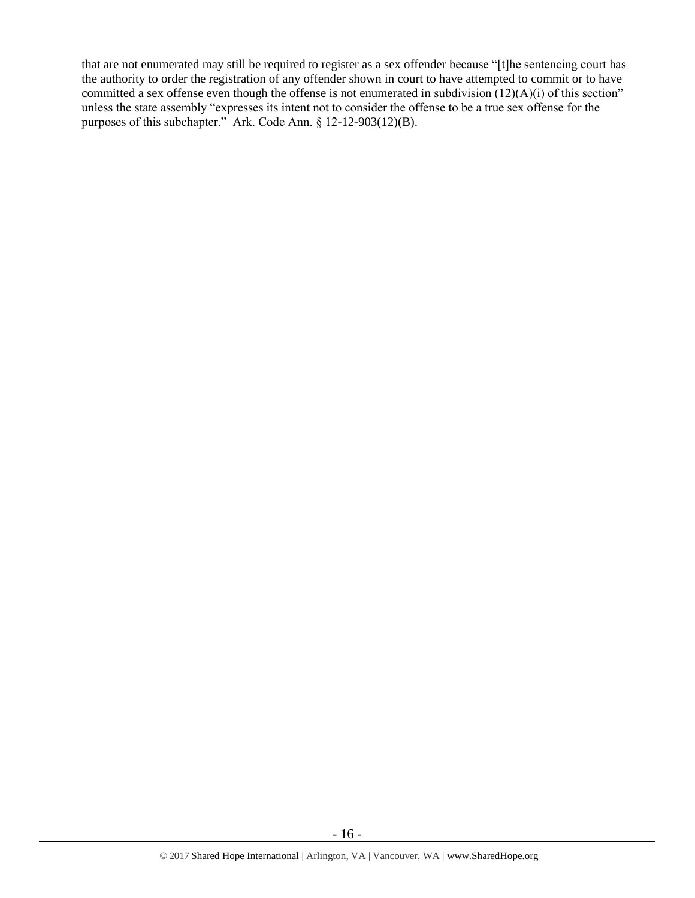that are not enumerated may still be required to register as a sex offender because "[t]he sentencing court has the authority to order the registration of any offender shown in court to have attempted to commit or to have committed a sex offense even though the offense is not enumerated in subdivision (12)(A)(i) of this section" unless the state assembly "expresses its intent not to consider the offense to be a true sex offense for the purposes of this subchapter." Ark. Code Ann. § 12-12-903(12)(B).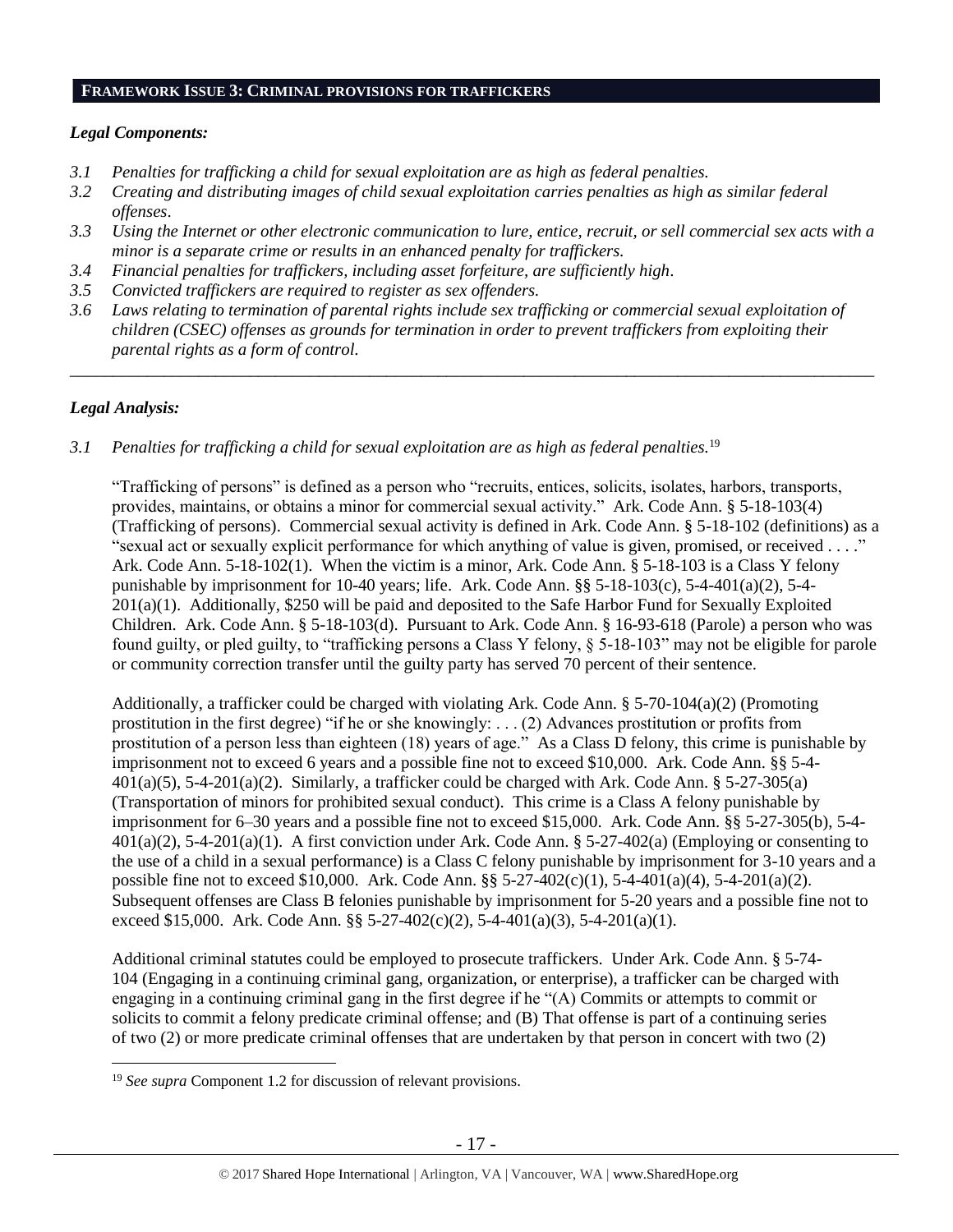## FRAMEWORK ISSUE 3: CRIMINAL PROVISIONS FOR TRAFFICKERS

### *Legal Components:*

*3.1 Penalties for trafficking a child for sexual exploitation are as high as federal penalties.*

*3.2 Creating and distributing images of child sexual exploitation carries penalties as high as similar federal offenses.*

*3.3 Using the Internet or other electronic communication to lure, entice, recruit, or sell commercial sex acts with a minor is a separate crime or results in an enhanced penalty for traffickers.*

*3.4 Financial penalties for traffickers, including asset forfeiture, are sufficiently high.*

*3.5 Convicted traffickers are required to register as sex offenders.*

*3.6 Laws relating to termination of parental rights include sex trafficking or commercial sexual exploitation of children (CSEC) offenses as grounds for termination in order to prevent traffickers from exploiting their parental rights as a form of control.*

---

### *Legal Analysis:*

*3.1 Penalties for trafficking a child for sexual exploitation are as high as federal penalties.*[19]

"Trafficking of persons" is defined as a person who "recruits, entices, solicits, isolates, harbors, transports, provides, maintains, or obtains a minor for commercial sexual activity." Ark. Code Ann. § 5-18-103(4) (Trafficking of persons). Commercial sexual activity is defined in Ark. Code Ann. § 5-18-102 (definitions) as a "sexual act or sexually explicit performance for which anything of value is given, promised, or received . . . ." Ark. Code Ann. 5-18-102(1). When the victim is a minor, Ark. Code Ann. § 5-18-103 is a Class Y felony punishable by imprisonment for 10-40 years; life. Ark. Code Ann. §§ 5-18-103(c), 5-4-401(a)(2), 5-4-201(a)(1). Additionally, $250 will be paid and deposited to the Safe Harbor Fund for Sexually Exploited Children. Ark. Code Ann. § 5-18-103(d). Pursuant to Ark. Code Ann. § 16-93-618 (Parole) a person who was found guilty, or pled guilty, to "trafficking persons a Class Y felony, § 5-18-103" may not be eligible for parole or community correction transfer until the guilty party has served 70 percent of their sentence.

Additionally, a trafficker could be charged with violating Ark. Code Ann. § 5-70-104(a)(2) (Promoting prostitution in the first degree) "if he or she knowingly: . . . (2) Advances prostitution or profits from prostitution of a person less than eighteen (18) years of age." As a Class D felony, this crime is punishable by imprisonment not to exceed 6 years and a possible fine not to exceed $10,000. Ark. Code Ann. §§ 5-4-401(a)(5), 5-4-201(a)(2). Similarly, a trafficker could be charged with Ark. Code Ann. § 5-27-305(a) (Transportation of minors for prohibited sexual conduct). This crime is a Class A felony punishable by imprisonment for 6–30 years and a possible fine not to exceed $15,000. Ark. Code Ann. §§ 5-27-305(b), 5-4-401(a)(2), 5-4-201(a)(1). A first conviction under Ark. Code Ann. § 5-27-402(a) (Employing or consenting to the use of a child in a sexual performance) is a Class C felony punishable by imprisonment for 3-10 years and a possible fine not to exceed $10,000. Ark. Code Ann. §§ 5-27-402(c)(1), 5-4-401(a)(4), 5-4-201(a)(2). Subsequent offenses are Class B felonies punishable by imprisonment for 5-20 years and a possible fine not to exceed $15,000. Ark. Code Ann. §§ 5-27-402(c)(2), 5-4-401(a)(3), 5-4-201(a)(1).

Additional criminal statutes could be employed to prosecute traffickers. Under Ark. Code Ann. § 5-74-104 (Engaging in a continuing criminal gang, organization, or enterprise), a trafficker can be charged with engaging in a continuing criminal gang in the first degree if he "(A) Commits or attempts to commit or solicits to commit a felony predicate criminal offense; and (B) That offense is part of a continuing series of two (2) or more predicate criminal offenses that are undertaken by that person in concert with two (2)

---

[19] *See supra* Component 1.2 for discussion of relevant provisions.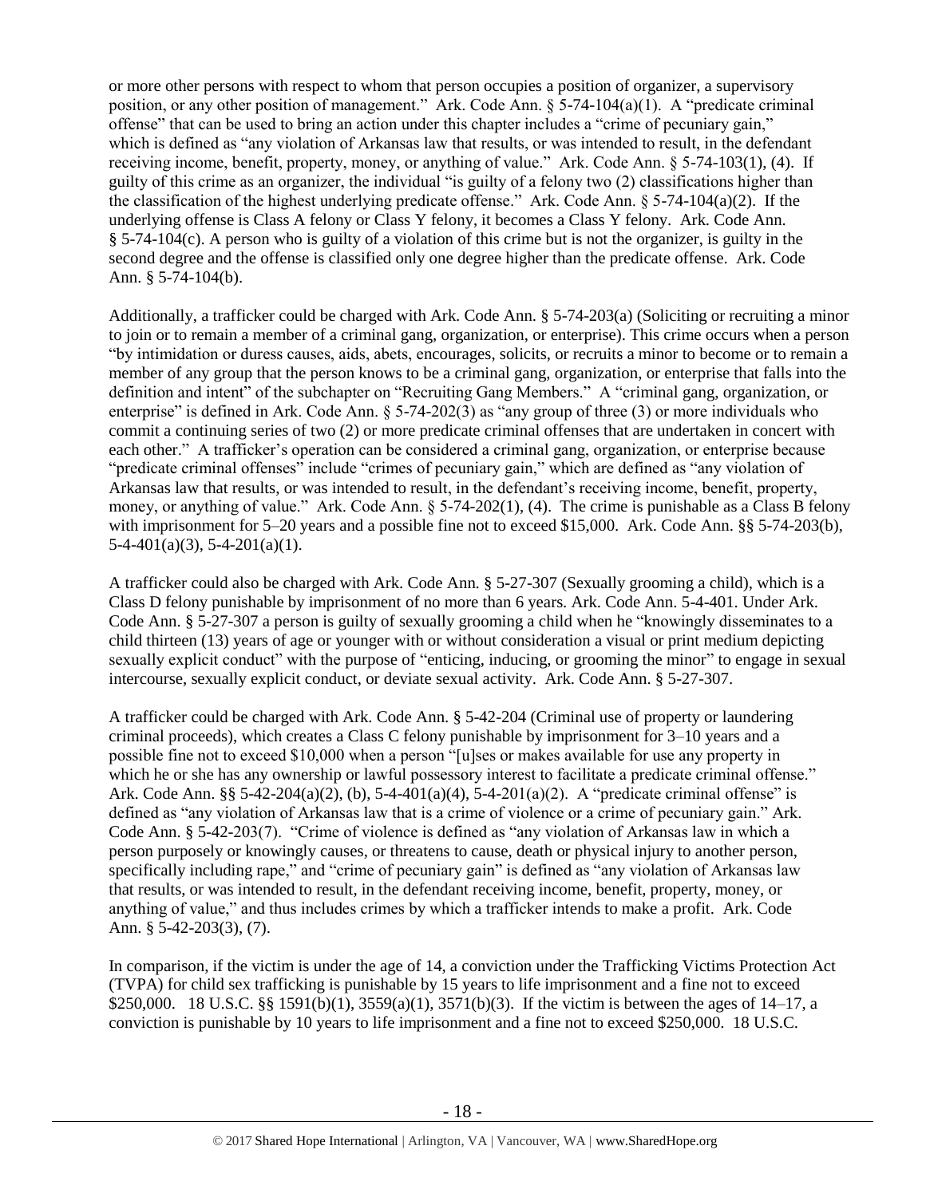or more other persons with respect to whom that person occupies a position of organizer, a supervisory position, or any other position of management." Ark. Code Ann. § 5-74-104(a)(1). A "predicate criminal offense" that can be used to bring an action under this chapter includes a "crime of pecuniary gain," which is defined as "any violation of Arkansas law that results, or was intended to result, in the defendant receiving income, benefit, property, money, or anything of value." Ark. Code Ann. § 5-74-103(1), (4). If guilty of this crime as an organizer, the individual "is guilty of a felony two (2) classifications higher than the classification of the highest underlying predicate offense." Ark. Code Ann. § 5-74-104(a)(2). If the underlying offense is Class A felony or Class Y felony, it becomes a Class Y felony. Ark. Code Ann. § 5-74-104(c). A person who is guilty of a violation of this crime but is not the organizer, is guilty in the second degree and the offense is classified only one degree higher than the predicate offense. Ark. Code Ann. § 5-74-104(b).

Additionally, a trafficker could be charged with Ark. Code Ann. § 5-74-203(a) (Soliciting or recruiting a minor to join or to remain a member of a criminal gang, organization, or enterprise). This crime occurs when a person "by intimidation or duress causes, aids, abets, encourages, solicits, or recruits a minor to become or to remain a member of any group that the person knows to be a criminal gang, organization, or enterprise that falls into the definition and intent" of the subchapter on "Recruiting Gang Members." A "criminal gang, organization, or enterprise" is defined in Ark. Code Ann. § 5-74-202(3) as "any group of three (3) or more individuals who commit a continuing series of two (2) or more predicate criminal offenses that are undertaken in concert with each other." A trafficker's operation can be considered a criminal gang, organization, or enterprise because "predicate criminal offenses" include "crimes of pecuniary gain," which are defined as "any violation of Arkansas law that results, or was intended to result, in the defendant's receiving income, benefit, property, money, or anything of value." Ark. Code Ann. § 5-74-202(1), (4). The crime is punishable as a Class B felony with imprisonment for 5–20 years and a possible fine not to exceed $15,000. Ark. Code Ann. §§ 5-74-203(b), 5-4-401(a)(3), 5-4-201(a)(1).

A trafficker could also be charged with Ark. Code Ann. § 5-27-307 (Sexually grooming a child), which is a Class D felony punishable by imprisonment of no more than 6 years. Ark. Code Ann. 5-4-401. Under Ark. Code Ann. § 5-27-307 a person is guilty of sexually grooming a child when he "knowingly disseminates to a child thirteen (13) years of age or younger with or without consideration a visual or print medium depicting sexually explicit conduct" with the purpose of "enticing, inducing, or grooming the minor" to engage in sexual intercourse, sexually explicit conduct, or deviate sexual activity. Ark. Code Ann. § 5-27-307.

A trafficker could be charged with Ark. Code Ann. § 5-42-204 (Criminal use of property or laundering criminal proceeds), which creates a Class C felony punishable by imprisonment for 3–10 years and a possible fine not to exceed $10,000 when a person "[u]ses or makes available for use any property in which he or she has any ownership or lawful possessory interest to facilitate a predicate criminal offense." Ark. Code Ann. §§ 5-42-204(a)(2), (b), 5-4-401(a)(4), 5-4-201(a)(2). A "predicate criminal offense" is defined as "any violation of Arkansas law that is a crime of violence or a crime of pecuniary gain." Ark. Code Ann. § 5-42-203(7). "Crime of violence is defined as "any violation of Arkansas law in which a person purposely or knowingly causes, or threatens to cause, death or physical injury to another person, specifically including rape," and "crime of pecuniary gain" is defined as "any violation of Arkansas law that results, or was intended to result, in the defendant receiving income, benefit, property, money, or anything of value," and thus includes crimes by which a trafficker intends to make a profit. Ark. Code Ann. § 5-42-203(3), (7).

In comparison, if the victim is under the age of 14, a conviction under the Trafficking Victims Protection Act (TVPA) for child sex trafficking is punishable by 15 years to life imprisonment and a fine not to exceed $250,000. 18 U.S.C. §§ 1591(b)(1), 3559(a)(1), 3571(b)(3). If the victim is between the ages of 14–17, a conviction is punishable by 10 years to life imprisonment and a fine not to exceed $250,000. 18 U.S.C.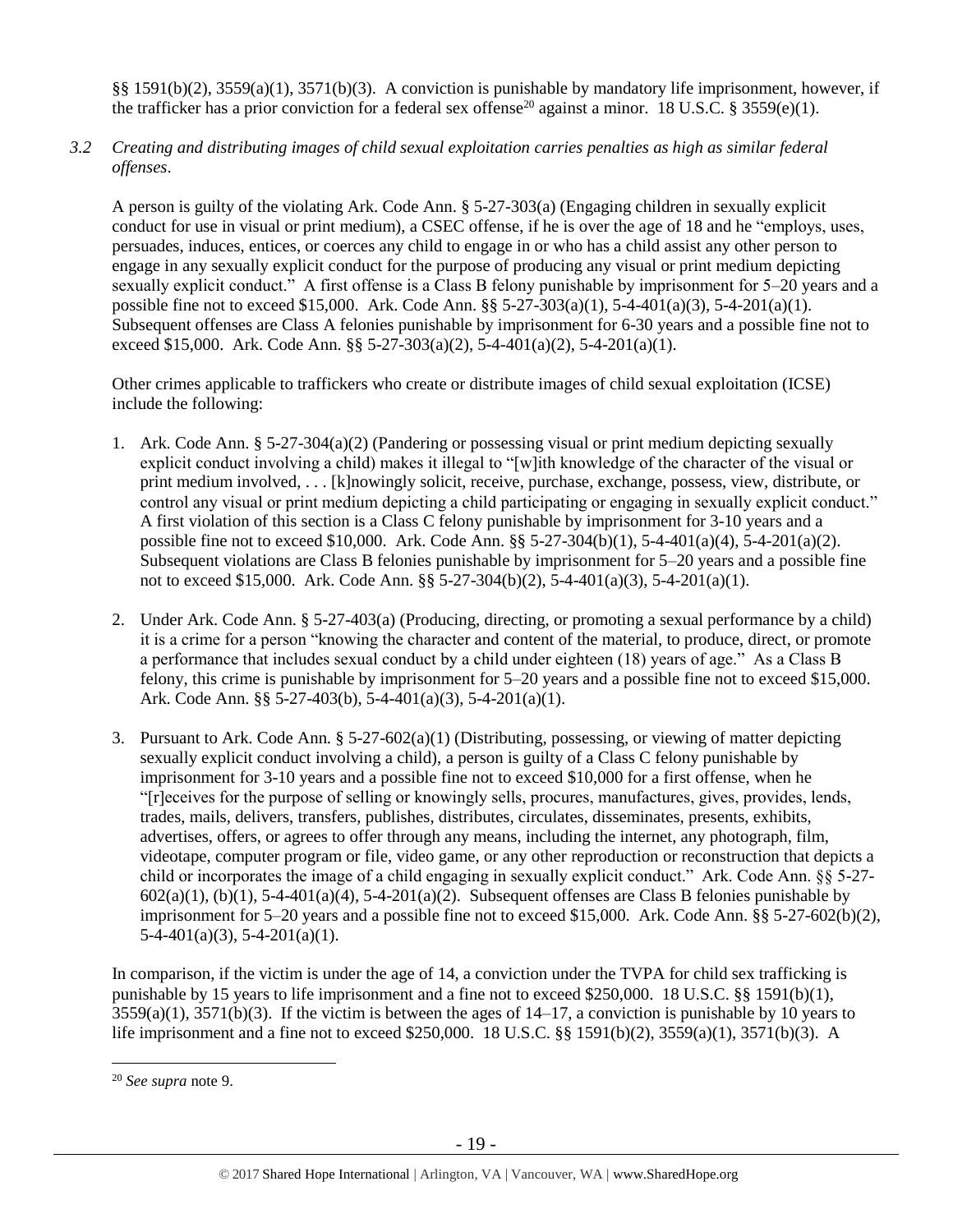§§ 1591(b)(2), 3559(a)(1), 3571(b)(3). A conviction is punishable by mandatory life imprisonment, however, if the trafficker has a prior conviction for a federal sex offense[20] against a minor. 18 U.S.C. § 3559(e)(1).

*3.2 Creating and distributing images of child sexual exploitation carries penalties as high as similar federal offenses.*

A person is guilty of the violating Ark. Code Ann. § 5-27-303(a) (Engaging children in sexually explicit conduct for use in visual or print medium), a CSEC offense, if he is over the age of 18 and he "employs, uses, persuades, induces, entices, or coerces any child to engage in or who has a child assist any other person to engage in any sexually explicit conduct for the purpose of producing any visual or print medium depicting sexually explicit conduct." A first offense is a Class B felony punishable by imprisonment for 5–20 years and a possible fine not to exceed $15,000. Ark. Code Ann. §§ 5-27-303(a)(1), 5-4-401(a)(3), 5-4-201(a)(1). Subsequent offenses are Class A felonies punishable by imprisonment for 6-30 years and a possible fine not to exceed $15,000. Ark. Code Ann. §§ 5-27-303(a)(2), 5-4-401(a)(2), 5-4-201(a)(1).

Other crimes applicable to traffickers who create or distribute images of child sexual exploitation (ICSE) include the following:

1. Ark. Code Ann. § 5-27-304(a)(2) (Pandering or possessing visual or print medium depicting sexually explicit conduct involving a child) makes it illegal to "[w]ith knowledge of the character of the visual or print medium involved, . . . [k]nowingly solicit, receive, purchase, exchange, possess, view, distribute, or control any visual or print medium depicting a child participating or engaging in sexually explicit conduct." A first violation of this section is a Class C felony punishable by imprisonment for 3-10 years and a possible fine not to exceed $10,000. Ark. Code Ann. §§ 5-27-304(b)(1), 5-4-401(a)(4), 5-4-201(a)(2). Subsequent violations are Class B felonies punishable by imprisonment for 5–20 years and a possible fine not to exceed $15,000. Ark. Code Ann. §§ 5-27-304(b)(2), 5-4-401(a)(3), 5-4-201(a)(1).

2. Under Ark. Code Ann. § 5-27-403(a) (Producing, directing, or promoting a sexual performance by a child) it is a crime for a person "knowing the character and content of the material, to produce, direct, or promote a performance that includes sexual conduct by a child under eighteen (18) years of age." As a Class B felony, this crime is punishable by imprisonment for 5–20 years and a possible fine not to exceed $15,000. Ark. Code Ann. §§ 5-27-403(b), 5-4-401(a)(3), 5-4-201(a)(1).

3. Pursuant to Ark. Code Ann. § 5-27-602(a)(1) (Distributing, possessing, or viewing of matter depicting sexually explicit conduct involving a child), a person is guilty of a Class C felony punishable by imprisonment for 3-10 years and a possible fine not to exceed $10,000 for a first offense, when he "[r]eceives for the purpose of selling or knowingly sells, procures, manufactures, gives, provides, lends, trades, mails, delivers, transfers, publishes, distributes, circulates, disseminates, presents, exhibits, advertises, offers, or agrees to offer through any means, including the internet, any photograph, film, videotape, computer program or file, video game, or any other reproduction or reconstruction that depicts a child or incorporates the image of a child engaging in sexually explicit conduct." Ark. Code Ann. §§ 5-27-602(a)(1), (b)(1), 5-4-401(a)(4), 5-4-201(a)(2). Subsequent offenses are Class B felonies punishable by imprisonment for 5–20 years and a possible fine not to exceed $15,000. Ark. Code Ann. §§ 5-27-602(b)(2), 5-4-401(a)(3), 5-4-201(a)(1).

In comparison, if the victim is under the age of 14, a conviction under the TVPA for child sex trafficking is punishable by 15 years to life imprisonment and a fine not to exceed $250,000. 18 U.S.C. §§ 1591(b)(1), 3559(a)(1), 3571(b)(3). If the victim is between the ages of 14–17, a conviction is punishable by 10 years to life imprisonment and a fine not to exceed $250,000. 18 U.S.C. §§ 1591(b)(2), 3559(a)(1), 3571(b)(3). A

[20] *See supra* note 9.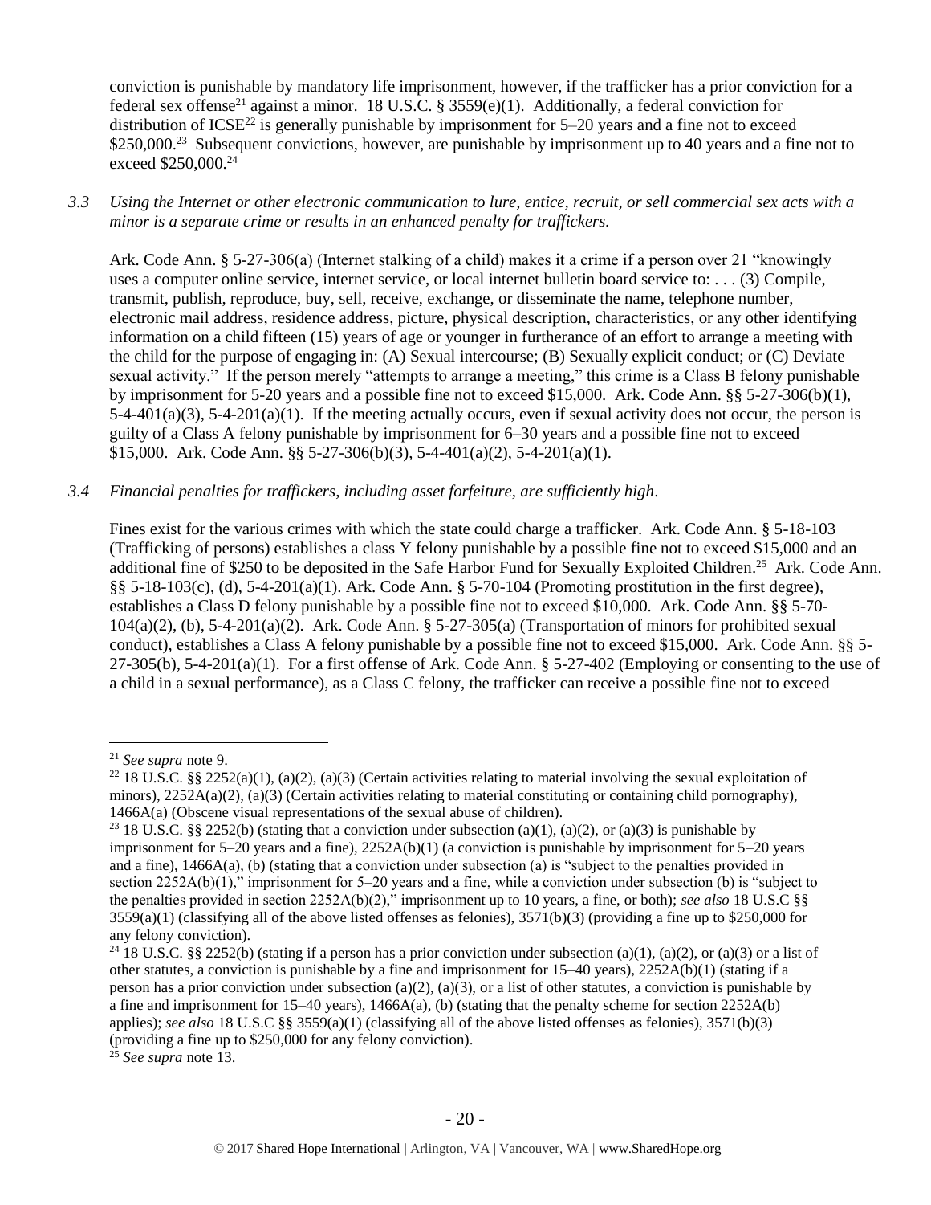conviction is punishable by mandatory life imprisonment, however, if the trafficker has a prior conviction for a federal sex offense[21] against a minor. 18 U.S.C. § 3559(e)(1). Additionally, a federal conviction for distribution of ICSE[22] is generally punishable by imprisonment for 5–20 years and a fine not to exceed $250,000.[23] Subsequent convictions, however, are punishable by imprisonment up to 40 years and a fine not to exceed $250,000.[24]

*3.3 Using the Internet or other electronic communication to lure, entice, recruit, or sell commercial sex acts with a minor is a separate crime or results in an enhanced penalty for traffickers.*

Ark. Code Ann. § 5-27-306(a) (Internet stalking of a child) makes it a crime if a person over 21 "knowingly uses a computer online service, internet service, or local internet bulletin board service to: . . . (3) Compile, transmit, publish, reproduce, buy, sell, receive, exchange, or disseminate the name, telephone number, electronic mail address, residence address, picture, physical description, characteristics, or any other identifying information on a child fifteen (15) years of age or younger in furtherance of an effort to arrange a meeting with the child for the purpose of engaging in: (A) Sexual intercourse; (B) Sexually explicit conduct; or (C) Deviate sexual activity." If the person merely "attempts to arrange a meeting," this crime is a Class B felony punishable by imprisonment for 5-20 years and a possible fine not to exceed $15,000. Ark. Code Ann. §§ 5-27-306(b)(1), 5-4-401(a)(3), 5-4-201(a)(1). If the meeting actually occurs, even if sexual activity does not occur, the person is guilty of a Class A felony punishable by imprisonment for 6–30 years and a possible fine not to exceed $15,000. Ark. Code Ann. §§ 5-27-306(b)(3), 5-4-401(a)(2), 5-4-201(a)(1).

*3.4 Financial penalties for traffickers, including asset forfeiture, are sufficiently high.*

Fines exist for the various crimes with which the state could charge a trafficker. Ark. Code Ann. § 5-18-103 (Trafficking of persons) establishes a class Y felony punishable by a possible fine not to exceed $15,000 and an additional fine of $250 to be deposited in the Safe Harbor Fund for Sexually Exploited Children.[25] Ark. Code Ann. §§ 5-18-103(c), (d), 5-4-201(a)(1). Ark. Code Ann. § 5-70-104 (Promoting prostitution in the first degree), establishes a Class D felony punishable by a possible fine not to exceed $10,000. Ark. Code Ann. §§ 5-70-104(a)(2), (b), 5-4-201(a)(2). Ark. Code Ann. § 5-27-305(a) (Transportation of minors for prohibited sexual conduct), establishes a Class A felony punishable by a possible fine not to exceed $15,000. Ark. Code Ann. §§ 5-27-305(b), 5-4-201(a)(1). For a first offense of Ark. Code Ann. § 5-27-402 (Employing or consenting to the use of a child in a sexual performance), as a Class C felony, the trafficker can receive a possible fine not to exceed

---

[21] *See supra* note 9.

[22] 18 U.S.C. §§ 2252(a)(1), (a)(2), (a)(3) (Certain activities relating to material involving the sexual exploitation of minors), 2252A(a)(2), (a)(3) (Certain activities relating to material constituting or containing child pornography), 1466A(a) (Obscene visual representations of the sexual abuse of children).

[23] 18 U.S.C. §§ 2252(b) (stating that a conviction under subsection (a)(1), (a)(2), or (a)(3) is punishable by imprisonment for 5–20 years and a fine), 2252A(b)(1) (a conviction is punishable by imprisonment for 5–20 years and a fine), 1466A(a), (b) (stating that a conviction under subsection (a) is "subject to the penalties provided in section 2252A(b)(1)," imprisonment for 5–20 years and a fine, while a conviction under subsection (b) is "subject to the penalties provided in section 2252A(b)(2)," imprisonment up to 10 years, a fine, or both); *see also* 18 U.S.C §§ 3559(a)(1) (classifying all of the above listed offenses as felonies), 3571(b)(3) (providing a fine up to $250,000 for any felony conviction).

[24] 18 U.S.C. §§ 2252(b) (stating if a person has a prior conviction under subsection (a)(1), (a)(2), or (a)(3) or a list of other statutes, a conviction is punishable by a fine and imprisonment for 15–40 years), 2252A(b)(1) (stating if a person has a prior conviction under subsection (a)(2), (a)(3), or a list of other statutes, a conviction is punishable by a fine and imprisonment for 15–40 years), 1466A(a), (b) (stating that the penalty scheme for section 2252A(b) applies); *see also* 18 U.S.C §§ 3559(a)(1) (classifying all of the above listed offenses as felonies), 3571(b)(3) (providing a fine up to $250,000 for any felony conviction).

[25] *See supra* note 13.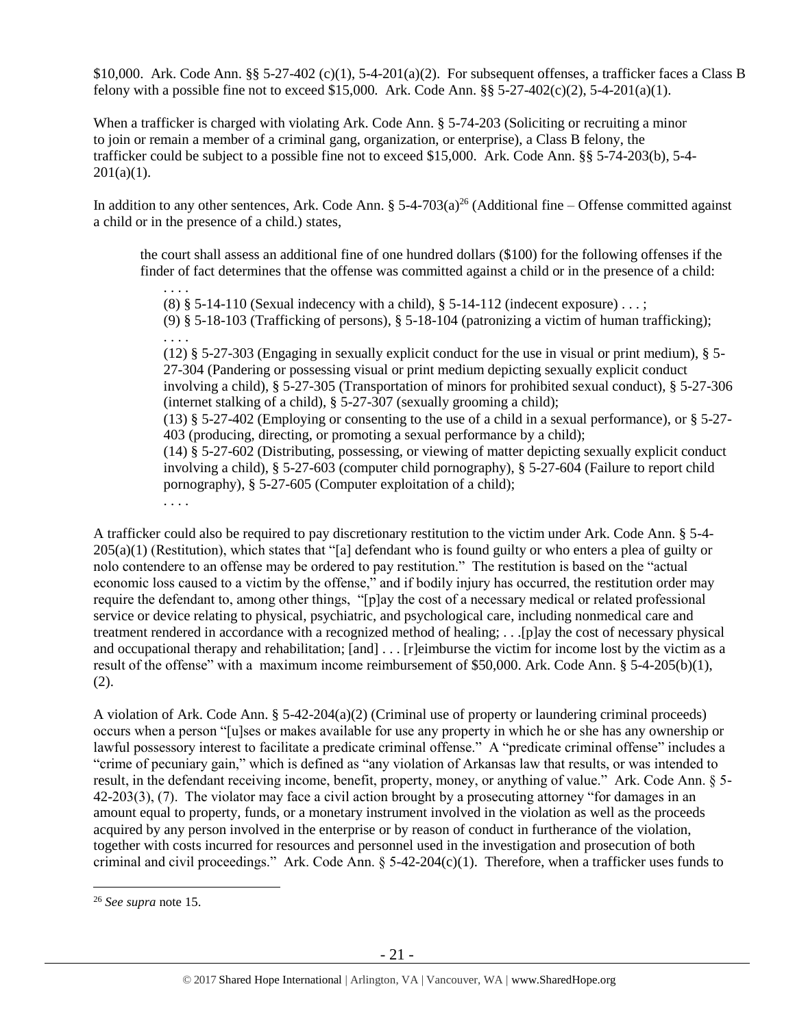$10,000. Ark. Code Ann. §§ 5-27-402 (c)(1), 5-4-201(a)(2). For subsequent offenses, a trafficker faces a Class B felony with a possible fine not to exceed $15,000. Ark. Code Ann. §§ 5-27-402(c)(2), 5-4-201(a)(1).

When a trafficker is charged with violating Ark. Code Ann. § 5-74-203 (Soliciting or recruiting a minor to join or remain a member of a criminal gang, organization, or enterprise), a Class B felony, the trafficker could be subject to a possible fine not to exceed $15,000. Ark. Code Ann. §§ 5-74-203(b), 5-4-201(a)(1).

In addition to any other sentences, Ark. Code Ann. § 5-4-703(a)[26] (Additional fine – Offense committed against a child or in the presence of a child.) states,

> the court shall assess an additional fine of one hundred dollars ($100) for the following offenses if the finder of fact determines that the offense was committed against a child or in the presence of a child:
>
> . . . .
>
> (8) § 5-14-110 (Sexual indecency with a child), § 5-14-112 (indecent exposure) . . . ;
>
> (9) § 5-18-103 (Trafficking of persons), § 5-18-104 (patronizing a victim of human trafficking);
>
> . . . .
>
> (12) § 5-27-303 (Engaging in sexually explicit conduct for the use in visual or print medium), § 5-27-304 (Pandering or possessing visual or print medium depicting sexually explicit conduct involving a child), § 5-27-305 (Transportation of minors for prohibited sexual conduct), § 5-27-306 (internet stalking of a child), § 5-27-307 (sexually grooming a child);
>
> (13) § 5-27-402 (Employing or consenting to the use of a child in a sexual performance), or § 5-27-403 (producing, directing, or promoting a sexual performance by a child);
>
> (14) § 5-27-602 (Distributing, possessing, or viewing of matter depicting sexually explicit conduct involving a child), § 5-27-603 (computer child pornography), § 5-27-604 (Failure to report child pornography), § 5-27-605 (Computer exploitation of a child);
>
> . . . .

A trafficker could also be required to pay discretionary restitution to the victim under Ark. Code Ann. § 5-4-205(a)(1) (Restitution), which states that "[a] defendant who is found guilty or who enters a plea of guilty or nolo contendere to an offense may be ordered to pay restitution." The restitution is based on the "actual economic loss caused to a victim by the offense," and if bodily injury has occurred, the restitution order may require the defendant to, among other things, "[p]ay the cost of a necessary medical or related professional service or device relating to physical, psychiatric, and psychological care, including nonmedical care and treatment rendered in accordance with a recognized method of healing; . . .[p]ay the cost of necessary physical and occupational therapy and rehabilitation; [and] . . . [r]eimburse the victim for income lost by the victim as a result of the offense" with a maximum income reimbursement of $50,000. Ark. Code Ann. § 5-4-205(b)(1), (2).

A violation of Ark. Code Ann. § 5-42-204(a)(2) (Criminal use of property or laundering criminal proceeds) occurs when a person "[u]ses or makes available for use any property in which he or she has any ownership or lawful possessory interest to facilitate a predicate criminal offense." A "predicate criminal offense" includes a "crime of pecuniary gain," which is defined as "any violation of Arkansas law that results, or was intended to result, in the defendant receiving income, benefit, property, money, or anything of value." Ark. Code Ann. § 5-42-203(3), (7). The violator may face a civil action brought by a prosecuting attorney "for damages in an amount equal to property, funds, or a monetary instrument involved in the violation as well as the proceeds acquired by any person involved in the enterprise or by reason of conduct in furtherance of the violation, together with costs incurred for resources and personnel used in the investigation and prosecution of both criminal and civil proceedings." Ark. Code Ann. § 5-42-204(c)(1). Therefore, when a trafficker uses funds to

---

[26] *See supra* note 15.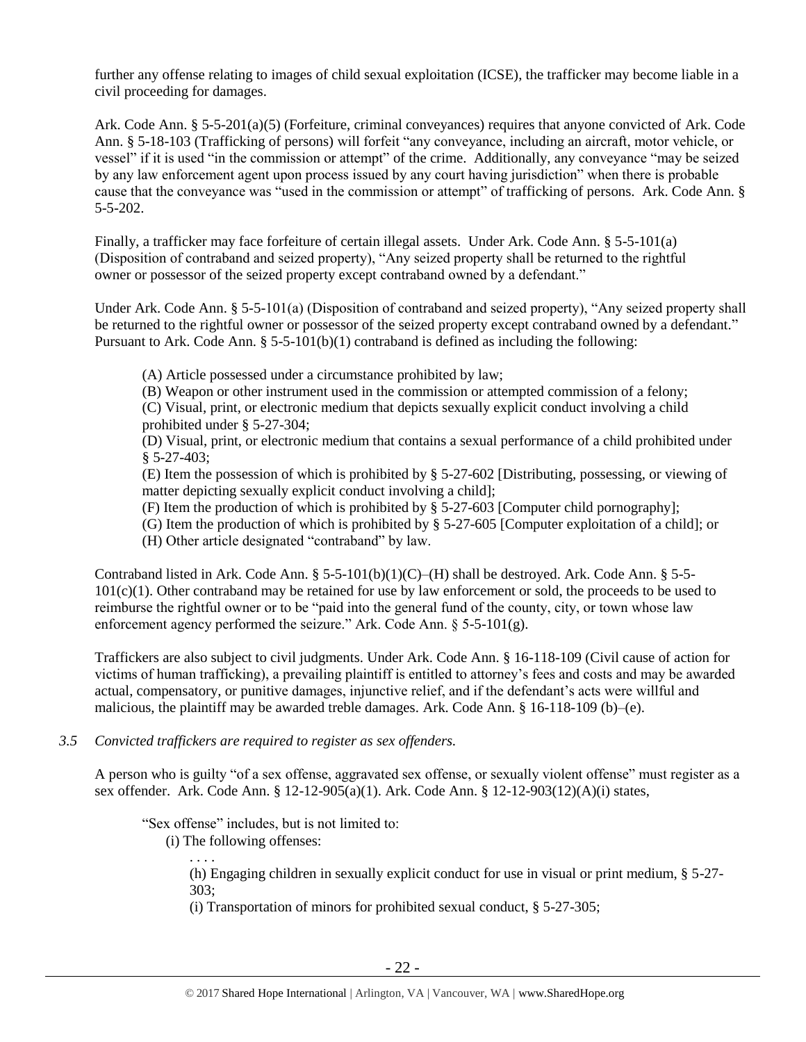further any offense relating to images of child sexual exploitation (ICSE), the trafficker may become liable in a civil proceeding for damages.

Ark. Code Ann. § 5-5-201(a)(5) (Forfeiture, criminal conveyances) requires that anyone convicted of Ark. Code Ann. § 5-18-103 (Trafficking of persons) will forfeit "any conveyance, including an aircraft, motor vehicle, or vessel" if it is used "in the commission or attempt" of the crime. Additionally, any conveyance "may be seized by any law enforcement agent upon process issued by any court having jurisdiction" when there is probable cause that the conveyance was "used in the commission or attempt" of trafficking of persons. Ark. Code Ann. § 5-5-202.

Finally, a trafficker may face forfeiture of certain illegal assets. Under Ark. Code Ann. § 5-5-101(a) (Disposition of contraband and seized property), "Any seized property shall be returned to the rightful owner or possessor of the seized property except contraband owned by a defendant."

Under Ark. Code Ann. § 5-5-101(a) (Disposition of contraband and seized property), "Any seized property shall be returned to the rightful owner or possessor of the seized property except contraband owned by a defendant." Pursuant to Ark. Code Ann. § 5-5-101(b)(1) contraband is defined as including the following:

> (A) Article possessed under a circumstance prohibited by law;
> (B) Weapon or other instrument used in the commission or attempted commission of a felony;
> (C) Visual, print, or electronic medium that depicts sexually explicit conduct involving a child prohibited under § 5-27-304;
> (D) Visual, print, or electronic medium that contains a sexual performance of a child prohibited under § 5-27-403;
> (E) Item the possession of which is prohibited by § 5-27-602 [Distributing, possessing, or viewing of matter depicting sexually explicit conduct involving a child];
> (F) Item the production of which is prohibited by § 5-27-603 [Computer child pornography];
> (G) Item the production of which is prohibited by § 5-27-605 [Computer exploitation of a child]; or
> (H) Other article designated "contraband" by law.

Contraband listed in Ark. Code Ann. § 5-5-101(b)(1)(C)–(H) shall be destroyed. Ark. Code Ann. § 5-5-101(c)(1). Other contraband may be retained for use by law enforcement or sold, the proceeds to be used to reimburse the rightful owner or to be "paid into the general fund of the county, city, or town whose law enforcement agency performed the seizure." Ark. Code Ann. § 5-5-101(g).

Traffickers are also subject to civil judgments. Under Ark. Code Ann. § 16-118-109 (Civil cause of action for victims of human trafficking), a prevailing plaintiff is entitled to attorney's fees and costs and may be awarded actual, compensatory, or punitive damages, injunctive relief, and if the defendant's acts were willful and malicious, the plaintiff may be awarded treble damages. Ark. Code Ann. § 16-118-109 (b)–(e).

*3.5 Convicted traffickers are required to register as sex offenders.*

A person who is guilty "of a sex offense, aggravated sex offense, or sexually violent offense" must register as a sex offender. Ark. Code Ann. § 12-12-905(a)(1). Ark. Code Ann. § 12-12-903(12)(A)(i) states,

> "Sex offense" includes, but is not limited to:
> (i) The following offenses:
> . . . .
> (h) Engaging children in sexually explicit conduct for use in visual or print medium, § 5-27-303;
> (i) Transportation of minors for prohibited sexual conduct, § 5-27-305;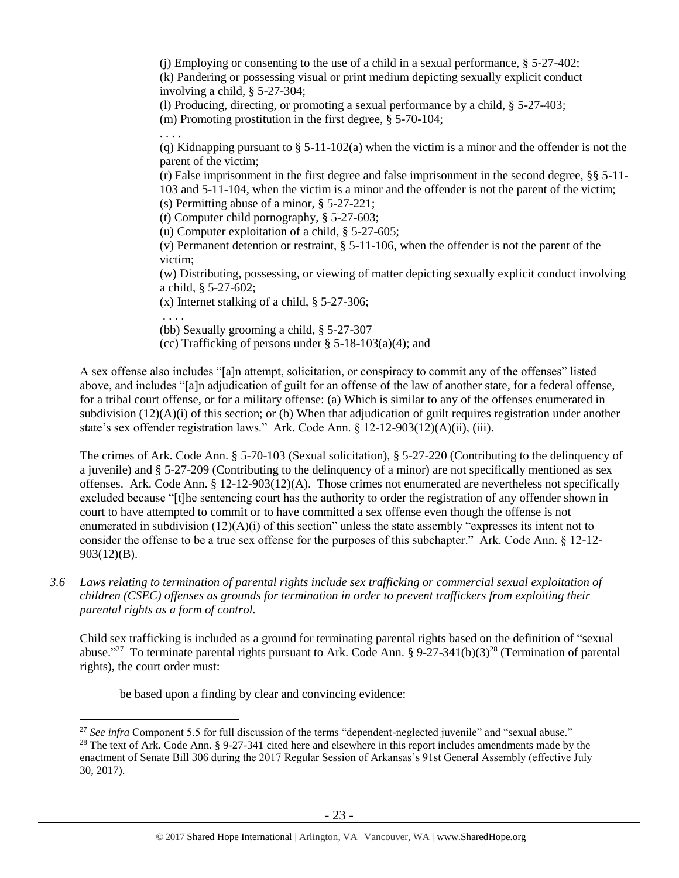(j) Employing or consenting to the use of a child in a sexual performance, § 5-27-402;
(k) Pandering or possessing visual or print medium depicting sexually explicit conduct involving a child, § 5-27-304;
(l) Producing, directing, or promoting a sexual performance by a child, § 5-27-403;
(m) Promoting prostitution in the first degree, § 5-70-104;
. . . .
(q) Kidnapping pursuant to § 5-11-102(a) when the victim is a minor and the offender is not the parent of the victim;
(r) False imprisonment in the first degree and false imprisonment in the second degree, §§ 5-11-103 and 5-11-104, when the victim is a minor and the offender is not the parent of the victim;
(s) Permitting abuse of a minor, § 5-27-221;
(t) Computer child pornography, § 5-27-603;
(u) Computer exploitation of a child, § 5-27-605;
(v) Permanent detention or restraint, § 5-11-106, when the offender is not the parent of the victim;
(w) Distributing, possessing, or viewing of matter depicting sexually explicit conduct involving a child, § 5-27-602;
(x) Internet stalking of a child, § 5-27-306;
. . . .
(bb) Sexually grooming a child, § 5-27-307
(cc) Trafficking of persons under § 5-18-103(a)(4); and

A sex offense also includes "[a]n attempt, solicitation, or conspiracy to commit any of the offenses" listed above, and includes "[a]n adjudication of guilt for an offense of the law of another state, for a federal offense, for a tribal court offense, or for a military offense: (a) Which is similar to any of the offenses enumerated in subdivision (12)(A)(i) of this section; or (b) When that adjudication of guilt requires registration under another state's sex offender registration laws." Ark. Code Ann. § 12-12-903(12)(A)(ii), (iii).

The crimes of Ark. Code Ann. § 5-70-103 (Sexual solicitation), § 5-27-220 (Contributing to the delinquency of a juvenile) and § 5-27-209 (Contributing to the delinquency of a minor) are not specifically mentioned as sex offenses. Ark. Code Ann. § 12-12-903(12)(A). Those crimes not enumerated are nevertheless not specifically excluded because "[t]he sentencing court has the authority to order the registration of any offender shown in court to have attempted to commit or to have committed a sex offense even though the offense is not enumerated in subdivision (12)(A)(i) of this section" unless the state assembly "expresses its intent not to consider the offense to be a true sex offense for the purposes of this subchapter." Ark. Code Ann. § 12-12-903(12)(B).

*3.6 Laws relating to termination of parental rights include sex trafficking or commercial sexual exploitation of children (CSEC) offenses as grounds for termination in order to prevent traffickers from exploiting their parental rights as a form of control.*

Child sex trafficking is included as a ground for terminating parental rights based on the definition of "sexual abuse."[27] To terminate parental rights pursuant to Ark. Code Ann. § 9-27-341(b)(3)[28] (Termination of parental rights), the court order must:

> be based upon a finding by clear and convincing evidence:

---

[27] *See infra* Component 5.5 for full discussion of the terms "dependent-neglected juvenile" and "sexual abuse."

[28] The text of Ark. Code Ann. § 9-27-341 cited here and elsewhere in this report includes amendments made by the enactment of Senate Bill 306 during the 2017 Regular Session of Arkansas's 91st General Assembly (effective July 30, 2017).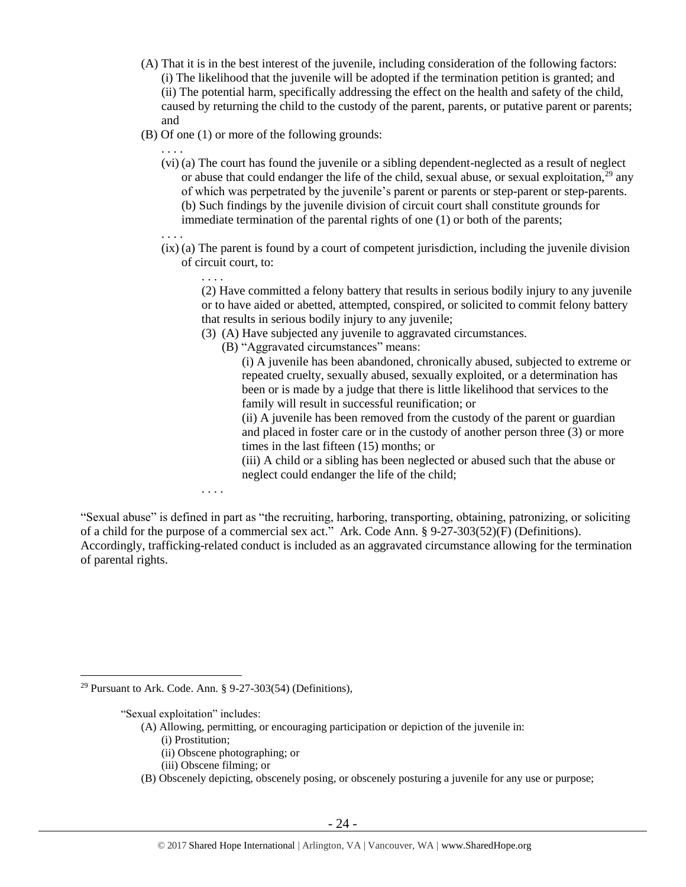(A) That it is in the best interest of the juvenile, including consideration of the following factors:

(i) The likelihood that the juvenile will be adopted if the termination petition is granted; and

(ii) The potential harm, specifically addressing the effect on the health and safety of the child, caused by returning the child to the custody of the parent, parents, or putative parent or parents; and

(B) Of one (1) or more of the following grounds:

. . . .

(vi) (a) The court has found the juvenile or a sibling dependent-neglected as a result of neglect or abuse that could endanger the life of the child, sexual abuse, or sexual exploitation,[29] any of which was perpetrated by the juvenile's parent or parents or step-parent or step-parents.

(b) Such findings by the juvenile division of circuit court shall constitute grounds for immediate termination of the parental rights of one (1) or both of the parents;

. . . .

(ix) (a) The parent is found by a court of competent jurisdiction, including the juvenile division of circuit court, to:

. . . .

(2) Have committed a felony battery that results in serious bodily injury to any juvenile or to have aided or abetted, attempted, conspired, or solicited to commit felony battery that results in serious bodily injury to any juvenile;

(3) (A) Have subjected any juvenile to aggravated circumstances.

(B) "Aggravated circumstances" means:

(i) A juvenile has been abandoned, chronically abused, subjected to extreme or repeated cruelty, sexually abused, sexually exploited, or a determination has been or is made by a judge that there is little likelihood that services to the family will result in successful reunification; or

(ii) A juvenile has been removed from the custody of the parent or guardian and placed in foster care or in the custody of another person three (3) or more times in the last fifteen (15) months; or

(iii) A child or a sibling has been neglected or abused such that the abuse or neglect could endanger the life of the child;

. . . .

"Sexual abuse" is defined in part as "the recruiting, harboring, transporting, obtaining, patronizing, or soliciting of a child for the purpose of a commercial sex act." Ark. Code Ann. § 9-27-303(52)(F) (Definitions). Accordingly, trafficking-related conduct is included as an aggravated circumstance allowing for the termination of parental rights.

---

[29] Pursuant to Ark. Code. Ann. § 9-27-303(54) (Definitions),

"Sexual exploitation" includes:

(A) Allowing, permitting, or encouraging participation or depiction of the juvenile in:

(i) Prostitution;

(ii) Obscene photographing; or

(iii) Obscene filming; or

(B) Obscenely depicting, obscenely posing, or obscenely posturing a juvenile for any use or purpose;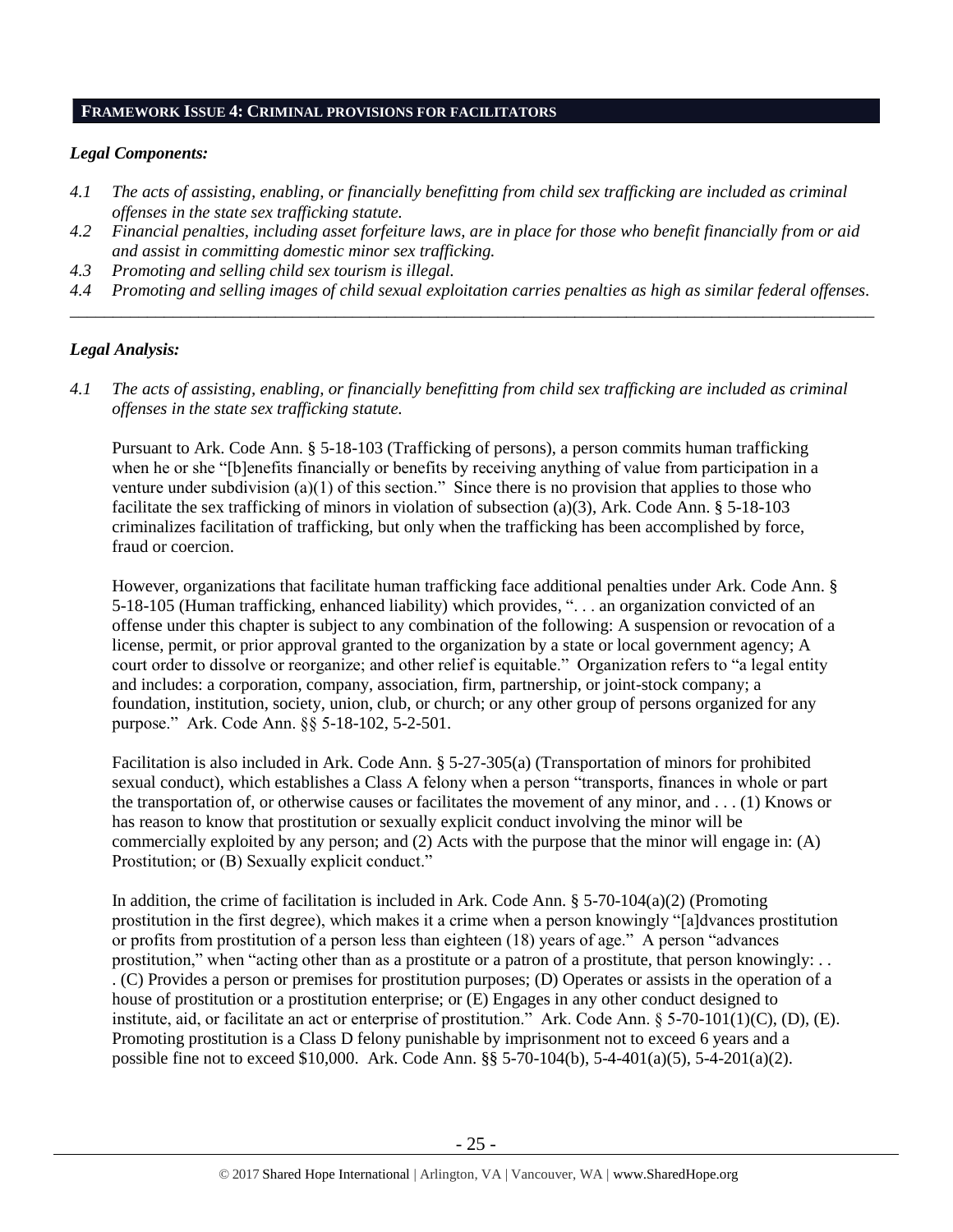## FRAMEWORK ISSUE 4: CRIMINAL PROVISIONS FOR FACILITATORS

### *Legal Components:*

*4.1 The acts of assisting, enabling, or financially benefitting from child sex trafficking are included as criminal offenses in the state sex trafficking statute.*

*4.2 Financial penalties, including asset forfeiture laws, are in place for those who benefit financially from or aid and assist in committing domestic minor sex trafficking.*

*4.3 Promoting and selling child sex tourism is illegal.*

*4.4 Promoting and selling images of child sexual exploitation carries penalties as high as similar federal offenses.*

---

### *Legal Analysis:*

*4.1 The acts of assisting, enabling, or financially benefitting from child sex trafficking are included as criminal offenses in the state sex trafficking statute.*

Pursuant to Ark. Code Ann. § 5-18-103 (Trafficking of persons), a person commits human trafficking when he or she "[b]enefits financially or benefits by receiving anything of value from participation in a venture under subdivision (a)(1) of this section." Since there is no provision that applies to those who facilitate the sex trafficking of minors in violation of subsection (a)(3), Ark. Code Ann. § 5-18-103 criminalizes facilitation of trafficking, but only when the trafficking has been accomplished by force, fraud or coercion.

However, organizations that facilitate human trafficking face additional penalties under Ark. Code Ann. § 5-18-105 (Human trafficking, enhanced liability) which provides, ". . . an organization convicted of an offense under this chapter is subject to any combination of the following: A suspension or revocation of a license, permit, or prior approval granted to the organization by a state or local government agency; A court order to dissolve or reorganize; and other relief is equitable." Organization refers to "a legal entity and includes: a corporation, company, association, firm, partnership, or joint-stock company; a foundation, institution, society, union, club, or church; or any other group of persons organized for any purpose." Ark. Code Ann. §§ 5-18-102, 5-2-501.

Facilitation is also included in Ark. Code Ann. § 5-27-305(a) (Transportation of minors for prohibited sexual conduct), which establishes a Class A felony when a person "transports, finances in whole or part the transportation of, or otherwise causes or facilitates the movement of any minor, and . . . (1) Knows or has reason to know that prostitution or sexually explicit conduct involving the minor will be commercially exploited by any person; and (2) Acts with the purpose that the minor will engage in: (A) Prostitution; or (B) Sexually explicit conduct."

In addition, the crime of facilitation is included in Ark. Code Ann. § 5-70-104(a)(2) (Promoting prostitution in the first degree), which makes it a crime when a person knowingly "[a]dvances prostitution or profits from prostitution of a person less than eighteen (18) years of age." A person "advances prostitution," when "acting other than as a prostitute or a patron of a prostitute, that person knowingly: . . . (C) Provides a person or premises for prostitution purposes; (D) Operates or assists in the operation of a house of prostitution or a prostitution enterprise; or (E) Engages in any other conduct designed to institute, aid, or facilitate an act or enterprise of prostitution." Ark. Code Ann. § 5-70-101(1)(C), (D), (E). Promoting prostitution is a Class D felony punishable by imprisonment not to exceed 6 years and a possible fine not to exceed $10,000. Ark. Code Ann. §§ 5-70-104(b), 5-4-401(a)(5), 5-4-201(a)(2).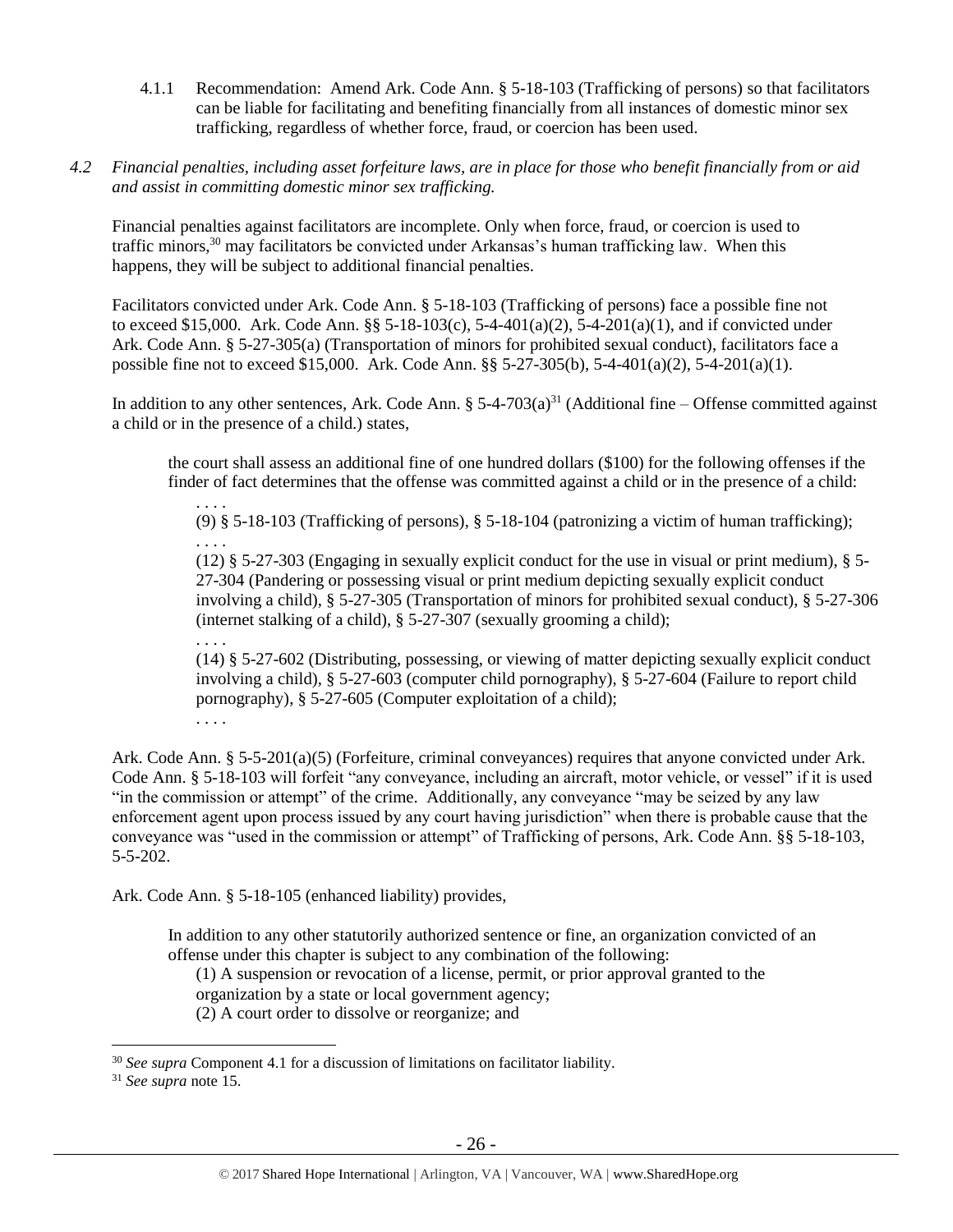4.1.1 Recommendation: Amend Ark. Code Ann. § 5-18-103 (Trafficking of persons) so that facilitators can be liable for facilitating and benefiting financially from all instances of domestic minor sex trafficking, regardless of whether force, fraud, or coercion has been used.

*4.2 Financial penalties, including asset forfeiture laws, are in place for those who benefit financially from or aid and assist in committing domestic minor sex trafficking.*

Financial penalties against facilitators are incomplete. Only when force, fraud, or coercion is used to traffic minors,[30] may facilitators be convicted under Arkansas's human trafficking law. When this happens, they will be subject to additional financial penalties.

Facilitators convicted under Ark. Code Ann. § 5-18-103 (Trafficking of persons) face a possible fine not to exceed $15,000. Ark. Code Ann. §§ 5-18-103(c), 5-4-401(a)(2), 5-4-201(a)(1), and if convicted under Ark. Code Ann. § 5-27-305(a) (Transportation of minors for prohibited sexual conduct), facilitators face a possible fine not to exceed $15,000. Ark. Code Ann. §§ 5-27-305(b), 5-4-401(a)(2), 5-4-201(a)(1).

In addition to any other sentences, Ark. Code Ann. § 5-4-703(a)[31] (Additional fine – Offense committed against a child or in the presence of a child.) states,

> the court shall assess an additional fine of one hundred dollars ($100) for the following offenses if the finder of fact determines that the offense was committed against a child or in the presence of a child:
>
> . . . .
>
> (9) § 5-18-103 (Trafficking of persons), § 5-18-104 (patronizing a victim of human trafficking);
>
> . . . .
>
> (12) § 5-27-303 (Engaging in sexually explicit conduct for the use in visual or print medium), § 5-27-304 (Pandering or possessing visual or print medium depicting sexually explicit conduct involving a child), § 5-27-305 (Transportation of minors for prohibited sexual conduct), § 5-27-306 (internet stalking of a child), § 5-27-307 (sexually grooming a child);
>
> . . . .
>
> (14) § 5-27-602 (Distributing, possessing, or viewing of matter depicting sexually explicit conduct involving a child), § 5-27-603 (computer child pornography), § 5-27-604 (Failure to report child pornography), § 5-27-605 (Computer exploitation of a child);
>
> . . . .

Ark. Code Ann. § 5-5-201(a)(5) (Forfeiture, criminal conveyances) requires that anyone convicted under Ark. Code Ann. § 5-18-103 will forfeit "any conveyance, including an aircraft, motor vehicle, or vessel" if it is used "in the commission or attempt" of the crime. Additionally, any conveyance "may be seized by any law enforcement agent upon process issued by any court having jurisdiction" when there is probable cause that the conveyance was "used in the commission or attempt" of Trafficking of persons, Ark. Code Ann. §§ 5-18-103, 5-5-202.

Ark. Code Ann. § 5-18-105 (enhanced liability) provides,

> In addition to any other statutorily authorized sentence or fine, an organization convicted of an offense under this chapter is subject to any combination of the following:
>
> (1) A suspension or revocation of a license, permit, or prior approval granted to the organization by a state or local government agency;
>
> (2) A court order to dissolve or reorganize; and

---

[30] *See supra* Component 4.1 for a discussion of limitations on facilitator liability.

[31] *See supra* note 15.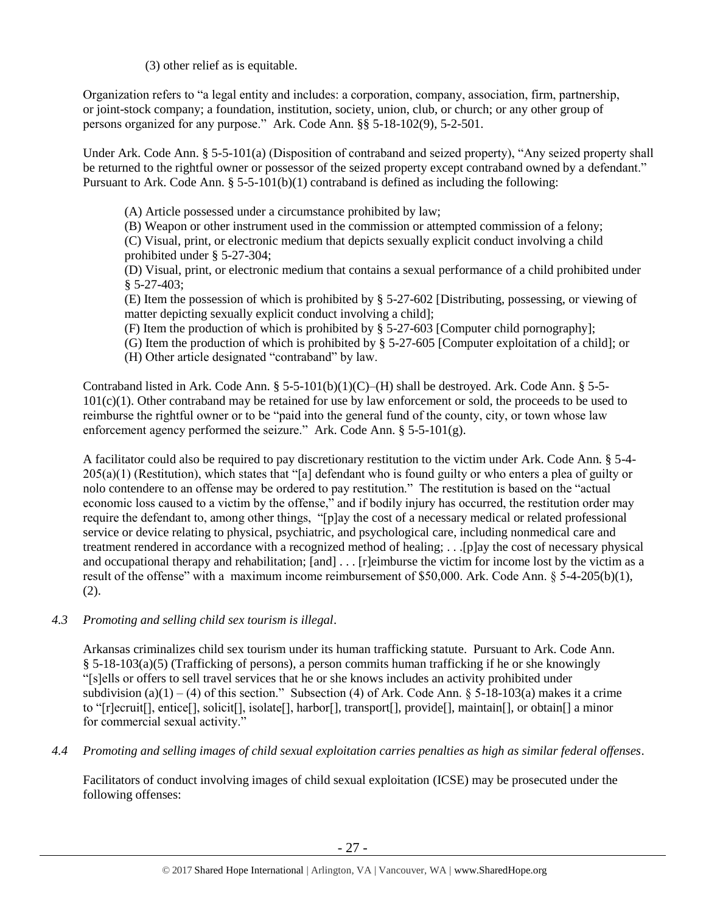(3) other relief as is equitable.

Organization refers to "a legal entity and includes: a corporation, company, association, firm, partnership, or joint-stock company; a foundation, institution, society, union, club, or church; or any other group of persons organized for any purpose." Ark. Code Ann. §§ 5-18-102(9), 5-2-501.

Under Ark. Code Ann. § 5-5-101(a) (Disposition of contraband and seized property), "Any seized property shall be returned to the rightful owner or possessor of the seized property except contraband owned by a defendant." Pursuant to Ark. Code Ann. § 5-5-101(b)(1) contraband is defined as including the following:

> (A) Article possessed under a circumstance prohibited by law;
> (B) Weapon or other instrument used in the commission or attempted commission of a felony;
> (C) Visual, print, or electronic medium that depicts sexually explicit conduct involving a child prohibited under § 5-27-304;
> (D) Visual, print, or electronic medium that contains a sexual performance of a child prohibited under § 5-27-403;
> (E) Item the possession of which is prohibited by § 5-27-602 [Distributing, possessing, or viewing of matter depicting sexually explicit conduct involving a child];
> (F) Item the production of which is prohibited by § 5-27-603 [Computer child pornography];
> (G) Item the production of which is prohibited by § 5-27-605 [Computer exploitation of a child]; or
> (H) Other article designated "contraband" by law.

Contraband listed in Ark. Code Ann. § 5-5-101(b)(1)(C)–(H) shall be destroyed. Ark. Code Ann. § 5-5-101(c)(1). Other contraband may be retained for use by law enforcement or sold, the proceeds to be used to reimburse the rightful owner or to be "paid into the general fund of the county, city, or town whose law enforcement agency performed the seizure." Ark. Code Ann. § 5-5-101(g).

A facilitator could also be required to pay discretionary restitution to the victim under Ark. Code Ann. § 5-4-205(a)(1) (Restitution), which states that "[a] defendant who is found guilty or who enters a plea of guilty or nolo contendere to an offense may be ordered to pay restitution." The restitution is based on the "actual economic loss caused to a victim by the offense," and if bodily injury has occurred, the restitution order may require the defendant to, among other things, "[p]ay the cost of a necessary medical or related professional service or device relating to physical, psychiatric, and psychological care, including nonmedical care and treatment rendered in accordance with a recognized method of healing; . . .[p]ay the cost of necessary physical and occupational therapy and rehabilitation; [and] . . . [r]eimburse the victim for income lost by the victim as a result of the offense" with a maximum income reimbursement of $50,000. Ark. Code Ann. § 5-4-205(b)(1), (2).

*4.3 Promoting and selling child sex tourism is illegal*.

Arkansas criminalizes child sex tourism under its human trafficking statute. Pursuant to Ark. Code Ann. § 5-18-103(a)(5) (Trafficking of persons), a person commits human trafficking if he or she knowingly "[s]ells or offers to sell travel services that he or she knows includes an activity prohibited under subdivision (a)(1) – (4) of this section." Subsection (4) of Ark. Code Ann. § 5-18-103(a) makes it a crime to "[r]ecruit[], entice[], solicit[], isolate[], harbor[], transport[], provide[], maintain[], or obtain[] a minor for commercial sexual activity."

*4.4 Promoting and selling images of child sexual exploitation carries penalties as high as similar federal offenses*.

Facilitators of conduct involving images of child sexual exploitation (ICSE) may be prosecuted under the following offenses: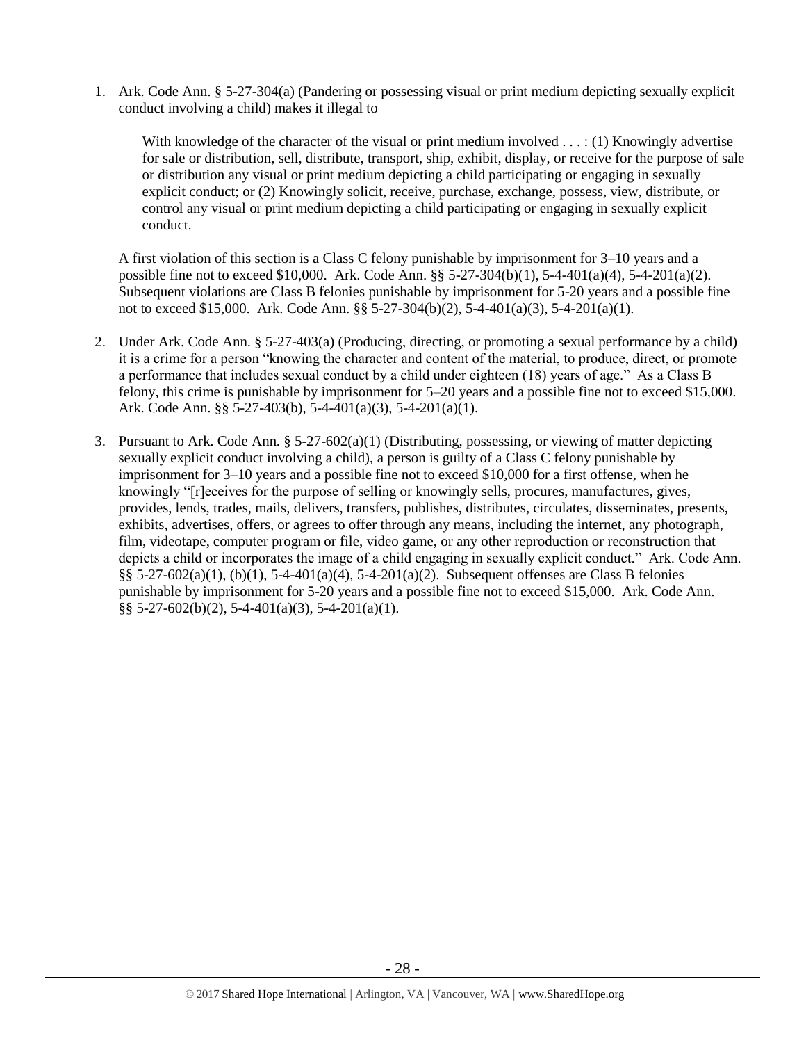1. Ark. Code Ann. § 5-27-304(a) (Pandering or possessing visual or print medium depicting sexually explicit conduct involving a child) makes it illegal to

   > With knowledge of the character of the visual or print medium involved . . . : (1) Knowingly advertise for sale or distribution, sell, distribute, transport, ship, exhibit, display, or receive for the purpose of sale or distribution any visual or print medium depicting a child participating or engaging in sexually explicit conduct; or (2) Knowingly solicit, receive, purchase, exchange, possess, view, distribute, or control any visual or print medium depicting a child participating or engaging in sexually explicit conduct.

   A first violation of this section is a Class C felony punishable by imprisonment for 3–10 years and a possible fine not to exceed $10,000. Ark. Code Ann. §§ 5-27-304(b)(1), 5-4-401(a)(4), 5-4-201(a)(2). Subsequent violations are Class B felonies punishable by imprisonment for 5-20 years and a possible fine not to exceed $15,000. Ark. Code Ann. §§ 5-27-304(b)(2), 5-4-401(a)(3), 5-4-201(a)(1).

2. Under Ark. Code Ann. § 5-27-403(a) (Producing, directing, or promoting a sexual performance by a child) it is a crime for a person "knowing the character and content of the material, to produce, direct, or promote a performance that includes sexual conduct by a child under eighteen (18) years of age." As a Class B felony, this crime is punishable by imprisonment for 5–20 years and a possible fine not to exceed $15,000. Ark. Code Ann. §§ 5-27-403(b), 5-4-401(a)(3), 5-4-201(a)(1).

3. Pursuant to Ark. Code Ann. § 5-27-602(a)(1) (Distributing, possessing, or viewing of matter depicting sexually explicit conduct involving a child), a person is guilty of a Class C felony punishable by imprisonment for 3–10 years and a possible fine not to exceed $10,000 for a first offense, when he knowingly "[r]eceives for the purpose of selling or knowingly sells, procures, manufactures, gives, provides, lends, trades, mails, delivers, transfers, publishes, distributes, circulates, disseminates, presents, exhibits, advertises, offers, or agrees to offer through any means, including the internet, any photograph, film, videotape, computer program or file, video game, or any other reproduction or reconstruction that depicts a child or incorporates the image of a child engaging in sexually explicit conduct." Ark. Code Ann. §§ 5-27-602(a)(1), (b)(1), 5-4-401(a)(4), 5-4-201(a)(2). Subsequent offenses are Class B felonies punishable by imprisonment for 5-20 years and a possible fine not to exceed $15,000. Ark. Code Ann. §§ 5-27-602(b)(2), 5-4-401(a)(3), 5-4-201(a)(1).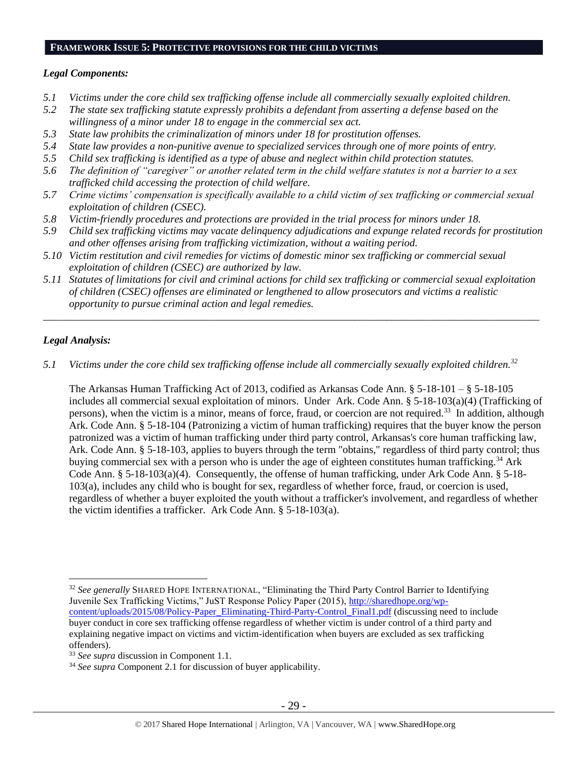## FRAMEWORK ISSUE 5: PROTECTIVE PROVISIONS FOR THE CHILD VICTIMS

### *Legal Components:*

*5.1 Victims under the core child sex trafficking offense include all commercially sexually exploited children.*

*5.2 The state sex trafficking statute expressly prohibits a defendant from asserting a defense based on the willingness of a minor under 18 to engage in the commercial sex act.*

*5.3 State law prohibits the criminalization of minors under 18 for prostitution offenses.*

*5.4 State law provides a non-punitive avenue to specialized services through one of more points of entry.*

*5.5 Child sex trafficking is identified as a type of abuse and neglect within child protection statutes.*

*5.6 The definition of "caregiver" or another related term in the child welfare statutes is not a barrier to a sex trafficked child accessing the protection of child welfare.*

*5.7 Crime victims' compensation is specifically available to a child victim of sex trafficking or commercial sexual exploitation of children (CSEC).*

*5.8 Victim-friendly procedures and protections are provided in the trial process for minors under 18.*

*5.9 Child sex trafficking victims may vacate delinquency adjudications and expunge related records for prostitution and other offenses arising from trafficking victimization, without a waiting period.*

*5.10 Victim restitution and civil remedies for victims of domestic minor sex trafficking or commercial sexual exploitation of children (CSEC) are authorized by law.*

*5.11 Statutes of limitations for civil and criminal actions for child sex trafficking or commercial sexual exploitation of children (CSEC) offenses are eliminated or lengthened to allow prosecutors and victims a realistic opportunity to pursue criminal action and legal remedies.*

---

### *Legal Analysis:*

*5.1 Victims under the core child sex trafficking offense include all commercially sexually exploited children.*[32]

The Arkansas Human Trafficking Act of 2013, codified as Arkansas Code Ann. § 5-18-101 – § 5-18-105 includes all commercial sexual exploitation of minors. Under Ark. Code Ann. § 5-18-103(a)(4) (Trafficking of persons), when the victim is a minor, means of force, fraud, or coercion are not required.[33] In addition, although Ark. Code Ann. § 5-18-104 (Patronizing a victim of human trafficking) requires that the buyer know the person patronized was a victim of human trafficking under third party control, Arkansas's core human trafficking law, Ark. Code Ann. § 5-18-103, applies to buyers through the term "obtains," regardless of third party control; thus buying commercial sex with a person who is under the age of eighteen constitutes human trafficking.[34] Ark Code Ann. § 5-18-103(a)(4). Consequently, the offense of human trafficking, under Ark Code Ann. § 5-18-103(a), includes any child who is bought for sex, regardless of whether force, fraud, or coercion is used, regardless of whether a buyer exploited the youth without a trafficker's involvement, and regardless of whether the victim identifies a trafficker. Ark Code Ann. § 5-18-103(a).

---

[32] *See generally* SHARED HOPE INTERNATIONAL, "Eliminating the Third Party Control Barrier to Identifying Juvenile Sex Trafficking Victims," JuST Response Policy Paper (2015), http://sharedhope.org/wp-content/uploads/2015/08/Policy-Paper_Eliminating-Third-Party-Control_Final1.pdf (discussing need to include buyer conduct in core sex trafficking offense regardless of whether victim is under control of a third party and explaining negative impact on victims and victim-identification when buyers are excluded as sex trafficking offenders).

[33] *See supra* discussion in Component 1.1.

[34] *See supra* Component 2.1 for discussion of buyer applicability.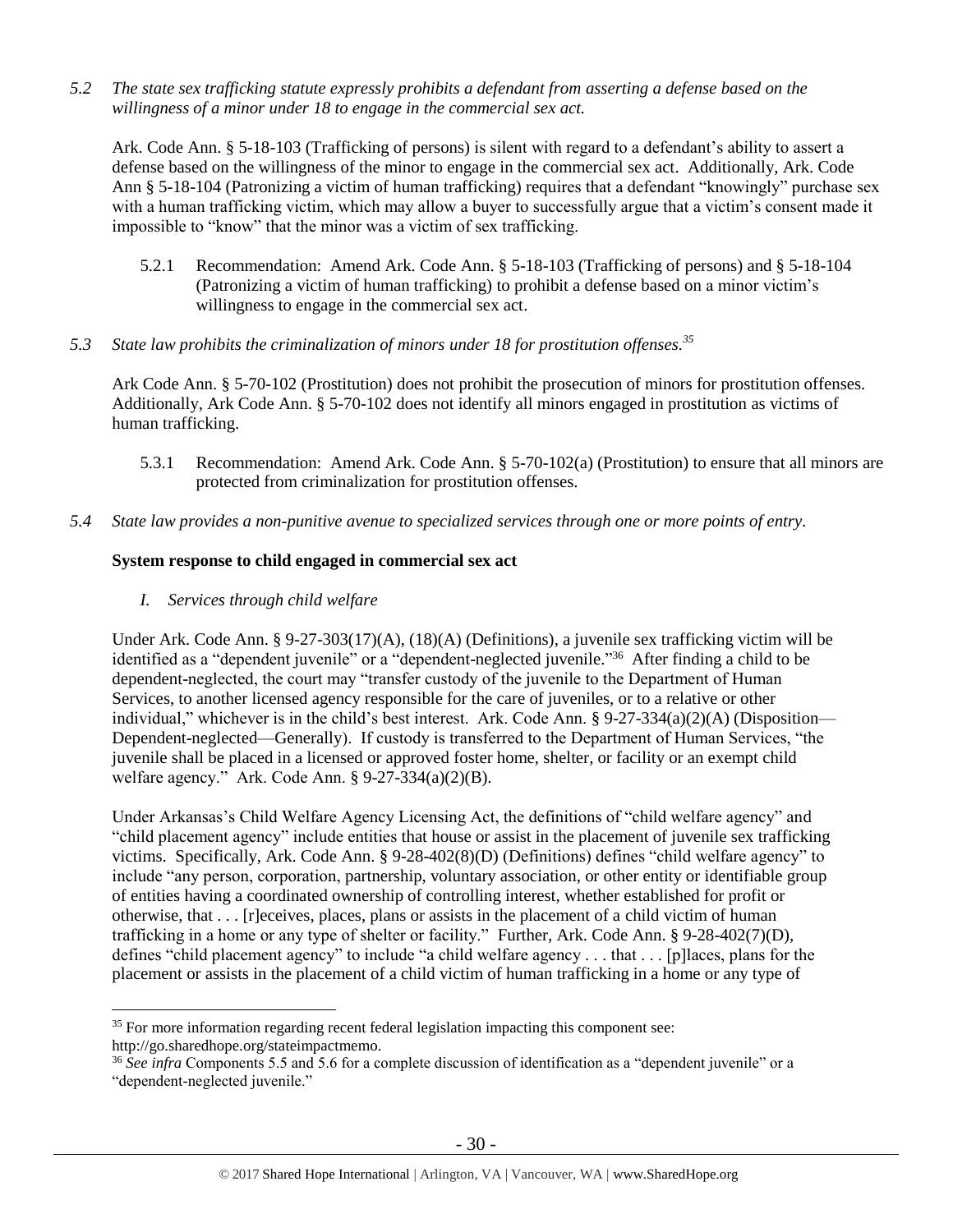*5.2 The state sex trafficking statute expressly prohibits a defendant from asserting a defense based on the willingness of a minor under 18 to engage in the commercial sex act.*

Ark. Code Ann. § 5-18-103 (Trafficking of persons) is silent with regard to a defendant's ability to assert a defense based on the willingness of the minor to engage in the commercial sex act. Additionally, Ark. Code Ann § 5-18-104 (Patronizing a victim of human trafficking) requires that a defendant "knowingly" purchase sex with a human trafficking victim, which may allow a buyer to successfully argue that a victim's consent made it impossible to "know" that the minor was a victim of sex trafficking.

5.2.1 Recommendation: Amend Ark. Code Ann. § 5-18-103 (Trafficking of persons) and § 5-18-104 (Patronizing a victim of human trafficking) to prohibit a defense based on a minor victim's willingness to engage in the commercial sex act.

*5.3 State law prohibits the criminalization of minors under 18 for prostitution offenses.*[35]

Ark Code Ann. § 5-70-102 (Prostitution) does not prohibit the prosecution of minors for prostitution offenses. Additionally, Ark Code Ann. § 5-70-102 does not identify all minors engaged in prostitution as victims of human trafficking.

5.3.1 Recommendation: Amend Ark. Code Ann. § 5-70-102(a) (Prostitution) to ensure that all minors are protected from criminalization for prostitution offenses.

*5.4 State law provides a non-punitive avenue to specialized services through one or more points of entry.*

**System response to child engaged in commercial sex act**

*I. Services through child welfare*

Under Ark. Code Ann. § 9-27-303(17)(A), (18)(A) (Definitions), a juvenile sex trafficking victim will be identified as a "dependent juvenile" or a "dependent-neglected juvenile."[36] After finding a child to be dependent-neglected, the court may "transfer custody of the juvenile to the Department of Human Services, to another licensed agency responsible for the care of juveniles, or to a relative or other individual," whichever is in the child's best interest. Ark. Code Ann. § 9-27-334(a)(2)(A) (Disposition—Dependent-neglected—Generally). If custody is transferred to the Department of Human Services, "the juvenile shall be placed in a licensed or approved foster home, shelter, or facility or an exempt child welfare agency." Ark. Code Ann. § 9-27-334(a)(2)(B).

Under Arkansas's Child Welfare Agency Licensing Act, the definitions of "child welfare agency" and "child placement agency" include entities that house or assist in the placement of juvenile sex trafficking victims. Specifically, Ark. Code Ann. § 9-28-402(8)(D) (Definitions) defines "child welfare agency" to include "any person, corporation, partnership, voluntary association, or other entity or identifiable group of entities having a coordinated ownership of controlling interest, whether established for profit or otherwise, that . . . [r]eceives, places, plans or assists in the placement of a child victim of human trafficking in a home or any type of shelter or facility." Further, Ark. Code Ann. § 9-28-402(7)(D), defines "child placement agency" to include "a child welfare agency . . . that . . . [p]laces, plans for the placement or assists in the placement of a child victim of human trafficking in a home or any type of

---

[35] For more information regarding recent federal legislation impacting this component see: http://go.sharedhope.org/stateimpactmemo.

[36] *See infra* Components 5.5 and 5.6 for a complete discussion of identification as a "dependent juvenile" or a "dependent-neglected juvenile."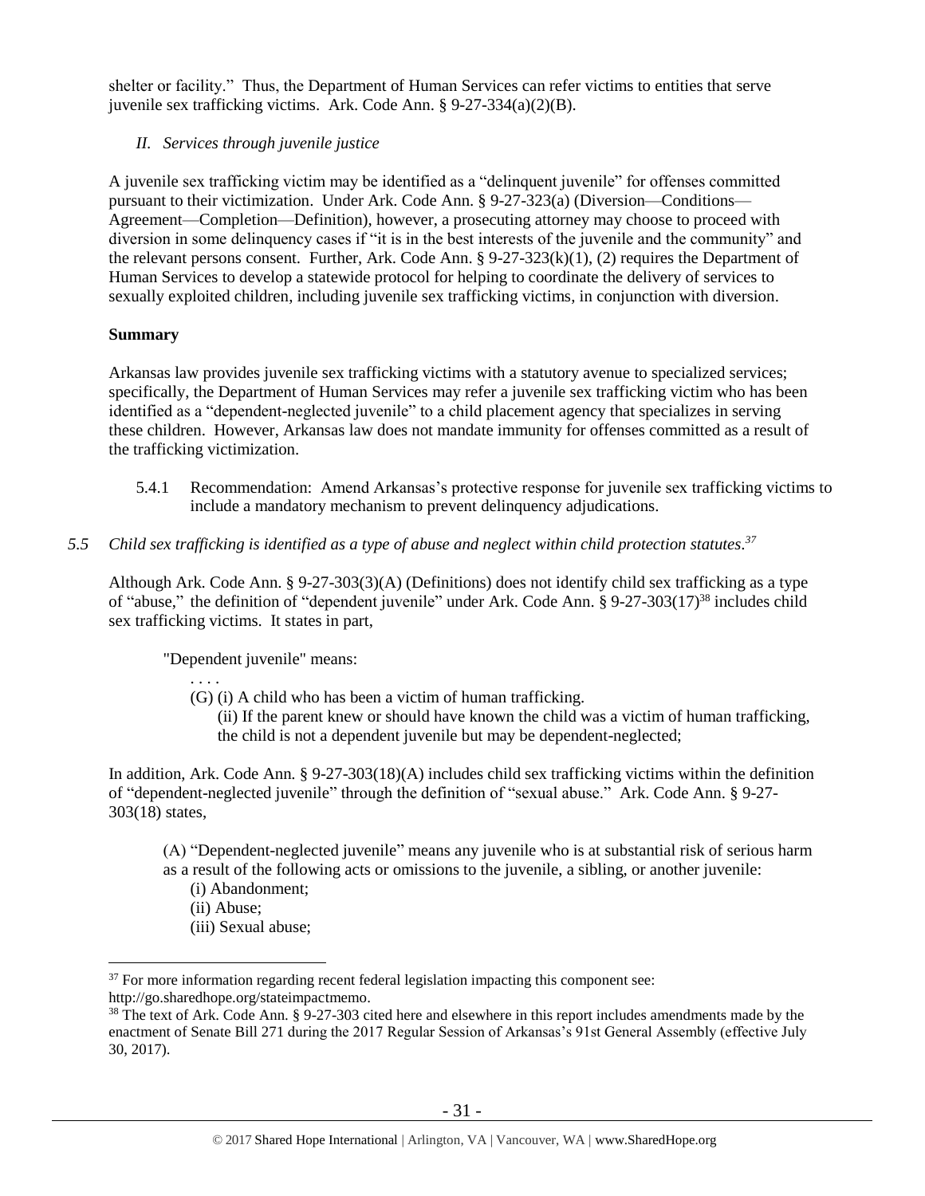shelter or facility." Thus, the Department of Human Services can refer victims to entities that serve juvenile sex trafficking victims. Ark. Code Ann. § 9-27-334(a)(2)(B).

*II. Services through juvenile justice*

A juvenile sex trafficking victim may be identified as a "delinquent juvenile" for offenses committed pursuant to their victimization. Under Ark. Code Ann. § 9-27-323(a) (Diversion—Conditions—Agreement—Completion—Definition), however, a prosecuting attorney may choose to proceed with diversion in some delinquency cases if "it is in the best interests of the juvenile and the community" and the relevant persons consent. Further, Ark. Code Ann. § 9-27-323(k)(1), (2) requires the Department of Human Services to develop a statewide protocol for helping to coordinate the delivery of services to sexually exploited children, including juvenile sex trafficking victims, in conjunction with diversion.

**Summary**

Arkansas law provides juvenile sex trafficking victims with a statutory avenue to specialized services; specifically, the Department of Human Services may refer a juvenile sex trafficking victim who has been identified as a "dependent-neglected juvenile" to a child placement agency that specializes in serving these children. However, Arkansas law does not mandate immunity for offenses committed as a result of the trafficking victimization.

5.4.1 Recommendation: Amend Arkansas's protective response for juvenile sex trafficking victims to include a mandatory mechanism to prevent delinquency adjudications.

*5.5 Child sex trafficking is identified as a type of abuse and neglect within child protection statutes.*[37]

Although Ark. Code Ann. § 9-27-303(3)(A) (Definitions) does not identify child sex trafficking as a type of "abuse," the definition of "dependent juvenile" under Ark. Code Ann. § 9-27-303(17)[38] includes child sex trafficking victims. It states in part,

> "Dependent juvenile" means:
>
> . . . .
>
> (G) (i) A child who has been a victim of human trafficking.
>
> (ii) If the parent knew or should have known the child was a victim of human trafficking, the child is not a dependent juvenile but may be dependent-neglected;

In addition, Ark. Code Ann. § 9-27-303(18)(A) includes child sex trafficking victims within the definition of "dependent-neglected juvenile" through the definition of "sexual abuse." Ark. Code Ann. § 9-27-303(18) states,

> (A) "Dependent-neglected juvenile" means any juvenile who is at substantial risk of serious harm as a result of the following acts or omissions to the juvenile, a sibling, or another juvenile:
>
> (i) Abandonment;
>
> (ii) Abuse;
>
> (iii) Sexual abuse;

---

[37] For more information regarding recent federal legislation impacting this component see: http://go.sharedhope.org/stateimpactmemo.

[38] The text of Ark. Code Ann. § 9-27-303 cited here and elsewhere in this report includes amendments made by the enactment of Senate Bill 271 during the 2017 Regular Session of Arkansas's 91st General Assembly (effective July 30, 2017).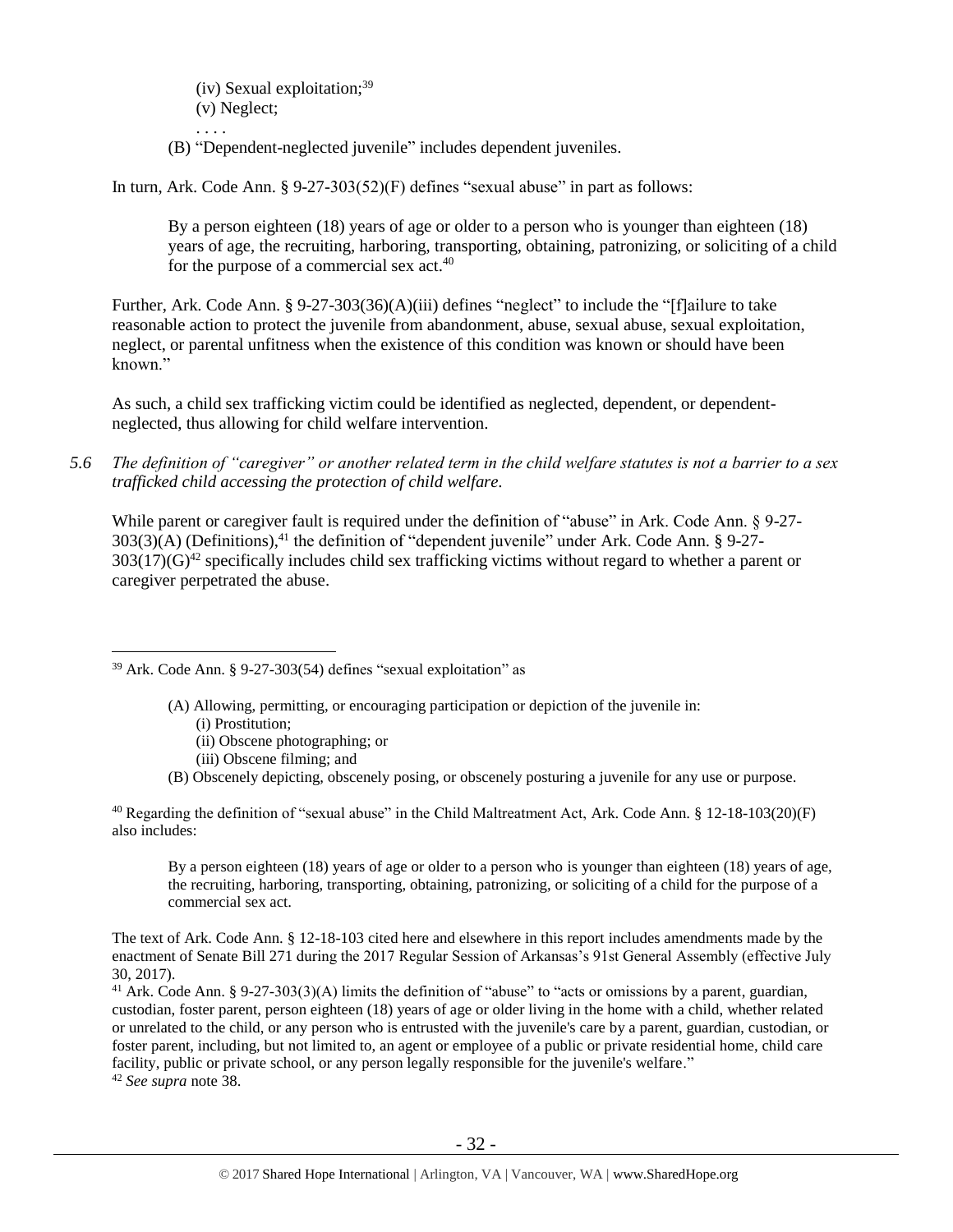(iv) Sexual exploitation;[39]
(v) Neglect;
. . . .
(B) "Dependent-neglected juvenile" includes dependent juveniles.

In turn, Ark. Code Ann. § 9-27-303(52)(F) defines "sexual abuse" in part as follows:

> By a person eighteen (18) years of age or older to a person who is younger than eighteen (18) years of age, the recruiting, harboring, transporting, obtaining, patronizing, or soliciting of a child for the purpose of a commercial sex act.[40]

Further, Ark. Code Ann. § 9-27-303(36)(A)(iii) defines "neglect" to include the "[f]ailure to take reasonable action to protect the juvenile from abandonment, abuse, sexual abuse, sexual exploitation, neglect, or parental unfitness when the existence of this condition was known or should have been known."

As such, a child sex trafficking victim could be identified as neglected, dependent, or dependent-neglected, thus allowing for child welfare intervention.

*5.6 The definition of "caregiver" or another related term in the child welfare statutes is not a barrier to a sex trafficked child accessing the protection of child welfare.*

While parent or caregiver fault is required under the definition of "abuse" in Ark. Code Ann. § 9-27-303(3)(A) (Definitions),[41] the definition of "dependent juvenile" under Ark. Code Ann. § 9-27-303(17)(G)[42] specifically includes child sex trafficking victims without regard to whether a parent or caregiver perpetrated the abuse.

---

[39] Ark. Code Ann. § 9-27-303(54) defines "sexual exploitation" as

> (A) Allowing, permitting, or encouraging participation or depiction of the juvenile in:
> (i) Prostitution;
> (ii) Obscene photographing; or
> (iii) Obscene filming; and
> (B) Obscenely depicting, obscenely posing, or obscenely posturing a juvenile for any use or purpose.

[40] Regarding the definition of "sexual abuse" in the Child Maltreatment Act, Ark. Code Ann. § 12-18-103(20)(F) also includes:

> By a person eighteen (18) years of age or older to a person who is younger than eighteen (18) years of age, the recruiting, harboring, transporting, obtaining, patronizing, or soliciting of a child for the purpose of a commercial sex act.

The text of Ark. Code Ann. § 12-18-103 cited here and elsewhere in this report includes amendments made by the enactment of Senate Bill 271 during the 2017 Regular Session of Arkansas's 91st General Assembly (effective July 30, 2017).

[41] Ark. Code Ann. § 9-27-303(3)(A) limits the definition of "abuse" to "acts or omissions by a parent, guardian, custodian, foster parent, person eighteen (18) years of age or older living in the home with a child, whether related or unrelated to the child, or any person who is entrusted with the juvenile's care by a parent, guardian, custodian, or foster parent, including, but not limited to, an agent or employee of a public or private residential home, child care facility, public or private school, or any person legally responsible for the juvenile's welfare."

[42] *See supra* note 38.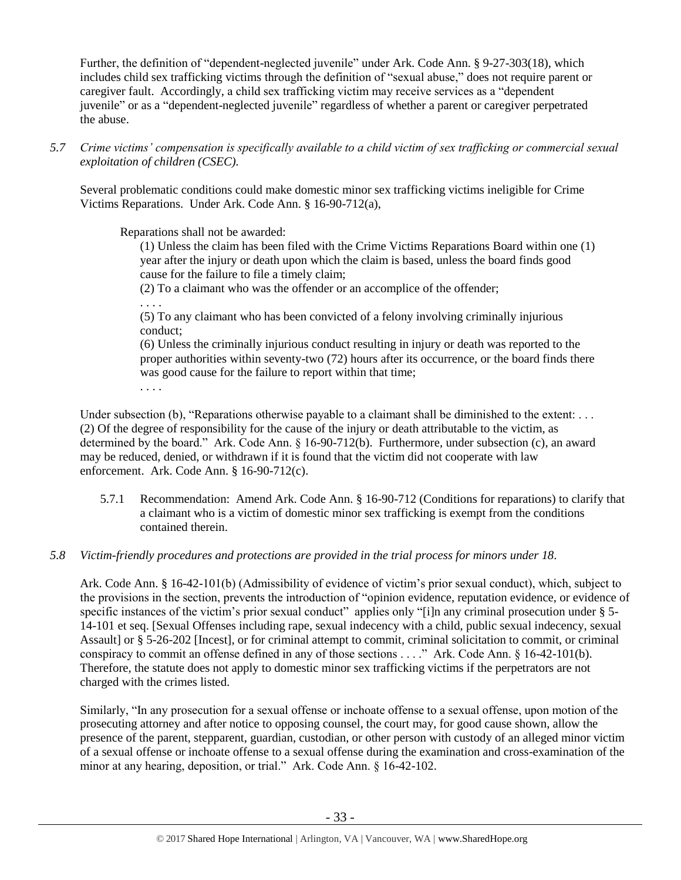Further, the definition of "dependent-neglected juvenile" under Ark. Code Ann. § 9-27-303(18), which includes child sex trafficking victims through the definition of "sexual abuse," does not require parent or caregiver fault. Accordingly, a child sex trafficking victim may receive services as a "dependent juvenile" or as a "dependent-neglected juvenile" regardless of whether a parent or caregiver perpetrated the abuse.

*5.7 Crime victims' compensation is specifically available to a child victim of sex trafficking or commercial sexual exploitation of children (CSEC).*

Several problematic conditions could make domestic minor sex trafficking victims ineligible for Crime Victims Reparations. Under Ark. Code Ann. § 16-90-712(a),

> Reparations shall not be awarded:
>
> (1) Unless the claim has been filed with the Crime Victims Reparations Board within one (1) year after the injury or death upon which the claim is based, unless the board finds good cause for the failure to file a timely claim;
>
> (2) To a claimant who was the offender or an accomplice of the offender;
>
> . . . .
>
> (5) To any claimant who has been convicted of a felony involving criminally injurious conduct;
>
> (6) Unless the criminally injurious conduct resulting in injury or death was reported to the proper authorities within seventy-two (72) hours after its occurrence, or the board finds there was good cause for the failure to report within that time;
>
> . . . .

Under subsection (b), "Reparations otherwise payable to a claimant shall be diminished to the extent: . . . (2) Of the degree of responsibility for the cause of the injury or death attributable to the victim, as determined by the board." Ark. Code Ann. § 16-90-712(b). Furthermore, under subsection (c), an award may be reduced, denied, or withdrawn if it is found that the victim did not cooperate with law enforcement. Ark. Code Ann. § 16-90-712(c).

5.7.1 Recommendation: Amend Ark. Code Ann. § 16-90-712 (Conditions for reparations) to clarify that a claimant who is a victim of domestic minor sex trafficking is exempt from the conditions contained therein.

*5.8 Victim-friendly procedures and protections are provided in the trial process for minors under 18.*

Ark. Code Ann. § 16-42-101(b) (Admissibility of evidence of victim's prior sexual conduct), which, subject to the provisions in the section, prevents the introduction of "opinion evidence, reputation evidence, or evidence of specific instances of the victim's prior sexual conduct" applies only "[i]n any criminal prosecution under § 5-14-101 et seq. [Sexual Offenses including rape, sexual indecency with a child, public sexual indecency, sexual Assault] or § 5-26-202 [Incest], or for criminal attempt to commit, criminal solicitation to commit, or criminal conspiracy to commit an offense defined in any of those sections . . . ." Ark. Code Ann. § 16-42-101(b). Therefore, the statute does not apply to domestic minor sex trafficking victims if the perpetrators are not charged with the crimes listed.

Similarly, "In any prosecution for a sexual offense or inchoate offense to a sexual offense, upon motion of the prosecuting attorney and after notice to opposing counsel, the court may, for good cause shown, allow the presence of the parent, stepparent, guardian, custodian, or other person with custody of an alleged minor victim of a sexual offense or inchoate offense to a sexual offense during the examination and cross-examination of the minor at any hearing, deposition, or trial." Ark. Code Ann. § 16-42-102.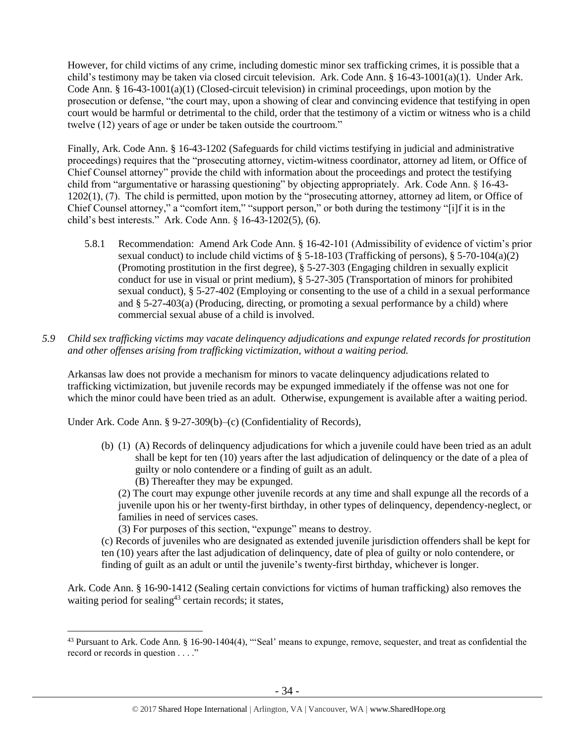However, for child victims of any crime, including domestic minor sex trafficking crimes, it is possible that a child's testimony may be taken via closed circuit television. Ark. Code Ann. § 16-43-1001(a)(1). Under Ark. Code Ann. § 16-43-1001(a)(1) (Closed-circuit television) in criminal proceedings, upon motion by the prosecution or defense, "the court may, upon a showing of clear and convincing evidence that testifying in open court would be harmful or detrimental to the child, order that the testimony of a victim or witness who is a child twelve (12) years of age or under be taken outside the courtroom."

Finally, Ark. Code Ann. § 16-43-1202 (Safeguards for child victims testifying in judicial and administrative proceedings) requires that the "prosecuting attorney, victim-witness coordinator, attorney ad litem, or Office of Chief Counsel attorney" provide the child with information about the proceedings and protect the testifying child from "argumentative or harassing questioning" by objecting appropriately. Ark. Code Ann. § 16-43-1202(1), (7). The child is permitted, upon motion by the "prosecuting attorney, attorney ad litem, or Office of Chief Counsel attorney," a "comfort item," "support person," or both during the testimony "[i]f it is in the child's best interests." Ark. Code Ann. § 16-43-1202(5), (6).

5.8.1 Recommendation: Amend Ark Code Ann. § 16-42-101 (Admissibility of evidence of victim's prior sexual conduct) to include child victims of § 5-18-103 (Trafficking of persons), § 5-70-104(a)(2) (Promoting prostitution in the first degree), § 5-27-303 (Engaging children in sexually explicit conduct for use in visual or print medium), § 5-27-305 (Transportation of minors for prohibited sexual conduct), § 5-27-402 (Employing or consenting to the use of a child in a sexual performance and § 5-27-403(a) (Producing, directing, or promoting a sexual performance by a child) where commercial sexual abuse of a child is involved.

*5.9 Child sex trafficking victims may vacate delinquency adjudications and expunge related records for prostitution and other offenses arising from trafficking victimization, without a waiting period.*

Arkansas law does not provide a mechanism for minors to vacate delinquency adjudications related to trafficking victimization, but juvenile records may be expunged immediately if the offense was not one for which the minor could have been tried as an adult. Otherwise, expungement is available after a waiting period.

Under Ark. Code Ann. § 9-27-309(b)–(c) (Confidentiality of Records),

> (b) (1) (A) Records of delinquency adjudications for which a juvenile could have been tried as an adult shall be kept for ten (10) years after the last adjudication of delinquency or the date of a plea of guilty or nolo contendere or a finding of guilt as an adult.
> (B) Thereafter they may be expunged.
> (2) The court may expunge other juvenile records at any time and shall expunge all the records of a juvenile upon his or her twenty-first birthday, in other types of delinquency, dependency-neglect, or families in need of services cases.
> (3) For purposes of this section, "expunge" means to destroy.
> (c) Records of juveniles who are designated as extended juvenile jurisdiction offenders shall be kept for ten (10) years after the last adjudication of delinquency, date of plea of guilty or nolo contendere, or finding of guilt as an adult or until the juvenile's twenty-first birthday, whichever is longer.

Ark. Code Ann. § 16-90-1412 (Sealing certain convictions for victims of human trafficking) also removes the waiting period for sealing[43] certain records; it states,

[43] Pursuant to Ark. Code Ann. § 16-90-1404(4), "'Seal' means to expunge, remove, sequester, and treat as confidential the record or records in question . . . ."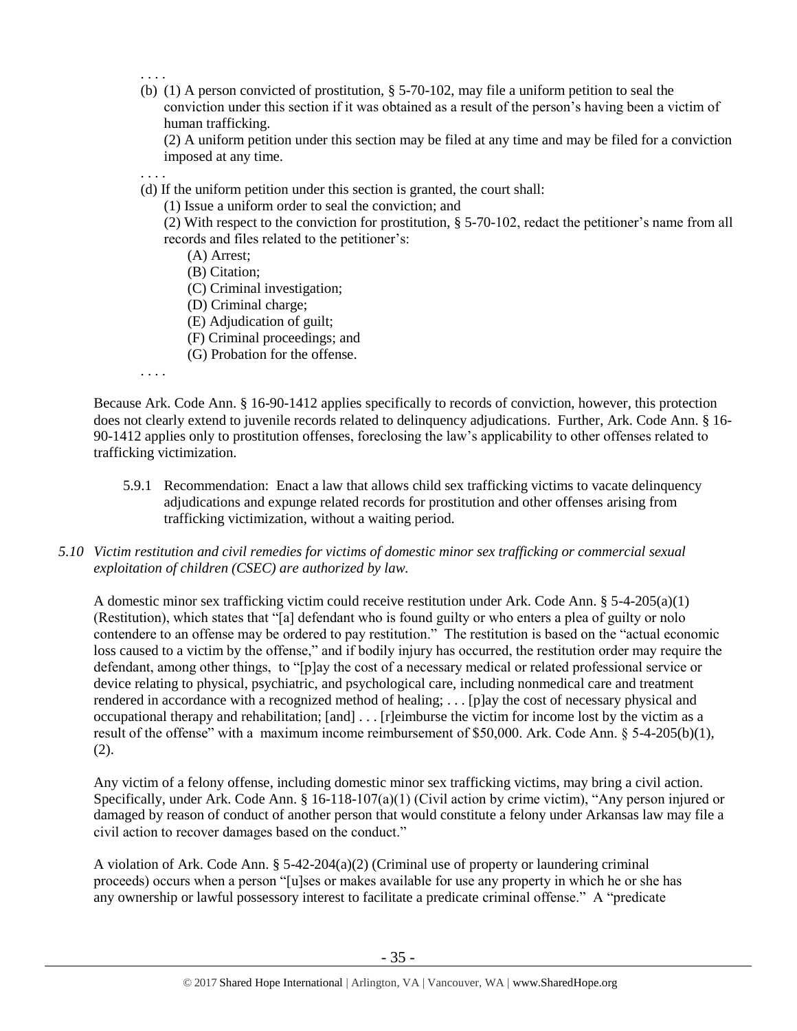. . . .

(b) (1) A person convicted of prostitution, § 5-70-102, may file a uniform petition to seal the conviction under this section if it was obtained as a result of the person's having been a victim of human trafficking.

(2) A uniform petition under this section may be filed at any time and may be filed for a conviction imposed at any time.

. . . .

(d) If the uniform petition under this section is granted, the court shall:

(1) Issue a uniform order to seal the conviction; and

(2) With respect to the conviction for prostitution, § 5-70-102, redact the petitioner's name from all records and files related to the petitioner's:

(A) Arrest;
(B) Citation;
(C) Criminal investigation;
(D) Criminal charge;
(E) Adjudication of guilt;
(F) Criminal proceedings; and
(G) Probation for the offense.

. . . .

Because Ark. Code Ann. § 16-90-1412 applies specifically to records of conviction, however, this protection does not clearly extend to juvenile records related to delinquency adjudications. Further, Ark. Code Ann. § 16-90-1412 applies only to prostitution offenses, foreclosing the law's applicability to other offenses related to trafficking victimization.

5.9.1 Recommendation: Enact a law that allows child sex trafficking victims to vacate delinquency adjudications and expunge related records for prostitution and other offenses arising from trafficking victimization, without a waiting period.

*5.10 Victim restitution and civil remedies for victims of domestic minor sex trafficking or commercial sexual exploitation of children (CSEC) are authorized by law.*

A domestic minor sex trafficking victim could receive restitution under Ark. Code Ann. § 5-4-205(a)(1) (Restitution), which states that "[a] defendant who is found guilty or who enters a plea of guilty or nolo contendere to an offense may be ordered to pay restitution." The restitution is based on the "actual economic loss caused to a victim by the offense," and if bodily injury has occurred, the restitution order may require the defendant, among other things, to "[p]ay the cost of a necessary medical or related professional service or device relating to physical, psychiatric, and psychological care, including nonmedical care and treatment rendered in accordance with a recognized method of healing; . . . [p]ay the cost of necessary physical and occupational therapy and rehabilitation; [and] . . . [r]eimburse the victim for income lost by the victim as a result of the offense" with a maximum income reimbursement of $50,000. Ark. Code Ann. § 5-4-205(b)(1), (2).

Any victim of a felony offense, including domestic minor sex trafficking victims, may bring a civil action. Specifically, under Ark. Code Ann. § 16-118-107(a)(1) (Civil action by crime victim), "Any person injured or damaged by reason of conduct of another person that would constitute a felony under Arkansas law may file a civil action to recover damages based on the conduct."

A violation of Ark. Code Ann. § 5-42-204(a)(2) (Criminal use of property or laundering criminal proceeds) occurs when a person "[u]ses or makes available for use any property in which he or she has any ownership or lawful possessory interest to facilitate a predicate criminal offense." A "predicate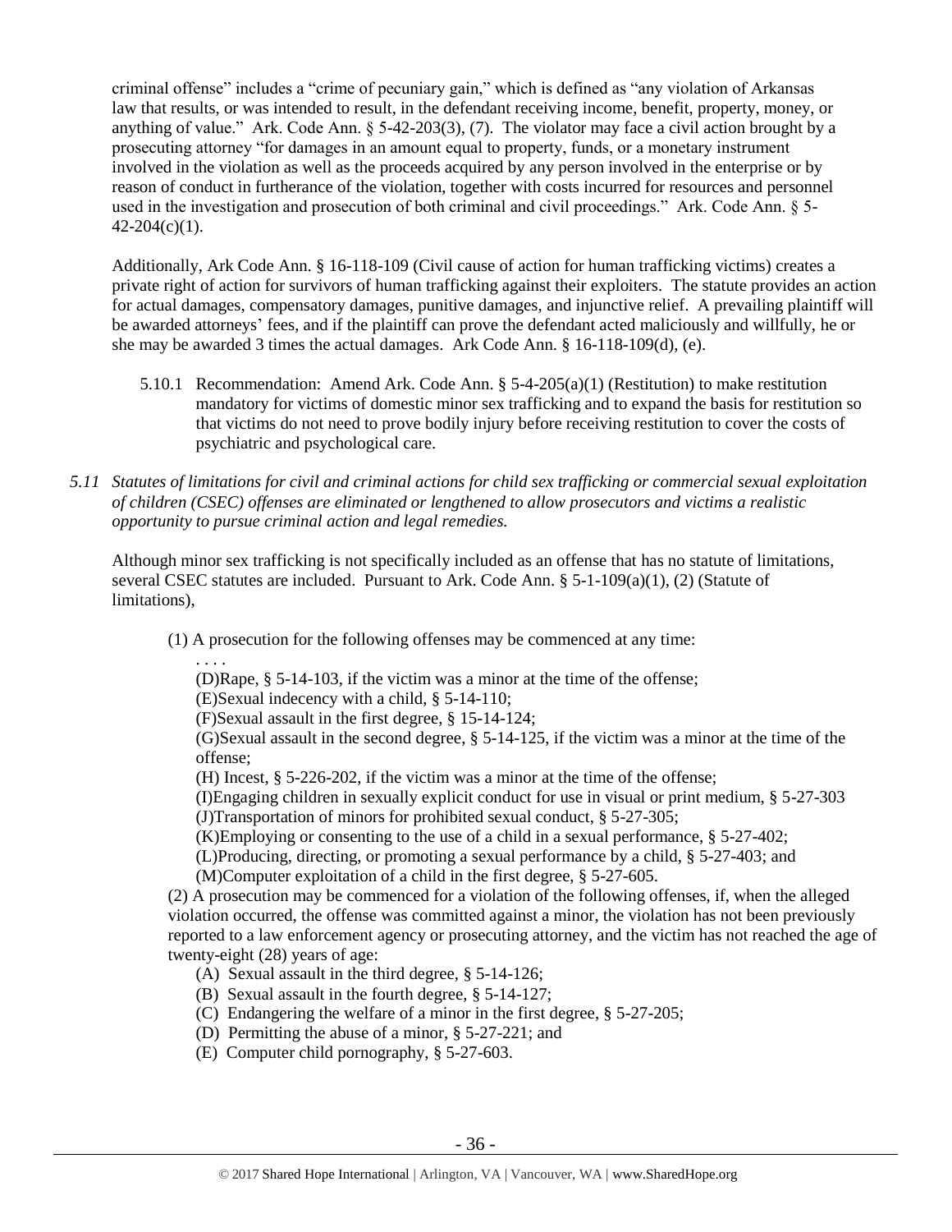criminal offense" includes a "crime of pecuniary gain," which is defined as "any violation of Arkansas law that results, or was intended to result, in the defendant receiving income, benefit, property, money, or anything of value." Ark. Code Ann. § 5-42-203(3), (7). The violator may face a civil action brought by a prosecuting attorney "for damages in an amount equal to property, funds, or a monetary instrument involved in the violation as well as the proceeds acquired by any person involved in the enterprise or by reason of conduct in furtherance of the violation, together with costs incurred for resources and personnel used in the investigation and prosecution of both criminal and civil proceedings." Ark. Code Ann. § 5-42-204(c)(1).

Additionally, Ark Code Ann. § 16-118-109 (Civil cause of action for human trafficking victims) creates a private right of action for survivors of human trafficking against their exploiters. The statute provides an action for actual damages, compensatory damages, punitive damages, and injunctive relief. A prevailing plaintiff will be awarded attorneys' fees, and if the plaintiff can prove the defendant acted maliciously and willfully, he or she may be awarded 3 times the actual damages. Ark Code Ann. § 16-118-109(d), (e).

5.10.1 Recommendation: Amend Ark. Code Ann. § 5-4-205(a)(1) (Restitution) to make restitution mandatory for victims of domestic minor sex trafficking and to expand the basis for restitution so that victims do not need to prove bodily injury before receiving restitution to cover the costs of psychiatric and psychological care.

*5.11 Statutes of limitations for civil and criminal actions for child sex trafficking or commercial sexual exploitation of children (CSEC) offenses are eliminated or lengthened to allow prosecutors and victims a realistic opportunity to pursue criminal action and legal remedies.*

Although minor sex trafficking is not specifically included as an offense that has no statute of limitations, several CSEC statutes are included. Pursuant to Ark. Code Ann. § 5-1-109(a)(1), (2) (Statute of limitations),

> (1) A prosecution for the following offenses may be commenced at any time:
>
> . . . .
>
> (D)Rape, § 5-14-103, if the victim was a minor at the time of the offense;
>
> (E)Sexual indecency with a child, § 5-14-110;
>
> (F)Sexual assault in the first degree, § 15-14-124;
>
> (G)Sexual assault in the second degree, § 5-14-125, if the victim was a minor at the time of the offense;
>
> (H) Incest, § 5-226-202, if the victim was a minor at the time of the offense;
>
> (I)Engaging children in sexually explicit conduct for use in visual or print medium, § 5-27-303
>
> (J)Transportation of minors for prohibited sexual conduct, § 5-27-305;
>
> (K)Employing or consenting to the use of a child in a sexual performance, § 5-27-402;
>
> (L)Producing, directing, or promoting a sexual performance by a child, § 5-27-403; and
>
> (M)Computer exploitation of a child in the first degree, § 5-27-605.
>
> (2) A prosecution may be commenced for a violation of the following offenses, if, when the alleged violation occurred, the offense was committed against a minor, the violation has not been previously reported to a law enforcement agency or prosecuting attorney, and the victim has not reached the age of twenty-eight (28) years of age:
>
> (A) Sexual assault in the third degree, § 5-14-126;
>
> (B) Sexual assault in the fourth degree, § 5-14-127;
>
> (C) Endangering the welfare of a minor in the first degree, § 5-27-205;
>
> (D) Permitting the abuse of a minor, § 5-27-221; and
>
> (E) Computer child pornography, § 5-27-603.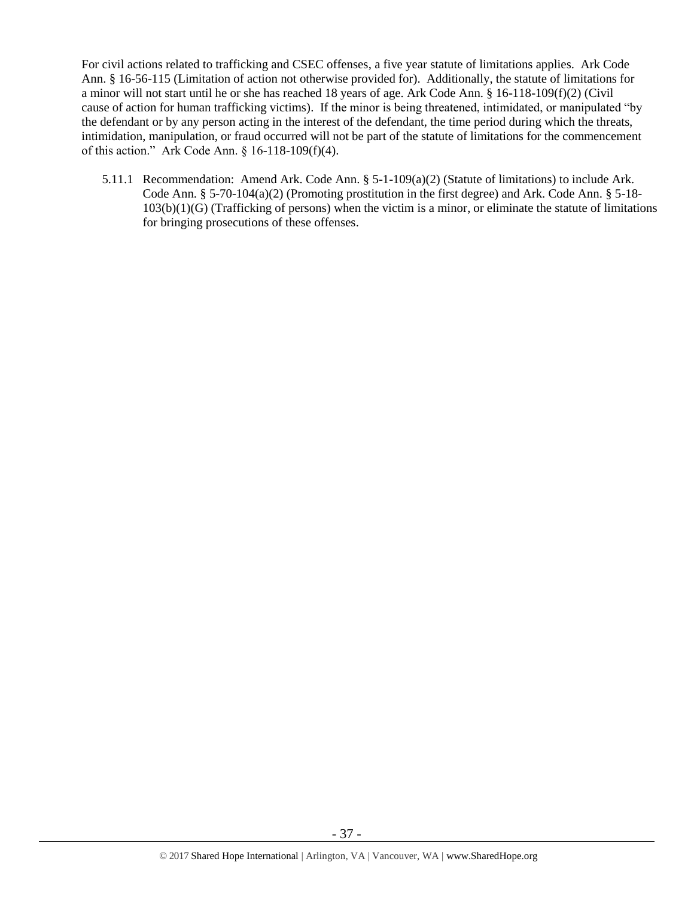For civil actions related to trafficking and CSEC offenses, a five year statute of limitations applies. Ark Code Ann. § 16-56-115 (Limitation of action not otherwise provided for). Additionally, the statute of limitations for a minor will not start until he or she has reached 18 years of age. Ark Code Ann. § 16-118-109(f)(2) (Civil cause of action for human trafficking victims). If the minor is being threatened, intimidated, or manipulated "by the defendant or by any person acting in the interest of the defendant, the time period during which the threats, intimidation, manipulation, or fraud occurred will not be part of the statute of limitations for the commencement of this action." Ark Code Ann. § 16-118-109(f)(4).

5.11.1 Recommendation: Amend Ark. Code Ann. § 5-1-109(a)(2) (Statute of limitations) to include Ark. Code Ann. § 5-70-104(a)(2) (Promoting prostitution in the first degree) and Ark. Code Ann. § 5-18-103(b)(1)(G) (Trafficking of persons) when the victim is a minor, or eliminate the statute of limitations for bringing prosecutions of these offenses.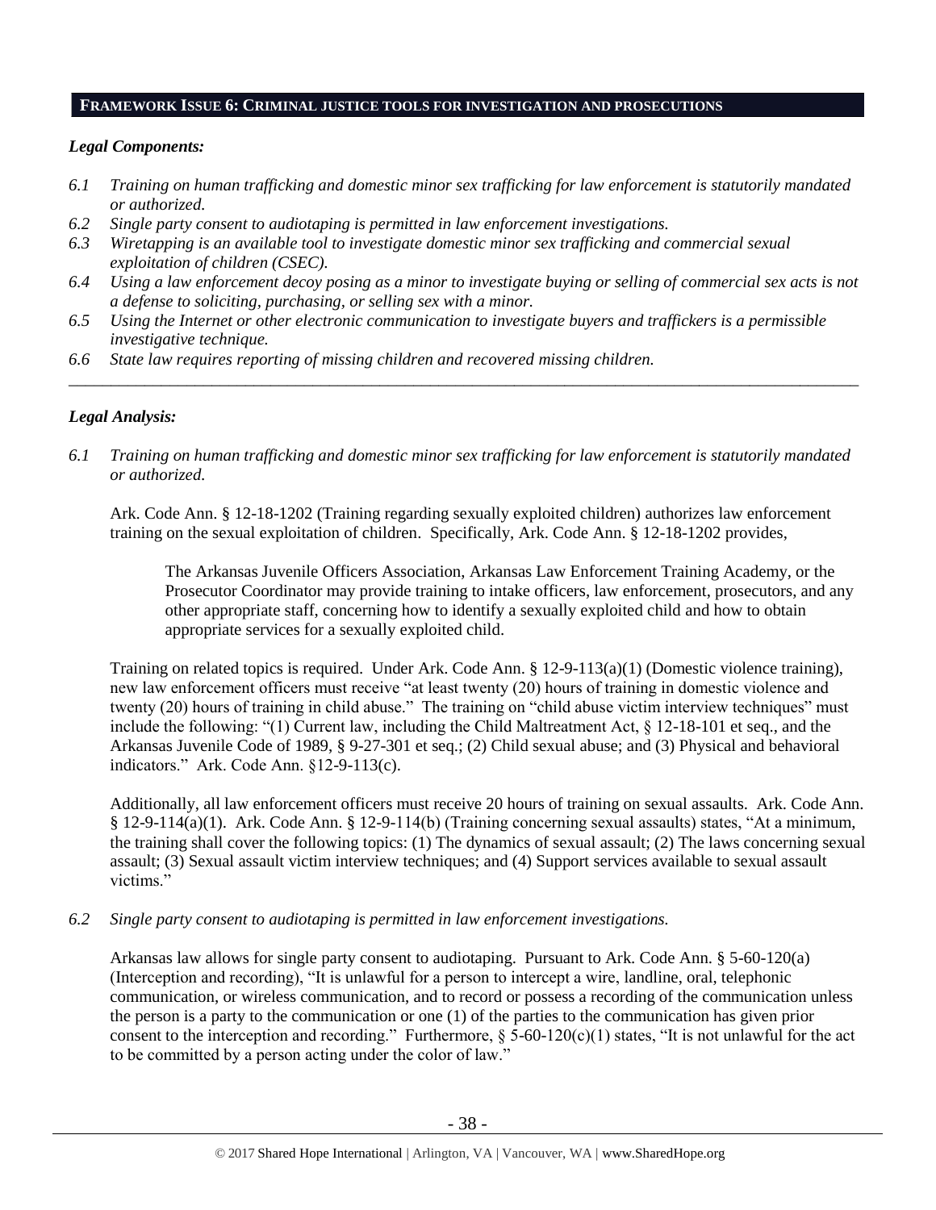## FRAMEWORK ISSUE 6: CRIMINAL JUSTICE TOOLS FOR INVESTIGATION AND PROSECUTIONS

### *Legal Components:*

*6.1 Training on human trafficking and domestic minor sex trafficking for law enforcement is statutorily mandated or authorized.*

*6.2 Single party consent to audiotaping is permitted in law enforcement investigations.*

*6.3 Wiretapping is an available tool to investigate domestic minor sex trafficking and commercial sexual exploitation of children (CSEC).*

*6.4 Using a law enforcement decoy posing as a minor to investigate buying or selling of commercial sex acts is not a defense to soliciting, purchasing, or selling sex with a minor.*

*6.5 Using the Internet or other electronic communication to investigate buyers and traffickers is a permissible investigative technique.*

*6.6 State law requires reporting of missing children and recovered missing children.*

---

### *Legal Analysis:*

*6.1 Training on human trafficking and domestic minor sex trafficking for law enforcement is statutorily mandated or authorized.*

Ark. Code Ann. § 12-18-1202 (Training regarding sexually exploited children) authorizes law enforcement training on the sexual exploitation of children. Specifically, Ark. Code Ann. § 12-18-1202 provides,

> The Arkansas Juvenile Officers Association, Arkansas Law Enforcement Training Academy, or the Prosecutor Coordinator may provide training to intake officers, law enforcement, prosecutors, and any other appropriate staff, concerning how to identify a sexually exploited child and how to obtain appropriate services for a sexually exploited child.

Training on related topics is required. Under Ark. Code Ann. § 12-9-113(a)(1) (Domestic violence training), new law enforcement officers must receive "at least twenty (20) hours of training in domestic violence and twenty (20) hours of training in child abuse." The training on "child abuse victim interview techniques" must include the following: "(1) Current law, including the Child Maltreatment Act, § 12-18-101 et seq., and the Arkansas Juvenile Code of 1989, § 9-27-301 et seq.; (2) Child sexual abuse; and (3) Physical and behavioral indicators." Ark. Code Ann. §12-9-113(c).

Additionally, all law enforcement officers must receive 20 hours of training on sexual assaults. Ark. Code Ann. § 12-9-114(a)(1). Ark. Code Ann. § 12-9-114(b) (Training concerning sexual assaults) states, "At a minimum, the training shall cover the following topics: (1) The dynamics of sexual assault; (2) The laws concerning sexual assault; (3) Sexual assault victim interview techniques; and (4) Support services available to sexual assault victims."

*6.2 Single party consent to audiotaping is permitted in law enforcement investigations.*

Arkansas law allows for single party consent to audiotaping. Pursuant to Ark. Code Ann. § 5-60-120(a) (Interception and recording), "It is unlawful for a person to intercept a wire, landline, oral, telephonic communication, or wireless communication, and to record or possess a recording of the communication unless the person is a party to the communication or one (1) of the parties to the communication has given prior consent to the interception and recording." Furthermore, § 5-60-120(c)(1) states, "It is not unlawful for the act to be committed by a person acting under the color of law."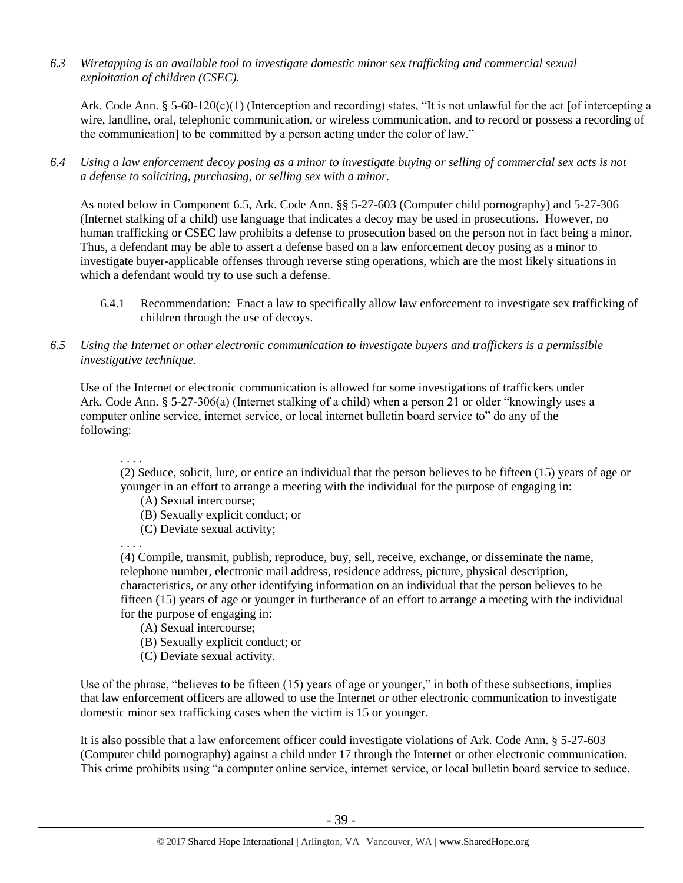*6.3 Wiretapping is an available tool to investigate domestic minor sex trafficking and commercial sexual exploitation of children (CSEC).*

Ark. Code Ann. § 5-60-120(c)(1) (Interception and recording) states, "It is not unlawful for the act [of intercepting a wire, landline, oral, telephonic communication, or wireless communication, and to record or possess a recording of the communication] to be committed by a person acting under the color of law."

*6.4 Using a law enforcement decoy posing as a minor to investigate buying or selling of commercial sex acts is not a defense to soliciting, purchasing, or selling sex with a minor.*

As noted below in Component 6.5, Ark. Code Ann. §§ 5-27-603 (Computer child pornography) and 5-27-306 (Internet stalking of a child) use language that indicates a decoy may be used in prosecutions. However, no human trafficking or CSEC law prohibits a defense to prosecution based on the person not in fact being a minor. Thus, a defendant may be able to assert a defense based on a law enforcement decoy posing as a minor to investigate buyer-applicable offenses through reverse sting operations, which are the most likely situations in which a defendant would try to use such a defense.

6.4.1 Recommendation: Enact a law to specifically allow law enforcement to investigate sex trafficking of children through the use of decoys.

*6.5 Using the Internet or other electronic communication to investigate buyers and traffickers is a permissible investigative technique.*

Use of the Internet or electronic communication is allowed for some investigations of traffickers under Ark. Code Ann. § 5-27-306(a) (Internet stalking of a child) when a person 21 or older "knowingly uses a computer online service, internet service, or local internet bulletin board service to" do any of the following:

> . . . .
>
> (2) Seduce, solicit, lure, or entice an individual that the person believes to be fifteen (15) years of age or younger in an effort to arrange a meeting with the individual for the purpose of engaging in:
>
> (A) Sexual intercourse;
>
> (B) Sexually explicit conduct; or
>
> (C) Deviate sexual activity;
>
> . . . .
>
> (4) Compile, transmit, publish, reproduce, buy, sell, receive, exchange, or disseminate the name, telephone number, electronic mail address, residence address, picture, physical description, characteristics, or any other identifying information on an individual that the person believes to be fifteen (15) years of age or younger in furtherance of an effort to arrange a meeting with the individual for the purpose of engaging in:
>
> (A) Sexual intercourse;
>
> (B) Sexually explicit conduct; or
>
> (C) Deviate sexual activity.

Use of the phrase, "believes to be fifteen (15) years of age or younger," in both of these subsections, implies that law enforcement officers are allowed to use the Internet or other electronic communication to investigate domestic minor sex trafficking cases when the victim is 15 or younger.

It is also possible that a law enforcement officer could investigate violations of Ark. Code Ann. § 5-27-603 (Computer child pornography) against a child under 17 through the Internet or other electronic communication. This crime prohibits using "a computer online service, internet service, or local bulletin board service to seduce,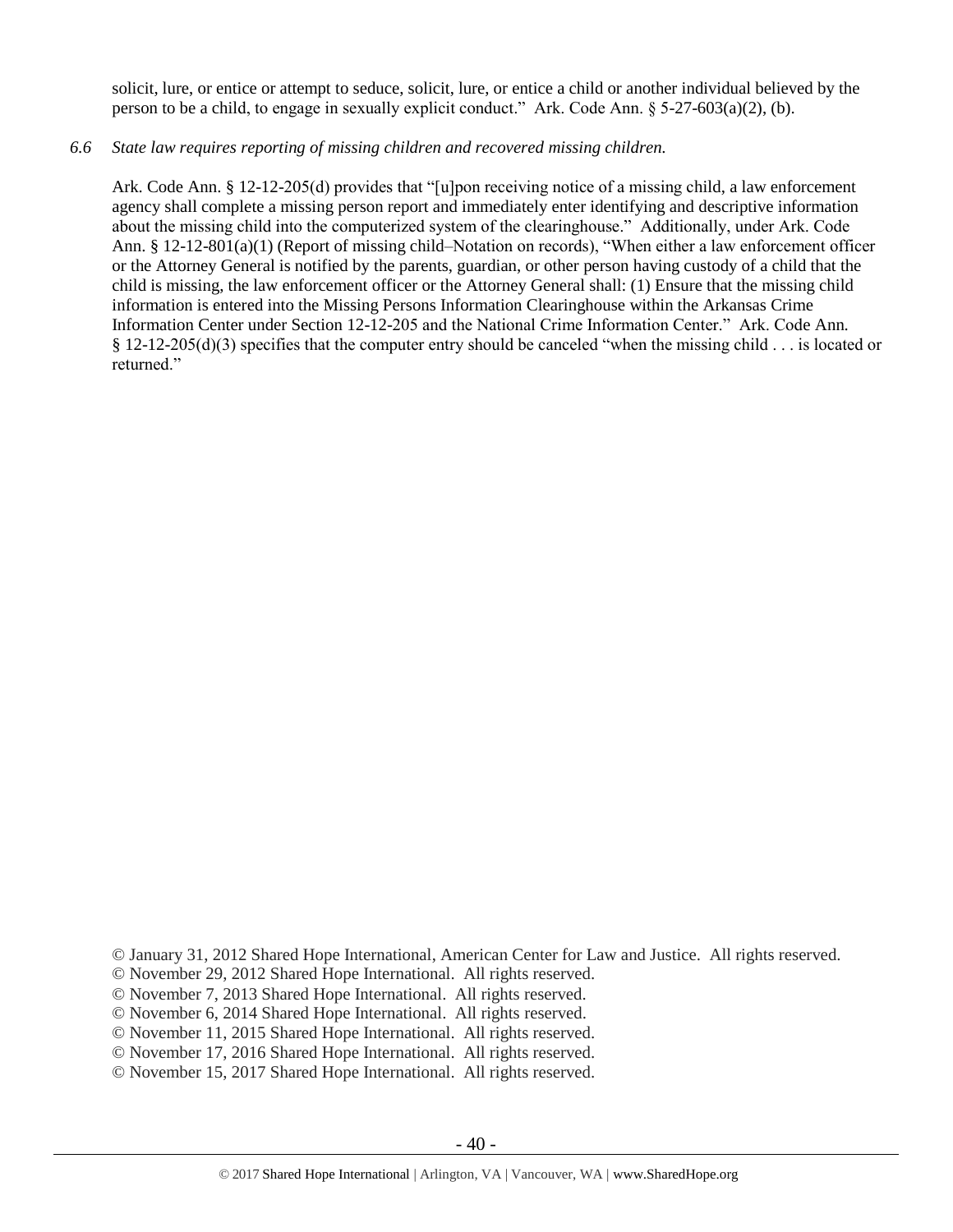solicit, lure, or entice or attempt to seduce, solicit, lure, or entice a child or another individual believed by the person to be a child, to engage in sexually explicit conduct." Ark. Code Ann. § 5-27-603(a)(2), (b).

*6.6 State law requires reporting of missing children and recovered missing children.*

Ark. Code Ann. § 12-12-205(d) provides that "[u]pon receiving notice of a missing child, a law enforcement agency shall complete a missing person report and immediately enter identifying and descriptive information about the missing child into the computerized system of the clearinghouse." Additionally, under Ark. Code Ann. § 12-12-801(a)(1) (Report of missing child–Notation on records), "When either a law enforcement officer or the Attorney General is notified by the parents, guardian, or other person having custody of a child that the child is missing, the law enforcement officer or the Attorney General shall: (1) Ensure that the missing child information is entered into the Missing Persons Information Clearinghouse within the Arkansas Crime Information Center under Section 12-12-205 and the National Crime Information Center." Ark. Code Ann. § 12-12-205(d)(3) specifies that the computer entry should be canceled "when the missing child . . . is located or returned."

© January 31, 2012 Shared Hope International, American Center for Law and Justice. All rights reserved.
© November 29, 2012 Shared Hope International. All rights reserved.
© November 7, 2013 Shared Hope International. All rights reserved.
© November 6, 2014 Shared Hope International. All rights reserved.
© November 11, 2015 Shared Hope International. All rights reserved.
© November 17, 2016 Shared Hope International. All rights reserved.
© November 15, 2017 Shared Hope International. All rights reserved.